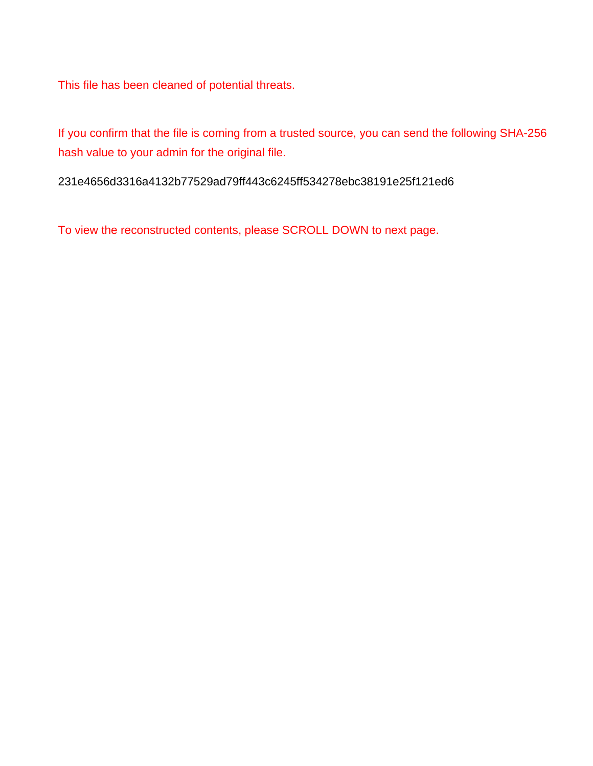This file has been cleaned of potential threats.

If you confirm that the file is coming from a trusted source, you can send the following SHA-256 hash value to your admin for the original file.

231e4656d3316a4132b77529ad79ff443c6245ff534278ebc38191e25f121ed6

To view the reconstructed contents, please SCROLL DOWN to next page.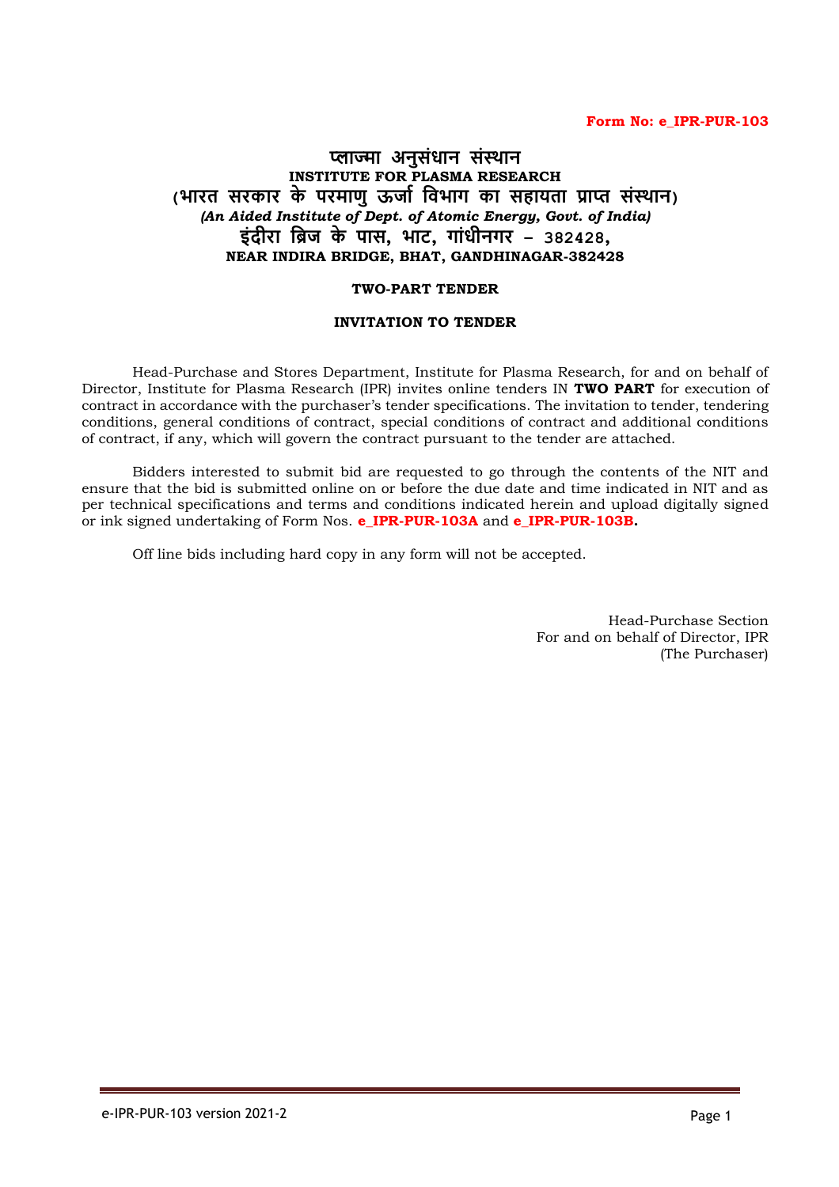**Form No: e_IPR-PUR-103**

# प्लाज्मा अनुसंधान संस्थान
## INSTITUTE FOR PLASMA RESEARCH
## (भारत सरकार के परमाणु ऊर्जा विभाग का सहायता प्राप्त संस्थान)
***(An Aided Institute of Dept. of Atomic Energy, Govt. of India)***
## इंदीरा ब्रिज के पास, भाट, गांधीनगर – 382428,
**NEAR INDIRA BRIDGE, BHAT, GANDHINAGAR-382428**

**TWO-PART TENDER**

**INVITATION TO TENDER**

Head-Purchase and Stores Department, Institute for Plasma Research, for and on behalf of Director, Institute for Plasma Research (IPR) invites online tenders IN **TWO PART** for execution of contract in accordance with the purchaser's tender specifications. The invitation to tender, tendering conditions, general conditions of contract, special conditions of contract and additional conditions of contract, if any, which will govern the contract pursuant to the tender are attached.

Bidders interested to submit bid are requested to go through the contents of the NIT and ensure that the bid is submitted online on or before the due date and time indicated in NIT and as per technical specifications and terms and conditions indicated herein and upload digitally signed or ink signed undertaking of Form Nos. **e_IPR-PUR-103A** and **e_IPR-PUR-103B.**

Off line bids including hard copy in any form will not be accepted.

Head-Purchase Section
For and on behalf of Director, IPR
(The Purchaser)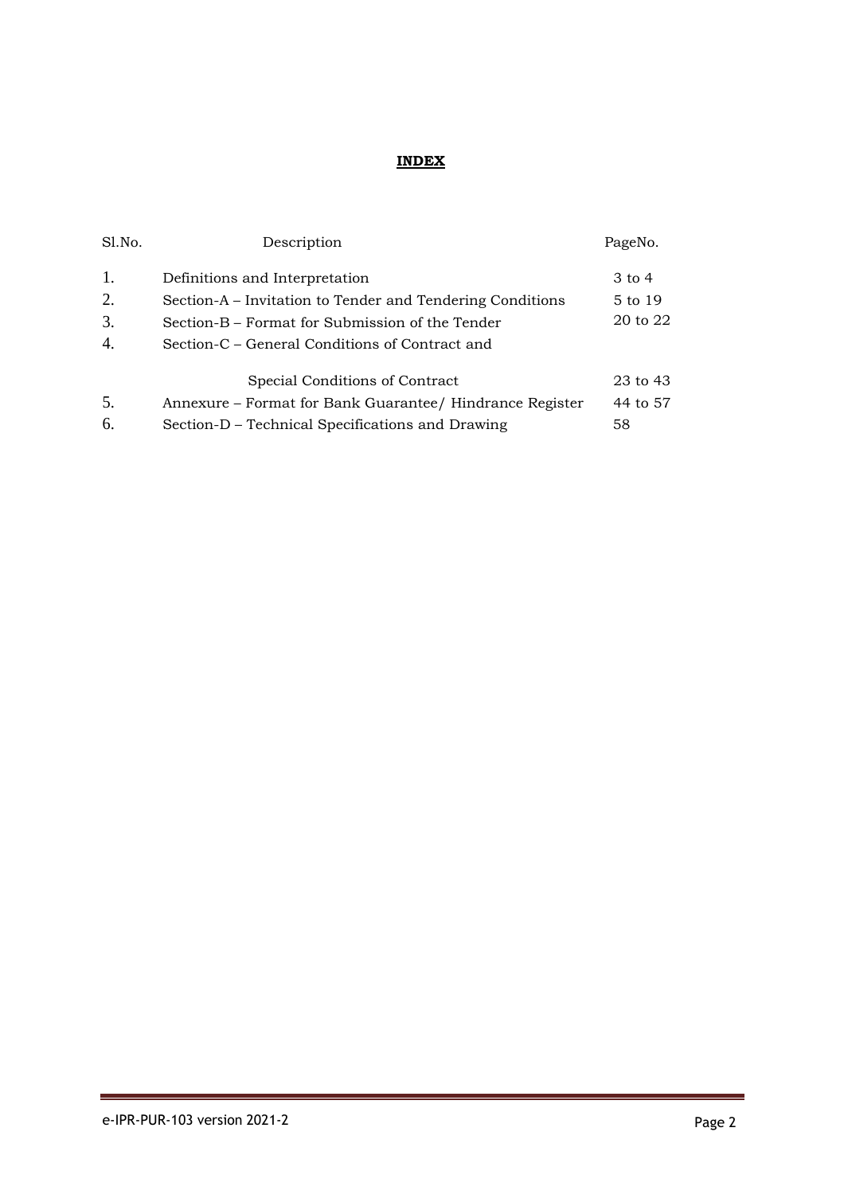# INDEX

| Sl.No. | Description | PageNo. |
|---|---|---|
| 1. | Definitions and Interpretation | 3 to 4 |
| 2. | Section-A – Invitation to Tender and Tendering Conditions | 5 to 19 |
| 3. | Section-B – Format for Submission of the Tender | 20 to 22 |
| 4. | Section-C – General Conditions of Contract and Special Conditions of Contract | 23 to 43 |
| 5. | Annexure – Format for Bank Guarantee/ Hindrance Register | 44 to 57 |
| 6. | Section-D – Technical Specifications and Drawing | 58 |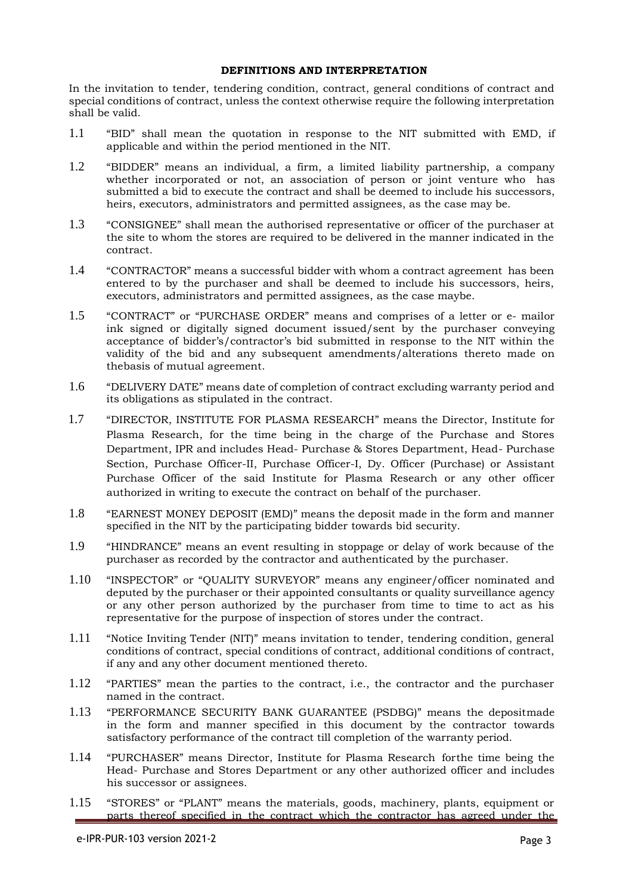**DEFINITIONS AND INTERPRETATION**

In the invitation to tender, tendering condition, contract, general conditions of contract and special conditions of contract, unless the context otherwise require the following interpretation shall be valid.

1.1 "BID" shall mean the quotation in response to the NIT submitted with EMD, if applicable and within the period mentioned in the NIT.

1.2 "BIDDER" means an individual, a firm, a limited liability partnership, a company whether incorporated or not, an association of person or joint venture who has submitted a bid to execute the contract and shall be deemed to include his successors, heirs, executors, administrators and permitted assignees, as the case may be.

1.3 "CONSIGNEE" shall mean the authorised representative or officer of the purchaser at the site to whom the stores are required to be delivered in the manner indicated in the contract.

1.4 "CONTRACTOR" means a successful bidder with whom a contract agreement has been entered to by the purchaser and shall be deemed to include his successors, heirs, executors, administrators and permitted assignees, as the case maybe.

1.5 "CONTRACT" or "PURCHASE ORDER" means and comprises of a letter or e- mailor ink signed or digitally signed document issued/sent by the purchaser conveying acceptance of bidder's/contractor's bid submitted in response to the NIT within the validity of the bid and any subsequent amendments/alterations thereto made on thebasis of mutual agreement.

1.6 "DELIVERY DATE" means date of completion of contract excluding warranty period and its obligations as stipulated in the contract.

1.7 "DIRECTOR, INSTITUTE FOR PLASMA RESEARCH" means the Director, Institute for Plasma Research, for the time being in the charge of the Purchase and Stores Department, IPR and includes Head- Purchase & Stores Department, Head- Purchase Section, Purchase Officer-II, Purchase Officer-I, Dy. Officer (Purchase) or Assistant Purchase Officer of the said Institute for Plasma Research or any other officer authorized in writing to execute the contract on behalf of the purchaser.

1.8 "EARNEST MONEY DEPOSIT (EMD)" means the deposit made in the form and manner specified in the NIT by the participating bidder towards bid security.

1.9 "HINDRANCE" means an event resulting in stoppage or delay of work because of the purchaser as recorded by the contractor and authenticated by the purchaser.

1.10 "INSPECTOR" or "QUALITY SURVEYOR" means any engineer/officer nominated and deputed by the purchaser or their appointed consultants or quality surveillance agency or any other person authorized by the purchaser from time to time to act as his representative for the purpose of inspection of stores under the contract.

1.11 "Notice Inviting Tender (NIT)" means invitation to tender, tendering condition, general conditions of contract, special conditions of contract, additional conditions of contract, if any and any other document mentioned thereto.

1.12 "PARTIES" mean the parties to the contract, i.e., the contractor and the purchaser named in the contract.

1.13 "PERFORMANCE SECURITY BANK GUARANTEE (PSDBG)" means the depositmade in the form and manner specified in this document by the contractor towards satisfactory performance of the contract till completion of the warranty period.

1.14 "PURCHASER" means Director, Institute for Plasma Research forthe time being the Head- Purchase and Stores Department or any other authorized officer and includes his successor or assignees.

1.15 "STORES" or "PLANT" means the materials, goods, machinery, plants, equipment or parts thereof specified in the contract which the contractor has agreed under the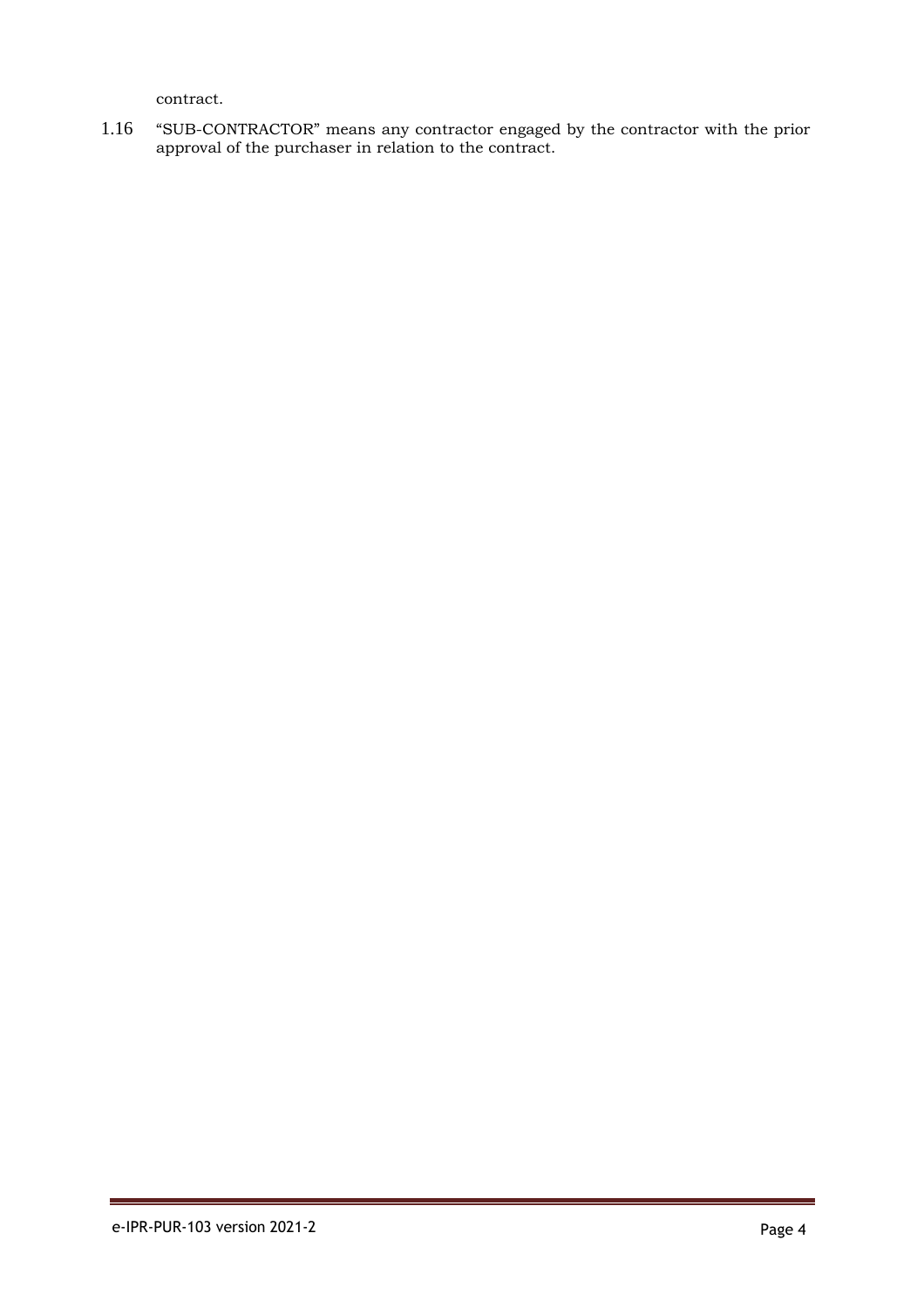contract.

1.16 "SUB-CONTRACTOR" means any contractor engaged by the contractor with the prior approval of the purchaser in relation to the contract.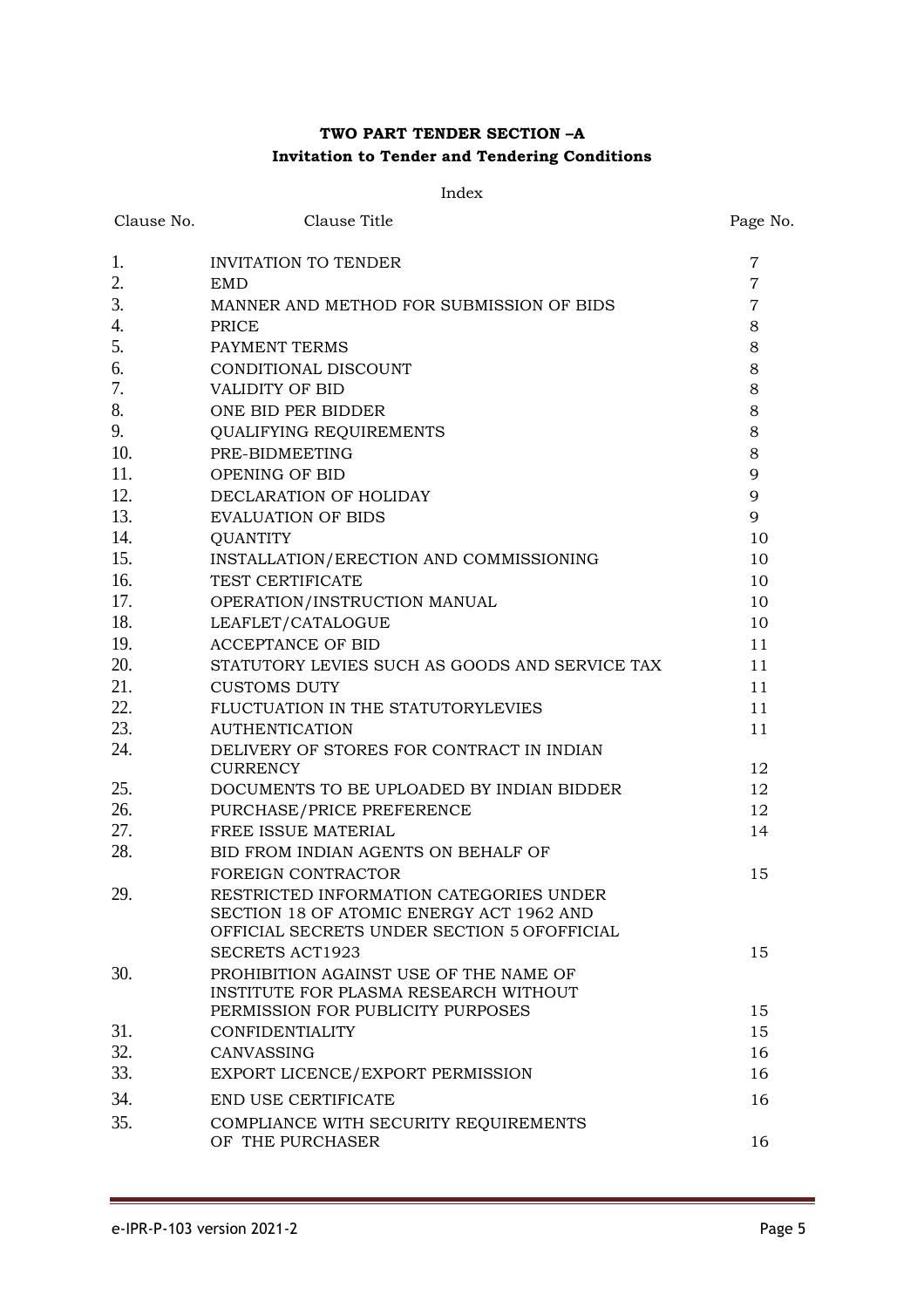**TWO PART TENDER SECTION –A**
**Invitation to Tender and Tendering Conditions**

Index

| Clause No. | Clause Title | Page No. |
|---|---|---|
| 1. | INVITATION TO TENDER | 7 |
| 2. | EMD | 7 |
| 3. | MANNER AND METHOD FOR SUBMISSION OF BIDS | 7 |
| 4. | PRICE | 8 |
| 5. | PAYMENT TERMS | 8 |
| 6. | CONDITIONAL DISCOUNT | 8 |
| 7. | VALIDITY OF BID | 8 |
| 8. | ONE BID PER BIDDER | 8 |
| 9. | QUALIFYING REQUIREMENTS | 8 |
| 10. | PRE-BIDMEETING | 8 |
| 11. | OPENING OF BID | 9 |
| 12. | DECLARATION OF HOLIDAY | 9 |
| 13. | EVALUATION OF BIDS | 9 |
| 14. | QUANTITY | 10 |
| 15. | INSTALLATION/ERECTION AND COMMISSIONING | 10 |
| 16. | TEST CERTIFICATE | 10 |
| 17. | OPERATION/INSTRUCTION MANUAL | 10 |
| 18. | LEAFLET/CATALOGUE | 10 |
| 19. | ACCEPTANCE OF BID | 11 |
| 20. | STATUTORY LEVIES SUCH AS GOODS AND SERVICE TAX | 11 |
| 21. | CUSTOMS DUTY | 11 |
| 22. | FLUCTUATION IN THE STATUTORYLEVIES | 11 |
| 23. | AUTHENTICATION | 11 |
| 24. | DELIVERY OF STORES FOR CONTRACT IN INDIAN CURRENCY | 12 |
| 25. | DOCUMENTS TO BE UPLOADED BY INDIAN BIDDER | 12 |
| 26. | PURCHASE/PRICE PREFERENCE | 12 |
| 27. | FREE ISSUE MATERIAL | 14 |
| 28. | BID FROM INDIAN AGENTS ON BEHALF OF FOREIGN CONTRACTOR | 15 |
| 29. | RESTRICTED INFORMATION CATEGORIES UNDER SECTION 18 OF ATOMIC ENERGY ACT 1962 AND OFFICIAL SECRETS UNDER SECTION 5 OFOFFICIAL SECRETS ACT1923 | 15 |
| 30. | PROHIBITION AGAINST USE OF THE NAME OF INSTITUTE FOR PLASMA RESEARCH WITHOUT PERMISSION FOR PUBLICITY PURPOSES | 15 |
| 31. | CONFIDENTIALITY | 15 |
| 32. | CANVASSING | 16 |
| 33. | EXPORT LICENCE/EXPORT PERMISSION | 16 |
| 34. | END USE CERTIFICATE | 16 |
| 35. | COMPLIANCE WITH SECURITY REQUIREMENTS OF THE PURCHASER | 16 |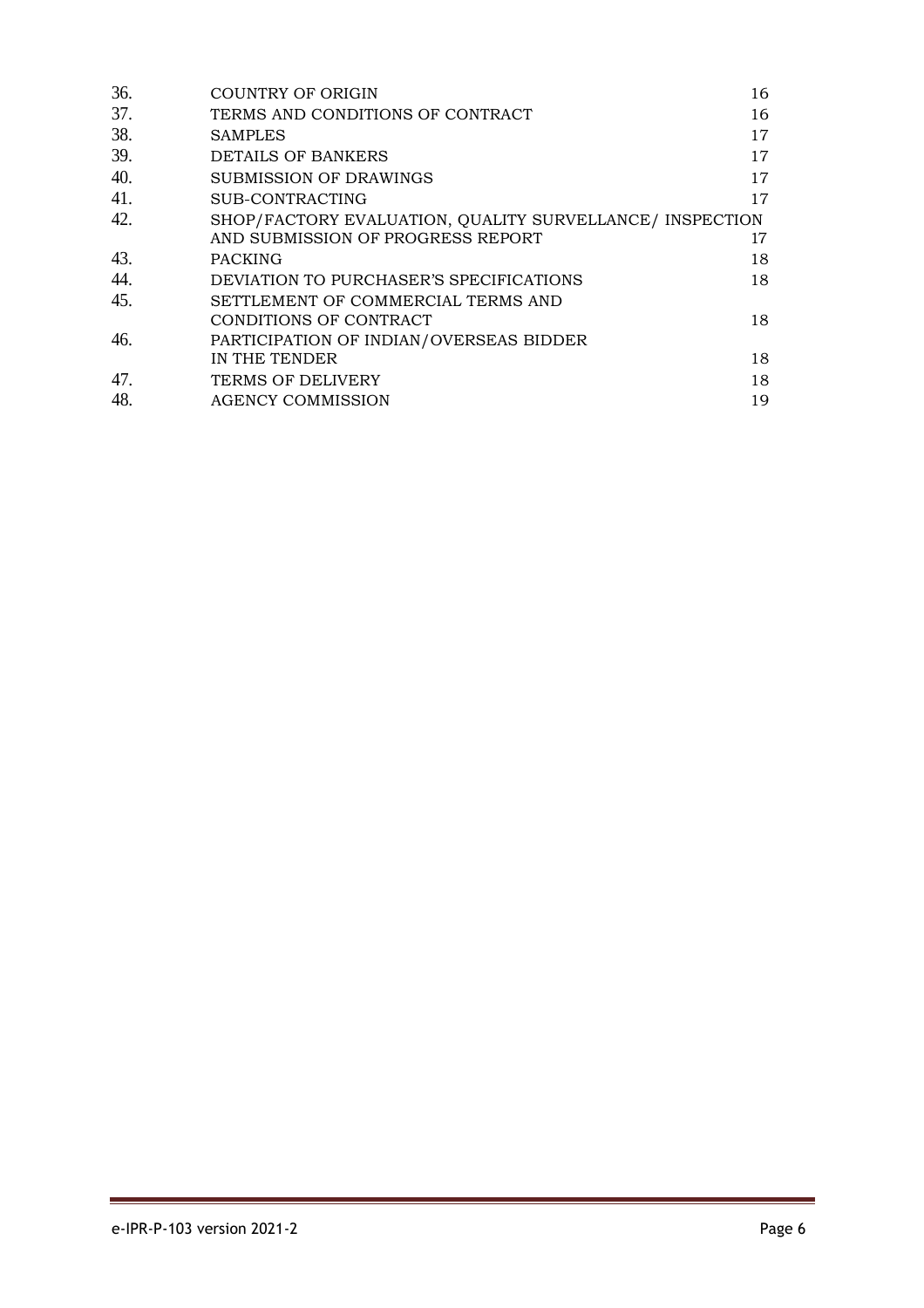| | | |
|---|---|---|
| 36. | COUNTRY OF ORIGIN | 16 |
| 37. | TERMS AND CONDITIONS OF CONTRACT | 16 |
| 38. | SAMPLES | 17 |
| 39. | DETAILS OF BANKERS | 17 |
| 40. | SUBMISSION OF DRAWINGS | 17 |
| 41. | SUB-CONTRACTING | 17 |
| 42. | SHOP/FACTORY EVALUATION, QUALITY SURVELLANCE/ INSPECTION AND SUBMISSION OF PROGRESS REPORT | 17 |
| 43. | PACKING | 18 |
| 44. | DEVIATION TO PURCHASER'S SPECIFICATIONS | 18 |
| 45. | SETTLEMENT OF COMMERCIAL TERMS AND CONDITIONS OF CONTRACT | 18 |
| 46. | PARTICIPATION OF INDIAN/OVERSEAS BIDDER IN THE TENDER | 18 |
| 47. | TERMS OF DELIVERY | 18 |
| 48. | AGENCY COMMISSION | 19 |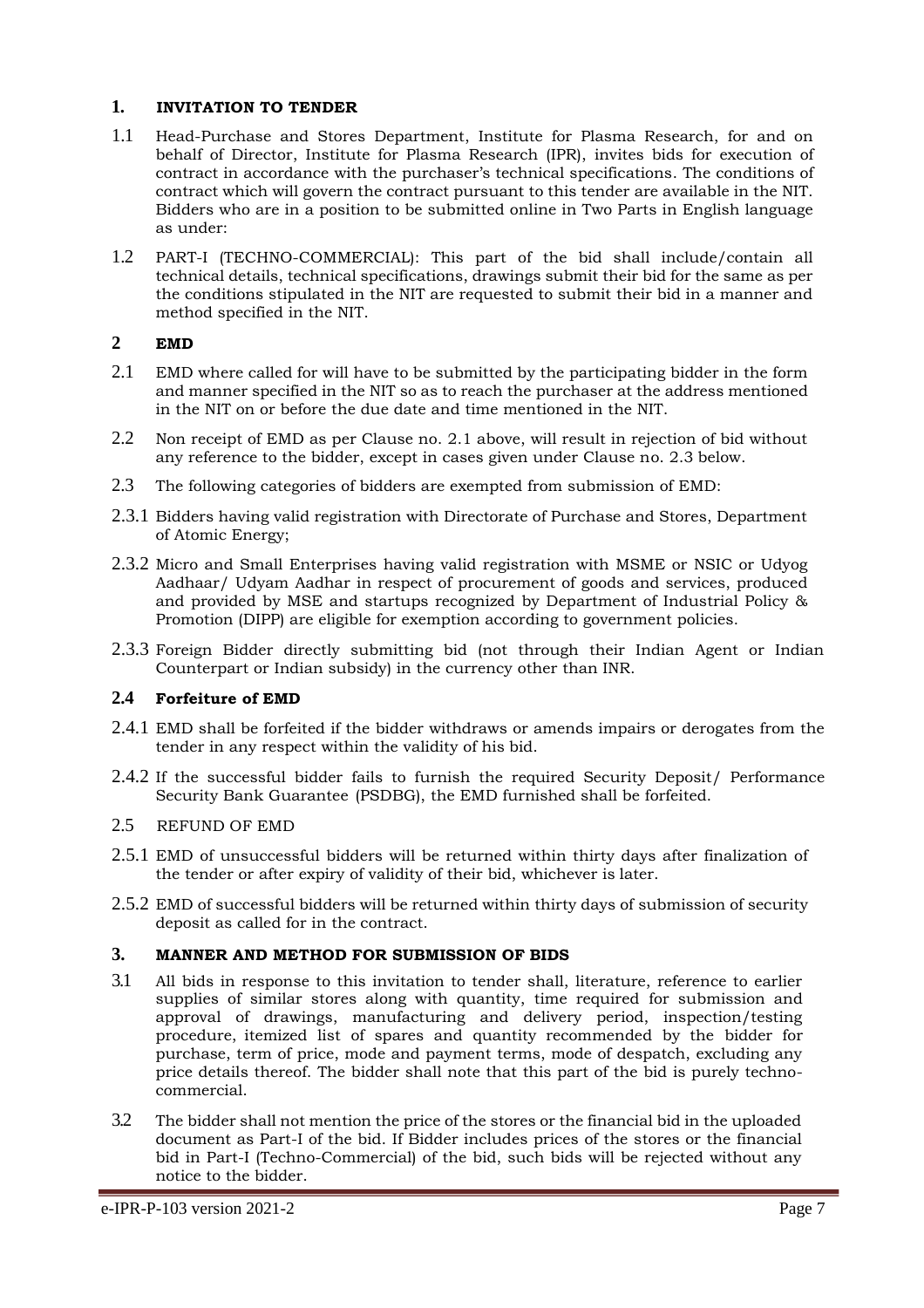## 1. INVITATION TO TENDER

1.1 Head-Purchase and Stores Department, Institute for Plasma Research, for and on behalf of Director, Institute for Plasma Research (IPR), invites bids for execution of contract in accordance with the purchaser's technical specifications. The conditions of contract which will govern the contract pursuant to this tender are available in the NIT. Bidders who are in a position to be submitted online in Two Parts in English language as under:

1.2 PART-I (TECHNO-COMMERCIAL): This part of the bid shall include/contain all technical details, technical specifications, drawings submit their bid for the same as per the conditions stipulated in the NIT are requested to submit their bid in a manner and method specified in the NIT.

## 2 EMD

2.1 EMD where called for will have to be submitted by the participating bidder in the form and manner specified in the NIT so as to reach the purchaser at the address mentioned in the NIT on or before the due date and time mentioned in the NIT.

2.2 Non receipt of EMD as per Clause no. 2.1 above, will result in rejection of bid without any reference to the bidder, except in cases given under Clause no. 2.3 below.

2.3 The following categories of bidders are exempted from submission of EMD:

2.3.1 Bidders having valid registration with Directorate of Purchase and Stores, Department of Atomic Energy;

2.3.2 Micro and Small Enterprises having valid registration with MSME or NSIC or Udyog Aadhaar/ Udyam Aadhar in respect of procurement of goods and services, produced and provided by MSE and startups recognized by Department of Industrial Policy & Promotion (DIPP) are eligible for exemption according to government policies.

2.3.3 Foreign Bidder directly submitting bid (not through their Indian Agent or Indian Counterpart or Indian subsidy) in the currency other than INR.

### 2.4 Forfeiture of EMD

2.4.1 EMD shall be forfeited if the bidder withdraws or amends impairs or derogates from the tender in any respect within the validity of his bid.

2.4.2 If the successful bidder fails to furnish the required Security Deposit/ Performance Security Bank Guarantee (PSDBG), the EMD furnished shall be forfeited.

2.5 REFUND OF EMD

2.5.1 EMD of unsuccessful bidders will be returned within thirty days after finalization of the tender or after expiry of validity of their bid, whichever is later.

2.5.2 EMD of successful bidders will be returned within thirty days of submission of security deposit as called for in the contract.

## 3. MANNER AND METHOD FOR SUBMISSION OF BIDS

3.1 All bids in response to this invitation to tender shall, literature, reference to earlier supplies of similar stores along with quantity, time required for submission and approval of drawings, manufacturing and delivery period, inspection/testing procedure, itemized list of spares and quantity recommended by the bidder for purchase, term of price, mode and payment terms, mode of despatch, excluding any price details thereof. The bidder shall note that this part of the bid is purely techno-commercial.

3.2 The bidder shall not mention the price of the stores or the financial bid in the uploaded document as Part-I of the bid. If Bidder includes prices of the stores or the financial bid in Part-I (Techno-Commercial) of the bid, such bids will be rejected without any notice to the bidder.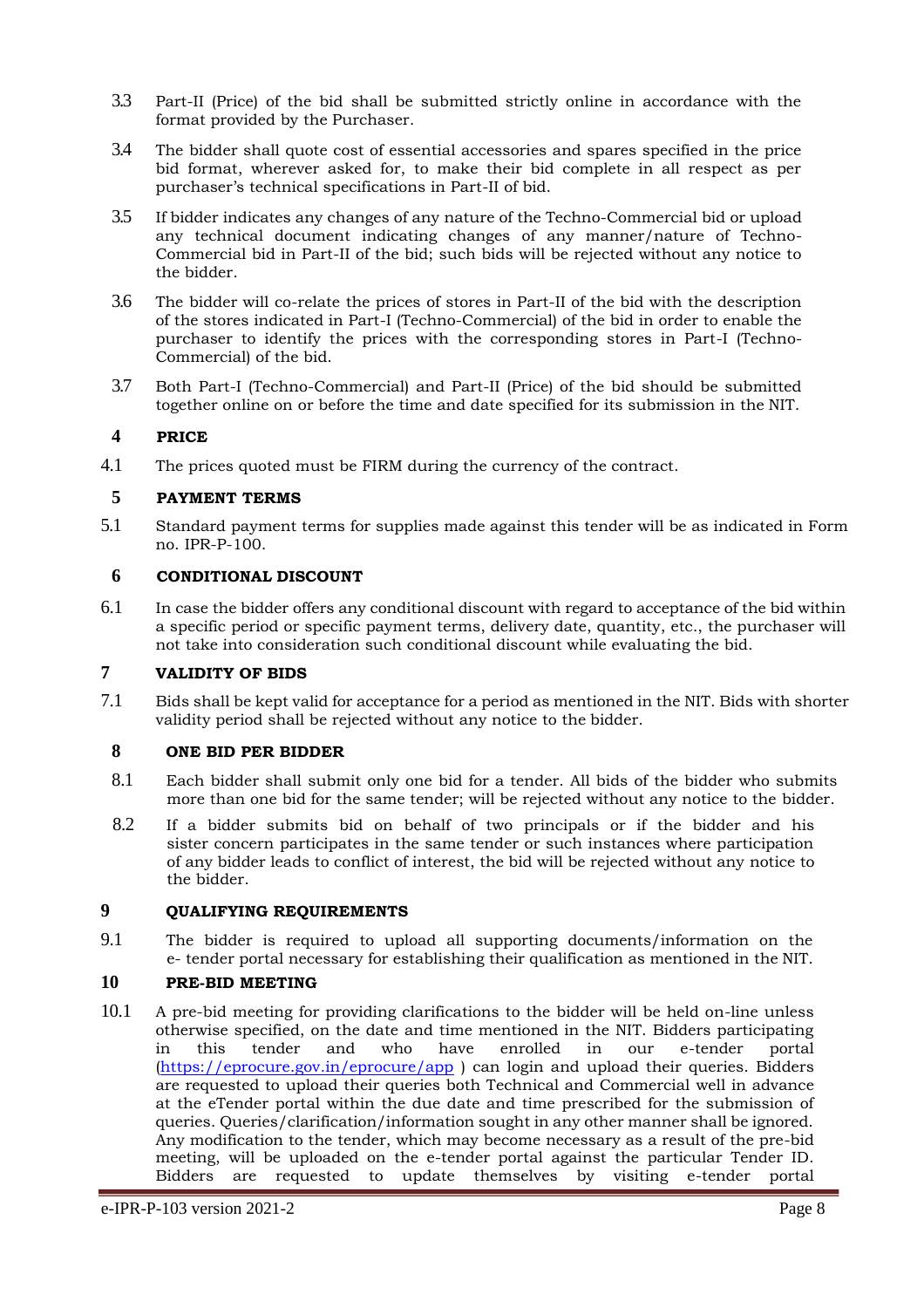3.3 Part-II (Price) of the bid shall be submitted strictly online in accordance with the format provided by the Purchaser.

3.4 The bidder shall quote cost of essential accessories and spares specified in the price bid format, wherever asked for, to make their bid complete in all respect as per purchaser's technical specifications in Part-II of bid.

3.5 If bidder indicates any changes of any nature of the Techno-Commercial bid or upload any technical document indicating changes of any manner/nature of Techno-Commercial bid in Part-II of the bid; such bids will be rejected without any notice to the bidder.

3.6 The bidder will co-relate the prices of stores in Part-II of the bid with the description of the stores indicated in Part-I (Techno-Commercial) of the bid in order to enable the purchaser to identify the prices with the corresponding stores in Part-I (Techno-Commercial) of the bid.

3.7 Both Part-I (Techno-Commercial) and Part-II (Price) of the bid should be submitted together online on or before the time and date specified for its submission in the NIT.

## 4 PRICE

4.1 The prices quoted must be FIRM during the currency of the contract.

## 5 PAYMENT TERMS

5.1 Standard payment terms for supplies made against this tender will be as indicated in Form no. IPR-P-100.

## 6 CONDITIONAL DISCOUNT

6.1 In case the bidder offers any conditional discount with regard to acceptance of the bid within a specific period or specific payment terms, delivery date, quantity, etc., the purchaser will not take into consideration such conditional discount while evaluating the bid.

## 7 VALIDITY OF BIDS

7.1 Bids shall be kept valid for acceptance for a period as mentioned in the NIT. Bids with shorter validity period shall be rejected without any notice to the bidder.

## 8 ONE BID PER BIDDER

8.1 Each bidder shall submit only one bid for a tender. All bids of the bidder who submits more than one bid for the same tender; will be rejected without any notice to the bidder.

8.2 If a bidder submits bid on behalf of two principals or if the bidder and his sister concern participates in the same tender or such instances where participation of any bidder leads to conflict of interest, the bid will be rejected without any notice to the bidder.

## 9 QUALIFYING REQUIREMENTS

9.1 The bidder is required to upload all supporting documents/information on the e- tender portal necessary for establishing their qualification as mentioned in the NIT.

## 10 PRE-BID MEETING

10.1 A pre-bid meeting for providing clarifications to the bidder will be held on-line unless otherwise specified, on the date and time mentioned in the NIT. Bidders participating in this tender and who have enrolled in our e-tender portal (https://eprocure.gov.in/eprocure/app ) can login and upload their queries. Bidders are requested to upload their queries both Technical and Commercial well in advance at the eTender portal within the due date and time prescribed for the submission of queries. Queries/clarification/information sought in any other manner shall be ignored. Any modification to the tender, which may become necessary as a result of the pre-bid meeting, will be uploaded on the e-tender portal against the particular Tender ID. Bidders are requested to update themselves by visiting e-tender portal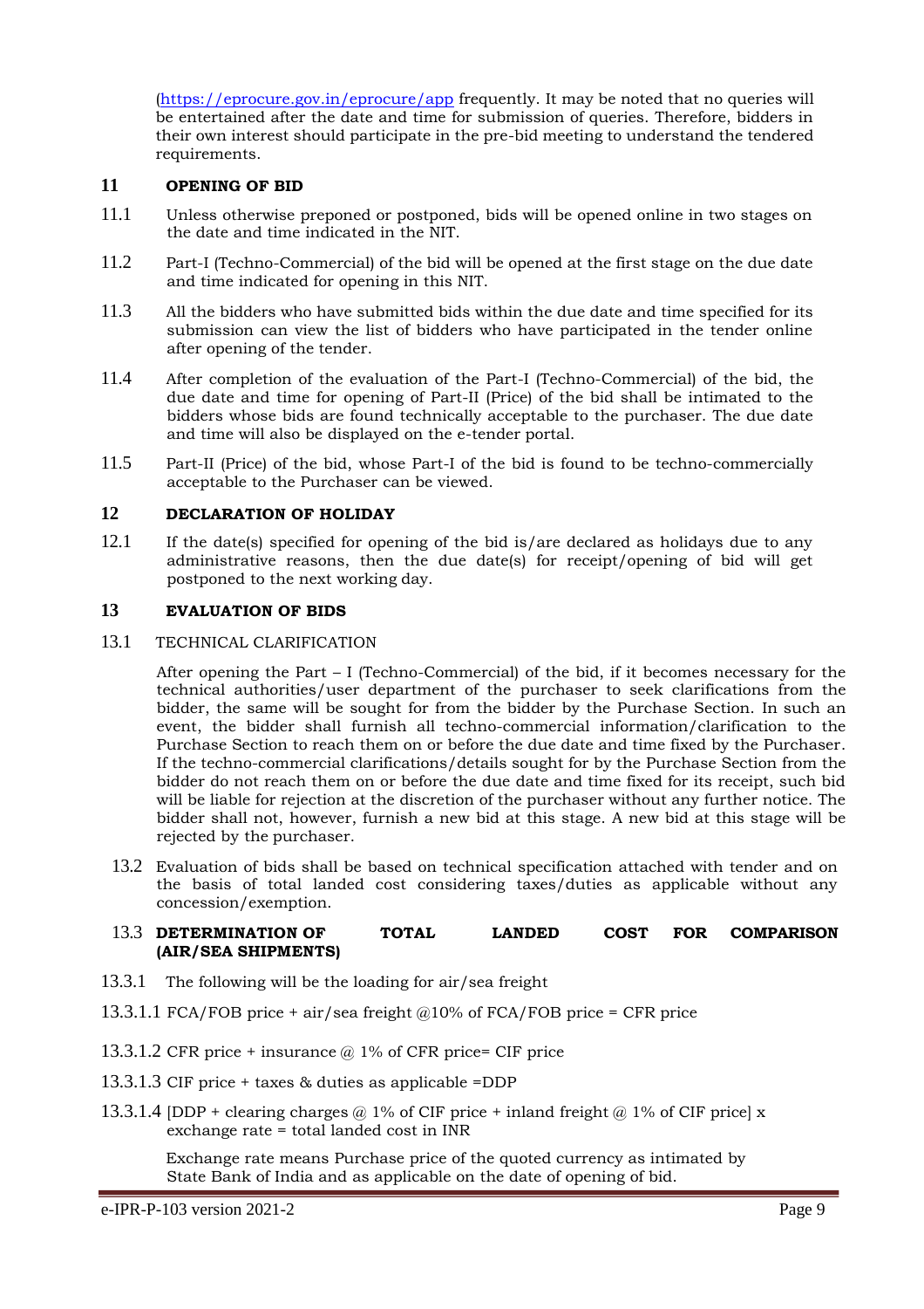(https://eprocure.gov.in/eprocure/app frequently. It may be noted that no queries will be entertained after the date and time for submission of queries. Therefore, bidders in their own interest should participate in the pre-bid meeting to understand the tendered requirements.

## 11 OPENING OF BID

11.1 Unless otherwise preponed or postponed, bids will be opened online in two stages on the date and time indicated in the NIT.

11.2 Part-I (Techno-Commercial) of the bid will be opened at the first stage on the due date and time indicated for opening in this NIT.

11.3 All the bidders who have submitted bids within the due date and time specified for its submission can view the list of bidders who have participated in the tender online after opening of the tender.

11.4 After completion of the evaluation of the Part-I (Techno-Commercial) of the bid, the due date and time for opening of Part-II (Price) of the bid shall be intimated to the bidders whose bids are found technically acceptable to the purchaser. The due date and time will also be displayed on the e-tender portal.

11.5 Part-II (Price) of the bid, whose Part-I of the bid is found to be techno-commercially acceptable to the Purchaser can be viewed.

## 12 DECLARATION OF HOLIDAY

12.1 If the date(s) specified for opening of the bid is/are declared as holidays due to any administrative reasons, then the due date(s) for receipt/opening of bid will get postponed to the next working day.

## 13 EVALUATION OF BIDS

13.1 TECHNICAL CLARIFICATION

After opening the Part – I (Techno-Commercial) of the bid, if it becomes necessary for the technical authorities/user department of the purchaser to seek clarifications from the bidder, the same will be sought for from the bidder by the Purchase Section. In such an event, the bidder shall furnish all techno-commercial information/clarification to the Purchase Section to reach them on or before the due date and time fixed by the Purchaser. If the techno-commercial clarifications/details sought for by the Purchase Section from the bidder do not reach them on or before the due date and time fixed for its receipt, such bid will be liable for rejection at the discretion of the purchaser without any further notice. The bidder shall not, however, furnish a new bid at this stage. A new bid at this stage will be rejected by the purchaser.

13.2 Evaluation of bids shall be based on technical specification attached with tender and on the basis of total landed cost considering taxes/duties as applicable without any concession/exemption.

13.3 **DETERMINATION OF TOTAL LANDED COST FOR COMPARISON (AIR/SEA SHIPMENTS)**

13.3.1 The following will be the loading for air/sea freight

13.3.1.1 FCA/FOB price + air/sea freight @10% of FCA/FOB price = CFR price

13.3.1.2 CFR price + insurance @ 1% of CFR price= CIF price

13.3.1.3 CIF price + taxes & duties as applicable =DDP

13.3.1.4 [DDP + clearing charges @ 1% of CIF price + inland freight @ 1% of CIF price] x exchange rate = total landed cost in INR

Exchange rate means Purchase price of the quoted currency as intimated by State Bank of India and as applicable on the date of opening of bid.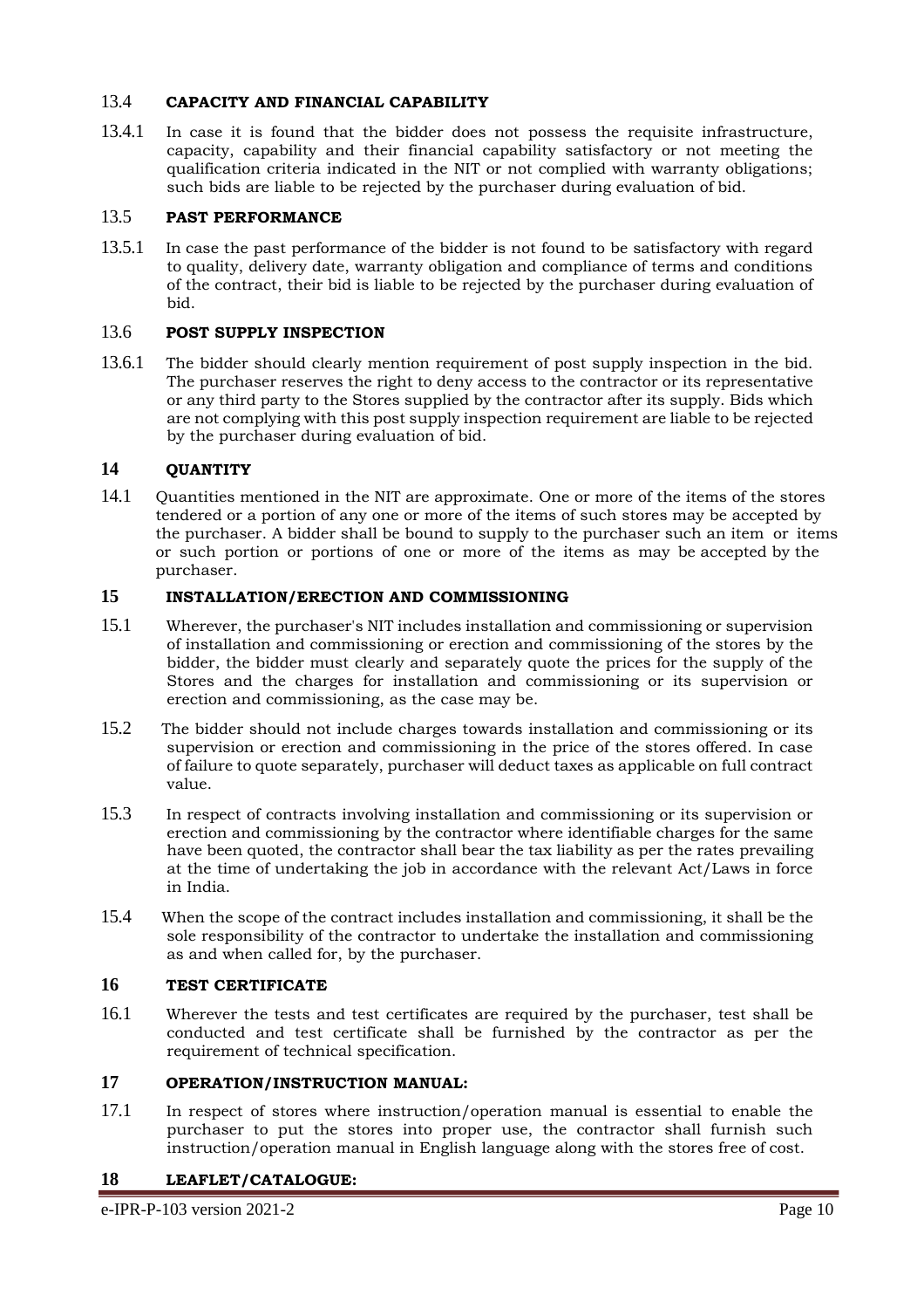### 13.4 CAPACITY AND FINANCIAL CAPABILITY

13.4.1 In case it is found that the bidder does not possess the requisite infrastructure, capacity, capability and their financial capability satisfactory or not meeting the qualification criteria indicated in the NIT or not complied with warranty obligations; such bids are liable to be rejected by the purchaser during evaluation of bid.

### 13.5 PAST PERFORMANCE

13.5.1 In case the past performance of the bidder is not found to be satisfactory with regard to quality, delivery date, warranty obligation and compliance of terms and conditions of the contract, their bid is liable to be rejected by the purchaser during evaluation of bid.

### 13.6 POST SUPPLY INSPECTION

13.6.1 The bidder should clearly mention requirement of post supply inspection in the bid. The purchaser reserves the right to deny access to the contractor or its representative or any third party to the Stores supplied by the contractor after its supply. Bids which are not complying with this post supply inspection requirement are liable to be rejected by the purchaser during evaluation of bid.

## 14 QUANTITY

14.1 Quantities mentioned in the NIT are approximate. One or more of the items of the stores tendered or a portion of any one or more of the items of such stores may be accepted by the purchaser. A bidder shall be bound to supply to the purchaser such an item or items or such portion or portions of one or more of the items as may be accepted by the purchaser.

## 15 INSTALLATION/ERECTION AND COMMISSIONING

15.1 Wherever, the purchaser's NIT includes installation and commissioning or supervision of installation and commissioning or erection and commissioning of the stores by the bidder, the bidder must clearly and separately quote the prices for the supply of the Stores and the charges for installation and commissioning or its supervision or erection and commissioning, as the case may be.

15.2 The bidder should not include charges towards installation and commissioning or its supervision or erection and commissioning in the price of the stores offered. In case of failure to quote separately, purchaser will deduct taxes as applicable on full contract value.

15.3 In respect of contracts involving installation and commissioning or its supervision or erection and commissioning by the contractor where identifiable charges for the same have been quoted, the contractor shall bear the tax liability as per the rates prevailing at the time of undertaking the job in accordance with the relevant Act/Laws in force in India.

15.4 When the scope of the contract includes installation and commissioning, it shall be the sole responsibility of the contractor to undertake the installation and commissioning as and when called for, by the purchaser.

## 16 TEST CERTIFICATE

16.1 Wherever the tests and test certificates are required by the purchaser, test shall be conducted and test certificate shall be furnished by the contractor as per the requirement of technical specification.

## 17 OPERATION/INSTRUCTION MANUAL:

17.1 In respect of stores where instruction/operation manual is essential to enable the purchaser to put the stores into proper use, the contractor shall furnish such instruction/operation manual in English language along with the stores free of cost.

## 18 LEAFLET/CATALOGUE: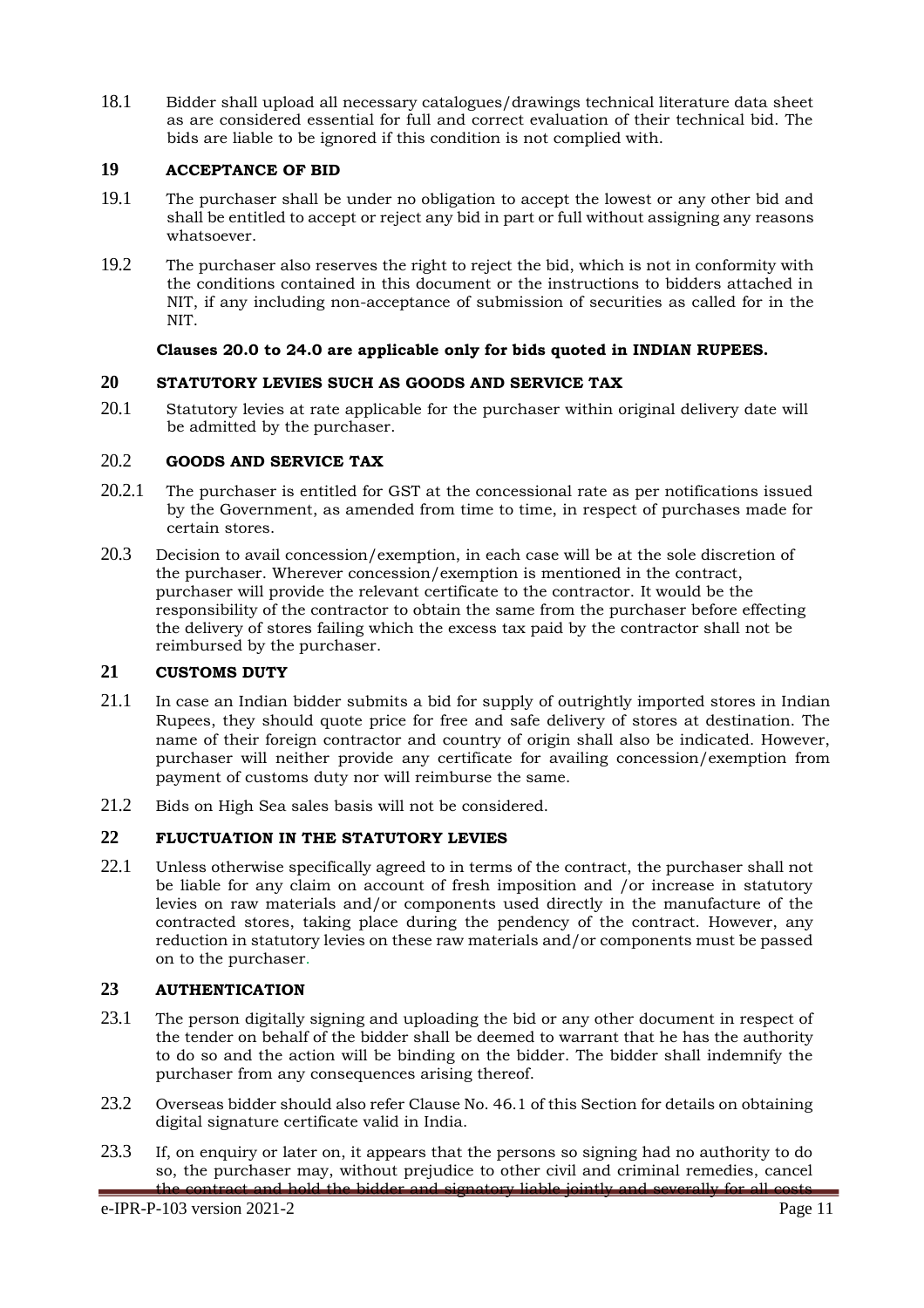18.1 Bidder shall upload all necessary catalogues/drawings technical literature data sheet as are considered essential for full and correct evaluation of their technical bid. The bids are liable to be ignored if this condition is not complied with.

## 19 ACCEPTANCE OF BID

19.1 The purchaser shall be under no obligation to accept the lowest or any other bid and shall be entitled to accept or reject any bid in part or full without assigning any reasons whatsoever.

19.2 The purchaser also reserves the right to reject the bid, which is not in conformity with the conditions contained in this document or the instructions to bidders attached in NIT, if any including non-acceptance of submission of securities as called for in the NIT.

**Clauses 20.0 to 24.0 are applicable only for bids quoted in INDIAN RUPEES.**

## 20 STATUTORY LEVIES SUCH AS GOODS AND SERVICE TAX

20.1 Statutory levies at rate applicable for the purchaser within original delivery date will be admitted by the purchaser.

### 20.2 GOODS AND SERVICE TAX

20.2.1 The purchaser is entitled for GST at the concessional rate as per notifications issued by the Government, as amended from time to time, in respect of purchases made for certain stores.

20.3 Decision to avail concession/exemption, in each case will be at the sole discretion of the purchaser. Wherever concession/exemption is mentioned in the contract, purchaser will provide the relevant certificate to the contractor. It would be the responsibility of the contractor to obtain the same from the purchaser before effecting the delivery of stores failing which the excess tax paid by the contractor shall not be reimbursed by the purchaser.

## 21 CUSTOMS DUTY

21.1 In case an Indian bidder submits a bid for supply of outrightly imported stores in Indian Rupees, they should quote price for free and safe delivery of stores at destination. The name of their foreign contractor and country of origin shall also be indicated. However, purchaser will neither provide any certificate for availing concession/exemption from payment of customs duty nor will reimburse the same.

21.2 Bids on High Sea sales basis will not be considered.

## 22 FLUCTUATION IN THE STATUTORY LEVIES

22.1 Unless otherwise specifically agreed to in terms of the contract, the purchaser shall not be liable for any claim on account of fresh imposition and /or increase in statutory levies on raw materials and/or components used directly in the manufacture of the contracted stores, taking place during the pendency of the contract. However, any reduction in statutory levies on these raw materials and/or components must be passed on to the purchaser.

## 23 AUTHENTICATION

23.1 The person digitally signing and uploading the bid or any other document in respect of the tender on behalf of the bidder shall be deemed to warrant that he has the authority to do so and the action will be binding on the bidder. The bidder shall indemnify the purchaser from any consequences arising thereof.

23.2 Overseas bidder should also refer Clause No. 46.1 of this Section for details on obtaining digital signature certificate valid in India.

23.3 If, on enquiry or later on, it appears that the persons so signing had no authority to do so, the purchaser may, without prejudice to other civil and criminal remedies, cancel the contract and hold the bidder and signatory liable jointly and severally for all costs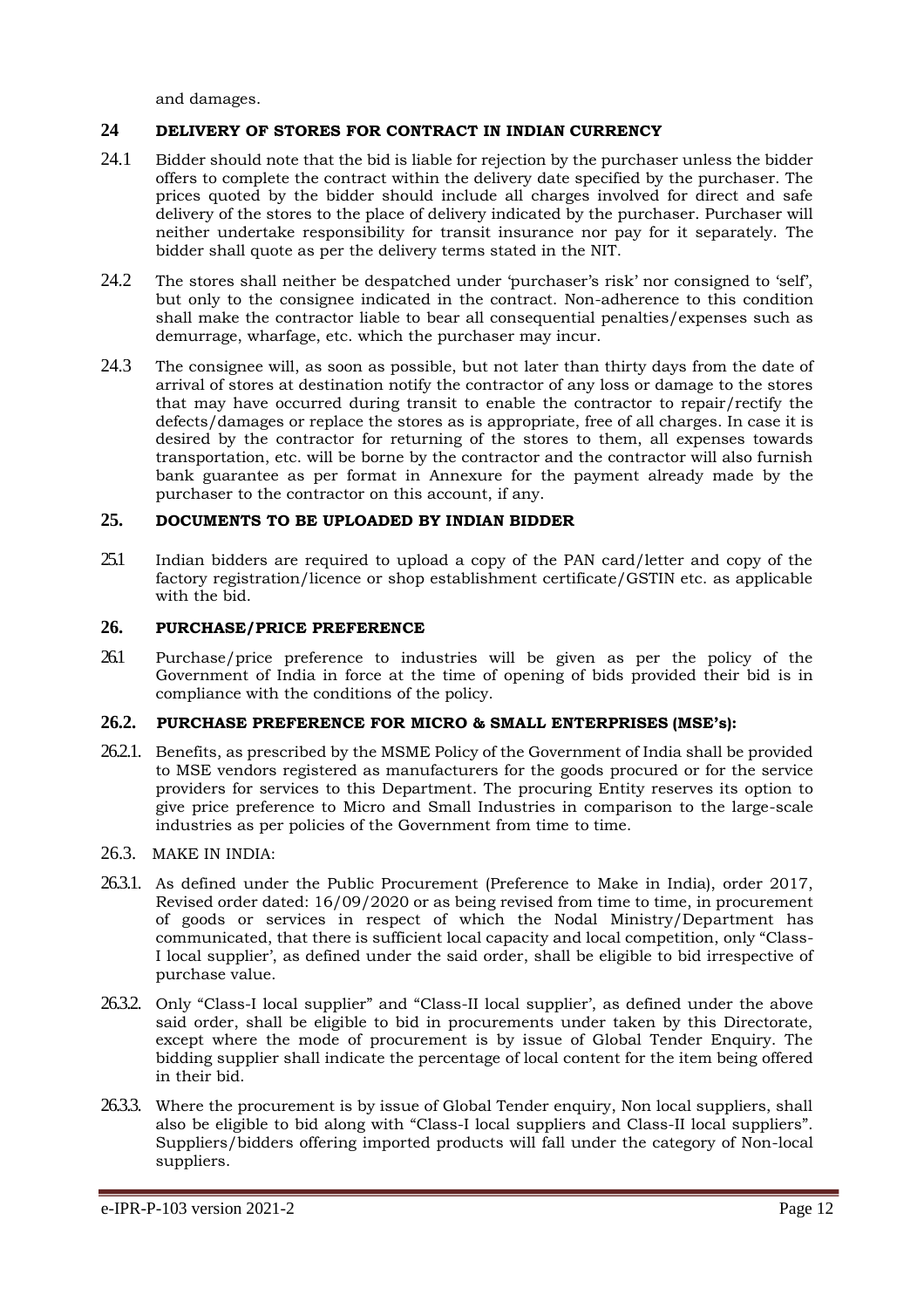and damages.

## 24 DELIVERY OF STORES FOR CONTRACT IN INDIAN CURRENCY

24.1 Bidder should note that the bid is liable for rejection by the purchaser unless the bidder offers to complete the contract within the delivery date specified by the purchaser. The prices quoted by the bidder should include all charges involved for direct and safe delivery of the stores to the place of delivery indicated by the purchaser. Purchaser will neither undertake responsibility for transit insurance nor pay for it separately. The bidder shall quote as per the delivery terms stated in the NIT.

24.2 The stores shall neither be despatched under 'purchaser's risk' nor consigned to 'self', but only to the consignee indicated in the contract. Non-adherence to this condition shall make the contractor liable to bear all consequential penalties/expenses such as demurrage, wharfage, etc. which the purchaser may incur.

24.3 The consignee will, as soon as possible, but not later than thirty days from the date of arrival of stores at destination notify the contractor of any loss or damage to the stores that may have occurred during transit to enable the contractor to repair/rectify the defects/damages or replace the stores as is appropriate, free of all charges. In case it is desired by the contractor for returning of the stores to them, all expenses towards transportation, etc. will be borne by the contractor and the contractor will also furnish bank guarantee as per format in Annexure for the payment already made by the purchaser to the contractor on this account, if any.

## 25. DOCUMENTS TO BE UPLOADED BY INDIAN BIDDER

25.1 Indian bidders are required to upload a copy of the PAN card/letter and copy of the factory registration/licence or shop establishment certificate/GSTIN etc. as applicable with the bid.

## 26. PURCHASE/PRICE PREFERENCE

26.1 Purchase/price preference to industries will be given as per the policy of the Government of India in force at the time of opening of bids provided their bid is in compliance with the conditions of the policy.

### 26.2. PURCHASE PREFERENCE FOR MICRO & SMALL ENTERPRISES (MSE's):

26.2.1. Benefits, as prescribed by the MSME Policy of the Government of India shall be provided to MSE vendors registered as manufacturers for the goods procured or for the service providers for services to this Department. The procuring Entity reserves its option to give price preference to Micro and Small Industries in comparison to the large-scale industries as per policies of the Government from time to time.

### 26.3. MAKE IN INDIA:

26.3.1. As defined under the Public Procurement (Preference to Make in India), order 2017, Revised order dated: 16/09/2020 or as being revised from time to time, in procurement of goods or services in respect of which the Nodal Ministry/Department has communicated, that there is sufficient local capacity and local competition, only "Class-I local supplier', as defined under the said order, shall be eligible to bid irrespective of purchase value.

26.3.2. Only "Class-I local supplier" and "Class-II local supplier', as defined under the above said order, shall be eligible to bid in procurements under taken by this Directorate, except where the mode of procurement is by issue of Global Tender Enquiry. The bidding supplier shall indicate the percentage of local content for the item being offered in their bid.

26.3.3. Where the procurement is by issue of Global Tender enquiry, Non local suppliers, shall also be eligible to bid along with "Class-I local suppliers and Class-II local suppliers". Suppliers/bidders offering imported products will fall under the category of Non-local suppliers.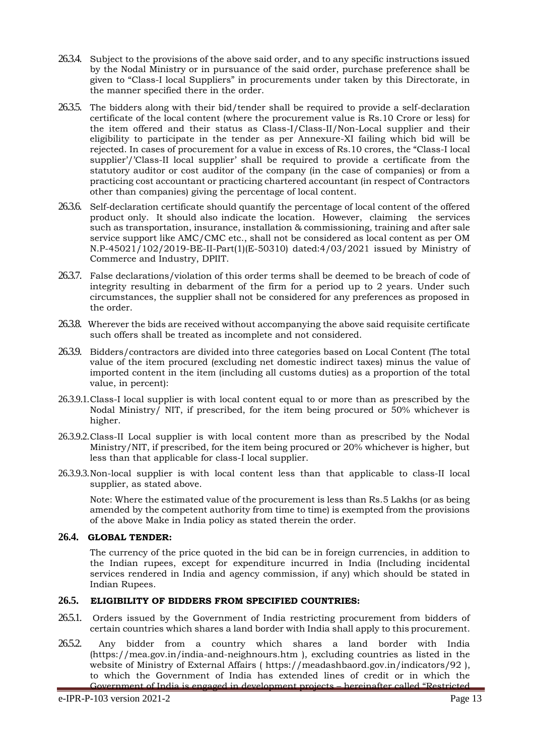26.3.4. Subject to the provisions of the above said order, and to any specific instructions issued by the Nodal Ministry or in pursuance of the said order, purchase preference shall be given to "Class-I local Suppliers" in procurements under taken by this Directorate, in the manner specified there in the order.

26.3.5. The bidders along with their bid/tender shall be required to provide a self-declaration certificate of the local content (where the procurement value is Rs.10 Crore or less) for the item offered and their status as Class-I/Class-II/Non-Local supplier and their eligibility to participate in the tender as per Annexure-XI failing which bid will be rejected. In cases of procurement for a value in excess of Rs.10 crores, the "Class-I local supplier'/'Class-II local supplier' shall be required to provide a certificate from the statutory auditor or cost auditor of the company (in the case of companies) or from a practicing cost accountant or practicing chartered accountant (in respect of Contractors other than companies) giving the percentage of local content.

26.3.6. Self-declaration certificate should quantify the percentage of local content of the offered product only. It should also indicate the location. However, claiming the services such as transportation, insurance, installation & commissioning, training and after sale service support like AMC/CMC etc., shall not be considered as local content as per OM N.P-45021/102/2019-BE-II-Part(1)(E-50310) dated:4/03/2021 issued by Ministry of Commerce and Industry, DPIIT.

26.3.7. False declarations/violation of this order terms shall be deemed to be breach of code of integrity resulting in debarment of the firm for a period up to 2 years. Under such circumstances, the supplier shall not be considered for any preferences as proposed in the order.

26.3.8. Wherever the bids are received without accompanying the above said requisite certificate such offers shall be treated as incomplete and not considered.

26.3.9. Bidders/contractors are divided into three categories based on Local Content (The total value of the item procured (excluding net domestic indirect taxes) minus the value of imported content in the item (including all customs duties) as a proportion of the total value, in percent):

26.3.9.1. Class-I local supplier is with local content equal to or more than as prescribed by the Nodal Ministry/ NIT, if prescribed, for the item being procured or 50% whichever is higher.

26.3.9.2. Class-II Local supplier is with local content more than as prescribed by the Nodal Ministry/NIT, if prescribed, for the item being procured or 20% whichever is higher, but less than that applicable for class-I local supplier.

26.3.9.3. Non-local supplier is with local content less than that applicable to class-II local supplier, as stated above.

Note: Where the estimated value of the procurement is less than Rs.5 Lakhs (or as being amended by the competent authority from time to time) is exempted from the provisions of the above Make in India policy as stated therein the order.

### 26.4. GLOBAL TENDER:

The currency of the price quoted in the bid can be in foreign currencies, in addition to the Indian rupees, except for expenditure incurred in India (Including incidental services rendered in India and agency commission, if any) which should be stated in Indian Rupees.

### 26.5. ELIGIBILITY OF BIDDERS FROM SPECIFIED COUNTRIES:

26.5.1. Orders issued by the Government of India restricting procurement from bidders of certain countries which shares a land border with India shall apply to this procurement.

26.5.2. Any bidder from a country which shares a land border with India (https://mea.gov.in/india-and-neighnours.htm ), excluding countries as listed in the website of Ministry of External Affairs ( https://meadashbaord.gov.in/indicators/92 ), to which the Government of India has extended lines of credit or in which the Government of India is engaged in development projects – hereinafter called "Restricted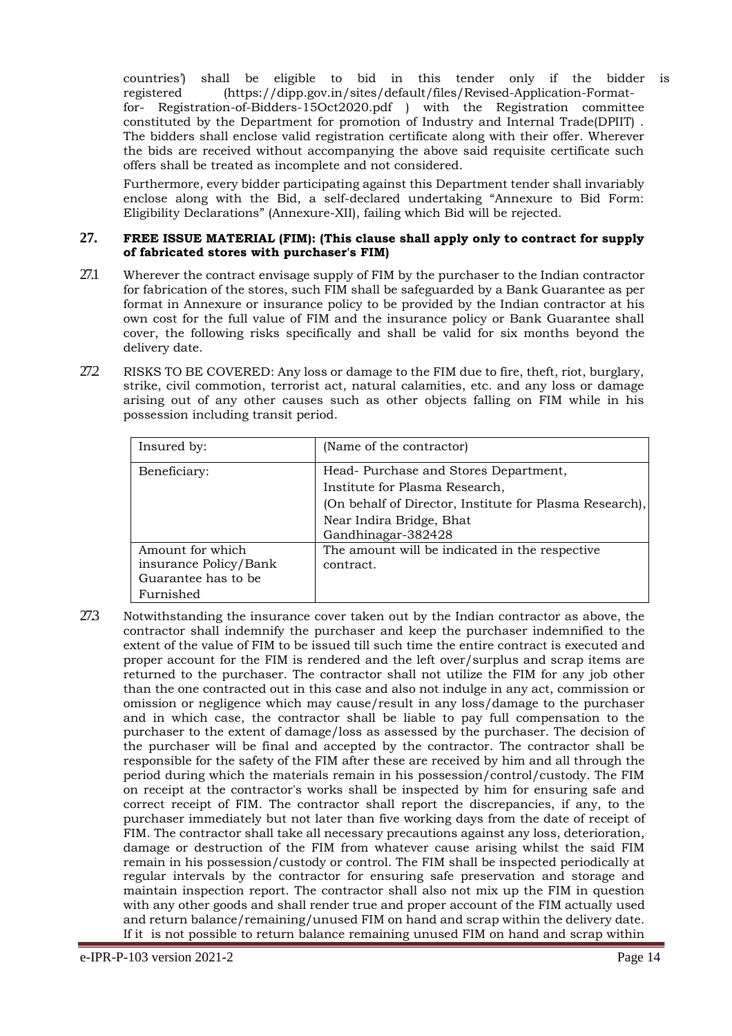countries') shall be eligible to bid in this tender only if the bidder is registered (https://dipp.gov.in/sites/default/files/Revised-Application-Format-for- Registration-of-Bidders-15Oct2020.pdf ) with the Registration committee constituted by the Department for promotion of Industry and Internal Trade(DPIIT) . The bidders shall enclose valid registration certificate along with their offer. Wherever the bids are received without accompanying the above said requisite certificate such offers shall be treated as incomplete and not considered.

Furthermore, every bidder participating against this Department tender shall invariably enclose along with the Bid, a self-declared undertaking "Annexure to Bid Form: Eligibility Declarations" (Annexure-XII), failing which Bid will be rejected.

## 27. FREE ISSUE MATERIAL (FIM): (This clause shall apply only to contract for supply of fabricated stores with purchaser's FIM)

27.1 Wherever the contract envisage supply of FIM by the purchaser to the Indian contractor for fabrication of the stores, such FIM shall be safeguarded by a Bank Guarantee as per format in Annexure or insurance policy to be provided by the Indian contractor at his own cost for the full value of FIM and the insurance policy or Bank Guarantee shall cover, the following risks specifically and shall be valid for six months beyond the delivery date.

27.2 RISKS TO BE COVERED: Any loss or damage to the FIM due to fire, theft, riot, burglary, strike, civil commotion, terrorist act, natural calamities, etc. and any loss or damage arising out of any other causes such as other objects falling on FIM while in his possession including transit period.

| Insured by: | (Name of the contractor) |
|---|---|
| Beneficiary: | Head- Purchase and Stores Department,<br>Institute for Plasma Research,<br>(On behalf of Director, Institute for Plasma Research),<br>Near Indira Bridge, Bhat<br>Gandhinagar-382428 |
| Amount for which insurance Policy/Bank Guarantee has to be Furnished | The amount will be indicated in the respective contract. |

27.3 Notwithstanding the insurance cover taken out by the Indian contractor as above, the contractor shall indemnify the purchaser and keep the purchaser indemnified to the extent of the value of FIM to be issued till such time the entire contract is executed and proper account for the FIM is rendered and the left over/surplus and scrap items are returned to the purchaser. The contractor shall not utilize the FIM for any job other than the one contracted out in this case and also not indulge in any act, commission or omission or negligence which may cause/result in any loss/damage to the purchaser and in which case, the contractor shall be liable to pay full compensation to the purchaser to the extent of damage/loss as assessed by the purchaser. The decision of the purchaser will be final and accepted by the contractor. The contractor shall be responsible for the safety of the FIM after these are received by him and all through the period during which the materials remain in his possession/control/custody. The FIM on receipt at the contractor's works shall be inspected by him for ensuring safe and correct receipt of FIM. The contractor shall report the discrepancies, if any, to the purchaser immediately but not later than five working days from the date of receipt of FIM. The contractor shall take all necessary precautions against any loss, deterioration, damage or destruction of the FIM from whatever cause arising whilst the said FIM remain in his possession/custody or control. The FIM shall be inspected periodically at regular intervals by the contractor for ensuring safe preservation and storage and maintain inspection report. The contractor shall also not mix up the FIM in question with any other goods and shall render true and proper account of the FIM actually used and return balance/remaining/unused FIM on hand and scrap within the delivery date. If it is not possible to return balance remaining unused FIM on hand and scrap within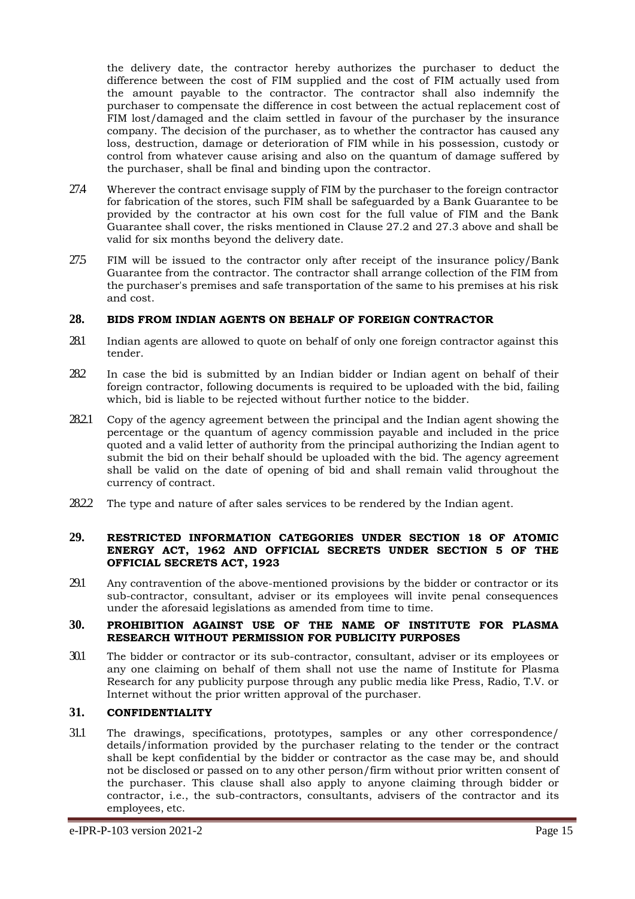the delivery date, the contractor hereby authorizes the purchaser to deduct the difference between the cost of FIM supplied and the cost of FIM actually used from the amount payable to the contractor. The contractor shall also indemnify the purchaser to compensate the difference in cost between the actual replacement cost of FIM lost/damaged and the claim settled in favour of the purchaser by the insurance company. The decision of the purchaser, as to whether the contractor has caused any loss, destruction, damage or deterioration of FIM while in his possession, custody or control from whatever cause arising and also on the quantum of damage suffered by the purchaser, shall be final and binding upon the contractor.

27.4 Wherever the contract envisage supply of FIM by the purchaser to the foreign contractor for fabrication of the stores, such FIM shall be safeguarded by a Bank Guarantee to be provided by the contractor at his own cost for the full value of FIM and the Bank Guarantee shall cover, the risks mentioned in Clause 27.2 and 27.3 above and shall be valid for six months beyond the delivery date.

27.5 FIM will be issued to the contractor only after receipt of the insurance policy/Bank Guarantee from the contractor. The contractor shall arrange collection of the FIM from the purchaser's premises and safe transportation of the same to his premises at his risk and cost.

## 28. BIDS FROM INDIAN AGENTS ON BEHALF OF FOREIGN CONTRACTOR

28.1 Indian agents are allowed to quote on behalf of only one foreign contractor against this tender.

28.2 In case the bid is submitted by an Indian bidder or Indian agent on behalf of their foreign contractor, following documents is required to be uploaded with the bid, failing which, bid is liable to be rejected without further notice to the bidder.

28.2.1 Copy of the agency agreement between the principal and the Indian agent showing the percentage or the quantum of agency commission payable and included in the price quoted and a valid letter of authority from the principal authorizing the Indian agent to submit the bid on their behalf should be uploaded with the bid. The agency agreement shall be valid on the date of opening of bid and shall remain valid throughout the currency of contract.

28.2.2 The type and nature of after sales services to be rendered by the Indian agent.

## 29. RESTRICTED INFORMATION CATEGORIES UNDER SECTION 18 OF ATOMIC ENERGY ACT, 1962 AND OFFICIAL SECRETS UNDER SECTION 5 OF THE OFFICIAL SECRETS ACT, 1923

29.1 Any contravention of the above-mentioned provisions by the bidder or contractor or its sub-contractor, consultant, adviser or its employees will invite penal consequences under the aforesaid legislations as amended from time to time.

## 30. PROHIBITION AGAINST USE OF THE NAME OF INSTITUTE FOR PLASMA RESEARCH WITHOUT PERMISSION FOR PUBLICITY PURPOSES

30.1 The bidder or contractor or its sub-contractor, consultant, adviser or its employees or any one claiming on behalf of them shall not use the name of Institute for Plasma Research for any publicity purpose through any public media like Press, Radio, T.V. or Internet without the prior written approval of the purchaser.

## 31. CONFIDENTIALITY

31.1 The drawings, specifications, prototypes, samples or any other correspondence/ details/information provided by the purchaser relating to the tender or the contract shall be kept confidential by the bidder or contractor as the case may be, and should not be disclosed or passed on to any other person/firm without prior written consent of the purchaser. This clause shall also apply to anyone claiming through bidder or contractor, i.e., the sub-contractors, consultants, advisers of the contractor and its employees, etc.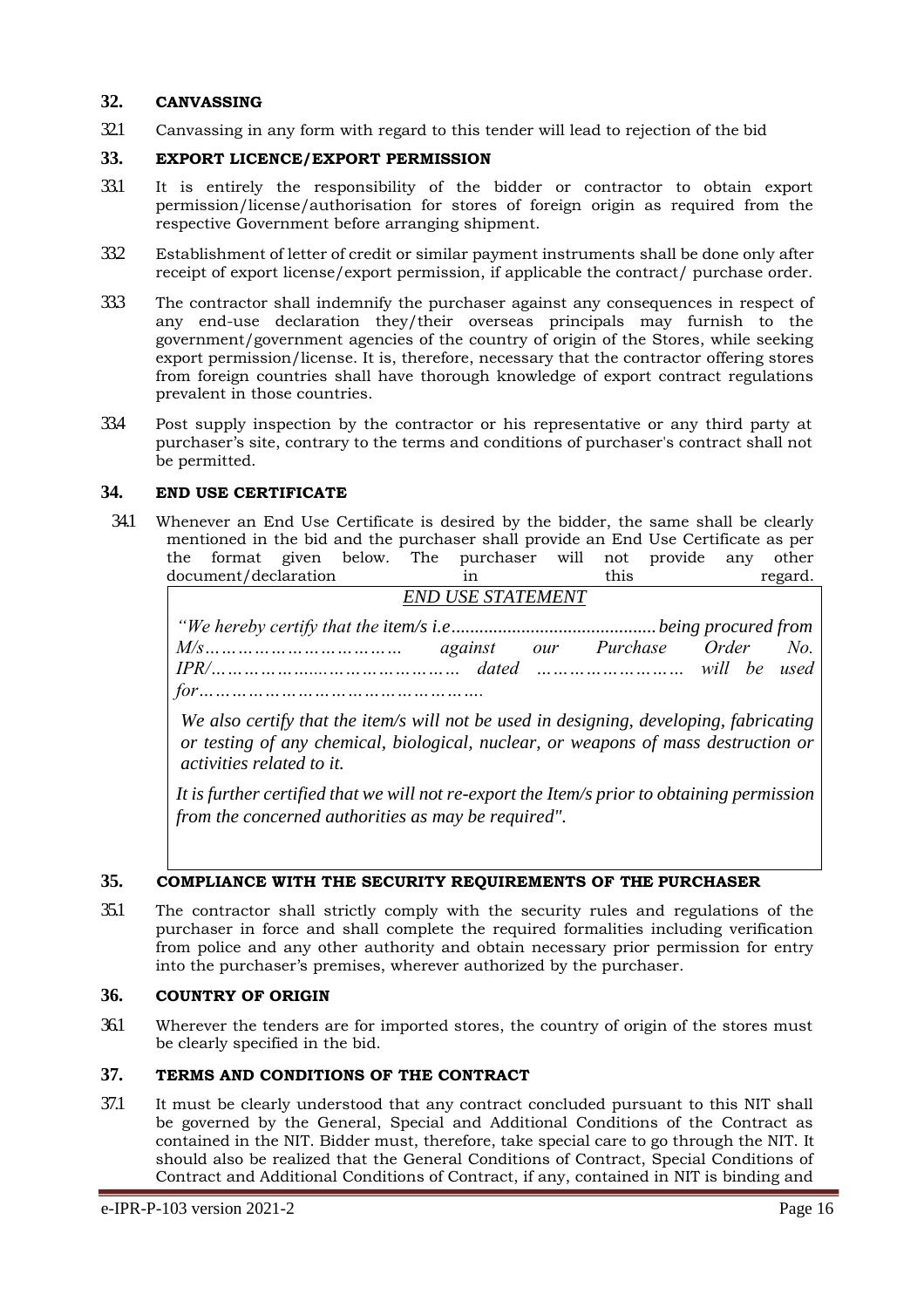## 32. CANVASSING

32.1 Canvassing in any form with regard to this tender will lead to rejection of the bid

## 33. EXPORT LICENCE/EXPORT PERMISSION

33.1 It is entirely the responsibility of the bidder or contractor to obtain export permission/license/authorisation for stores of foreign origin as required from the respective Government before arranging shipment.

33.2 Establishment of letter of credit or similar payment instruments shall be done only after receipt of export license/export permission, if applicable the contract/ purchase order.

33.3 The contractor shall indemnify the purchaser against any consequences in respect of any end-use declaration they/their overseas principals may furnish to the government/government agencies of the country of origin of the Stores, while seeking export permission/license. It is, therefore, necessary that the contractor offering stores from foreign countries shall have thorough knowledge of export contract regulations prevalent in those countries.

33.4 Post supply inspection by the contractor or his representative or any third party at purchaser's site, contrary to the terms and conditions of purchaser's contract shall not be permitted.

## 34. END USE CERTIFICATE

34.1 Whenever an End Use Certificate is desired by the bidder, the same shall be clearly mentioned in the bid and the purchaser shall provide an End Use Certificate as per the format given below. The purchaser will not provide any other document/declaration in this regard.

> ***END USE STATEMENT***
>
> *"We hereby certify that the item/s i.e............................................being procured from M/s…………………………… against our Purchase Order No. IPR/…………………..………………… dated …………………… will be used for…………………………………………….*
>
> *We also certify that the item/s will not be used in designing, developing, fabricating or testing of any chemical, biological, nuclear, or weapons of mass destruction or activities related to it.*
>
> *It is further certified that we will not re-export the Item/s prior to obtaining permission from the concerned authorities as may be required".*

## 35. COMPLIANCE WITH THE SECURITY REQUIREMENTS OF THE PURCHASER

35.1 The contractor shall strictly comply with the security rules and regulations of the purchaser in force and shall complete the required formalities including verification from police and any other authority and obtain necessary prior permission for entry into the purchaser's premises, wherever authorized by the purchaser.

## 36. COUNTRY OF ORIGIN

36.1 Wherever the tenders are for imported stores, the country of origin of the stores must be clearly specified in the bid.

## 37. TERMS AND CONDITIONS OF THE CONTRACT

37.1 It must be clearly understood that any contract concluded pursuant to this NIT shall be governed by the General, Special and Additional Conditions of the Contract as contained in the NIT. Bidder must, therefore, take special care to go through the NIT. It should also be realized that the General Conditions of Contract, Special Conditions of Contract and Additional Conditions of Contract, if any, contained in NIT is binding and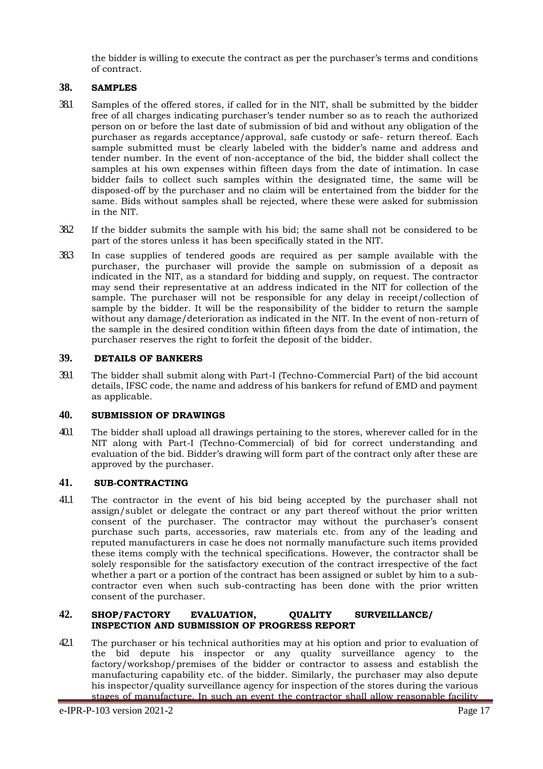the bidder is willing to execute the contract as per the purchaser's terms and conditions of contract.

## 38. SAMPLES

38.1 Samples of the offered stores, if called for in the NIT, shall be submitted by the bidder free of all charges indicating purchaser's tender number so as to reach the authorized person on or before the last date of submission of bid and without any obligation of the purchaser as regards acceptance/approval, safe custody or safe- return thereof. Each sample submitted must be clearly labeled with the bidder's name and address and tender number. In the event of non-acceptance of the bid, the bidder shall collect the samples at his own expenses within fifteen days from the date of intimation. In case bidder fails to collect such samples within the designated time, the same will be disposed-off by the purchaser and no claim will be entertained from the bidder for the same. Bids without samples shall be rejected, where these were asked for submission in the NIT.

38.2 If the bidder submits the sample with his bid; the same shall not be considered to be part of the stores unless it has been specifically stated in the NIT.

38.3 In case supplies of tendered goods are required as per sample available with the purchaser, the purchaser will provide the sample on submission of a deposit as indicated in the NIT, as a standard for bidding and supply, on request. The contractor may send their representative at an address indicated in the NIT for collection of the sample. The purchaser will not be responsible for any delay in receipt/collection of sample by the bidder. It will be the responsibility of the bidder to return the sample without any damage/deterioration as indicated in the NIT. In the event of non-return of the sample in the desired condition within fifteen days from the date of intimation, the purchaser reserves the right to forfeit the deposit of the bidder.

## 39. DETAILS OF BANKERS

39.1 The bidder shall submit along with Part-I (Techno-Commercial Part) of the bid account details, IFSC code, the name and address of his bankers for refund of EMD and payment as applicable.

## 40. SUBMISSION OF DRAWINGS

40.1 The bidder shall upload all drawings pertaining to the stores, wherever called for in the NIT along with Part-I (Techno-Commercial) of bid for correct understanding and evaluation of the bid. Bidder's drawing will form part of the contract only after these are approved by the purchaser.

## 41. SUB-CONTRACTING

41.1 The contractor in the event of his bid being accepted by the purchaser shall not assign/sublet or delegate the contract or any part thereof without the prior written consent of the purchaser. The contractor may without the purchaser's consent purchase such parts, accessories, raw materials etc. from any of the leading and reputed manufacturers in case he does not normally manufacture such items provided these items comply with the technical specifications. However, the contractor shall be solely responsible for the satisfactory execution of the contract irrespective of the fact whether a part or a portion of the contract has been assigned or sublet by him to a sub-contractor even when such sub-contracting has been done with the prior written consent of the purchaser.

## 42. SHOP/FACTORY EVALUATION, QUALITY SURVEILLANCE/ INSPECTION AND SUBMISSION OF PROGRESS REPORT

42.1 The purchaser or his technical authorities may at his option and prior to evaluation of the bid depute his inspector or any quality surveillance agency to the factory/workshop/premises of the bidder or contractor to assess and establish the manufacturing capability etc. of the bidder. Similarly, the purchaser may also depute his inspector/quality surveillance agency for inspection of the stores during the various stages of manufacture. In such an event the contractor shall allow reasonable facility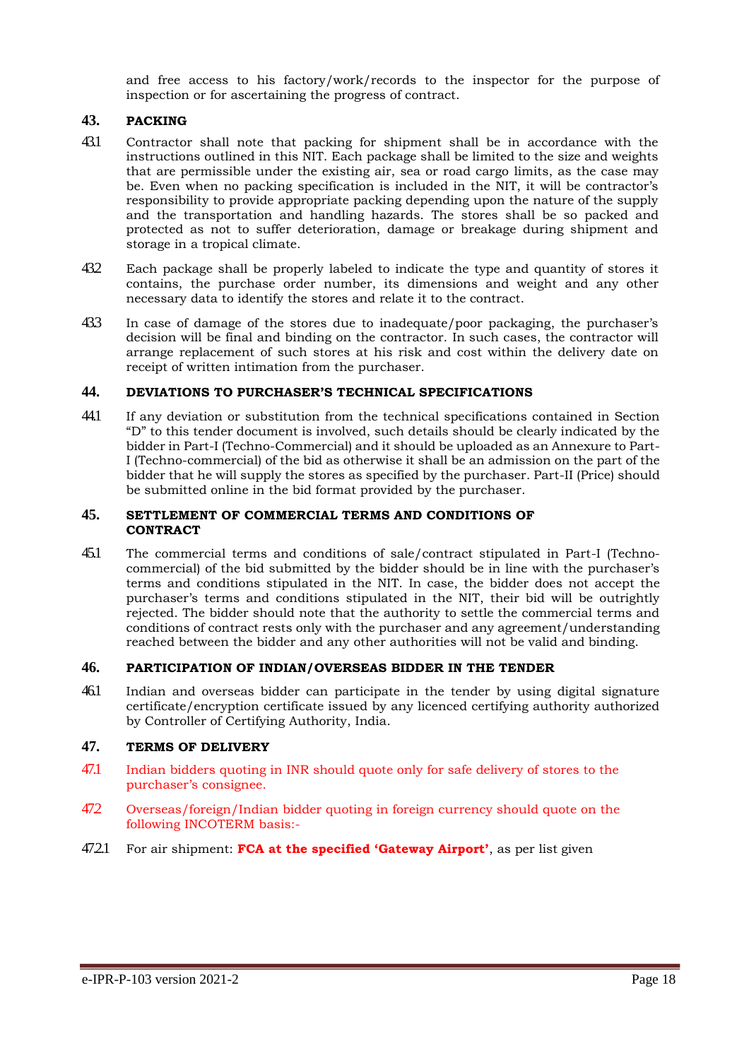and free access to his factory/work/records to the inspector for the purpose of inspection or for ascertaining the progress of contract.

## 43. PACKING

43.1 Contractor shall note that packing for shipment shall be in accordance with the instructions outlined in this NIT. Each package shall be limited to the size and weights that are permissible under the existing air, sea or road cargo limits, as the case may be. Even when no packing specification is included in the NIT, it will be contractor's responsibility to provide appropriate packing depending upon the nature of the supply and the transportation and handling hazards. The stores shall be so packed and protected as not to suffer deterioration, damage or breakage during shipment and storage in a tropical climate.

43.2 Each package shall be properly labeled to indicate the type and quantity of stores it contains, the purchase order number, its dimensions and weight and any other necessary data to identify the stores and relate it to the contract.

43.3 In case of damage of the stores due to inadequate/poor packaging, the purchaser's decision will be final and binding on the contractor. In such cases, the contractor will arrange replacement of such stores at his risk and cost within the delivery date on receipt of written intimation from the purchaser.

## 44. DEVIATIONS TO PURCHASER'S TECHNICAL SPECIFICATIONS

44.1 If any deviation or substitution from the technical specifications contained in Section "D" to this tender document is involved, such details should be clearly indicated by the bidder in Part-I (Techno-Commercial) and it should be uploaded as an Annexure to Part-I (Techno-commercial) of the bid as otherwise it shall be an admission on the part of the bidder that he will supply the stores as specified by the purchaser. Part-II (Price) should be submitted online in the bid format provided by the purchaser.

## 45. SETTLEMENT OF COMMERCIAL TERMS AND CONDITIONS OF CONTRACT

45.1 The commercial terms and conditions of sale/contract stipulated in Part-I (Techno-commercial) of the bid submitted by the bidder should be in line with the purchaser's terms and conditions stipulated in the NIT. In case, the bidder does not accept the purchaser's terms and conditions stipulated in the NIT, their bid will be outrightly rejected. The bidder should note that the authority to settle the commercial terms and conditions of contract rests only with the purchaser and any agreement/understanding reached between the bidder and any other authorities will not be valid and binding.

## 46. PARTICIPATION OF INDIAN/OVERSEAS BIDDER IN THE TENDER

46.1 Indian and overseas bidder can participate in the tender by using digital signature certificate/encryption certificate issued by any licenced certifying authority authorized by Controller of Certifying Authority, India.

## 47. TERMS OF DELIVERY

47.1 Indian bidders quoting in INR should quote only for safe delivery of stores to the purchaser's consignee.

47.2 Overseas/foreign/Indian bidder quoting in foreign currency should quote on the following INCOTERM basis:-

47.2.1 For air shipment: **FCA at the specified 'Gateway Airport'**, as per list given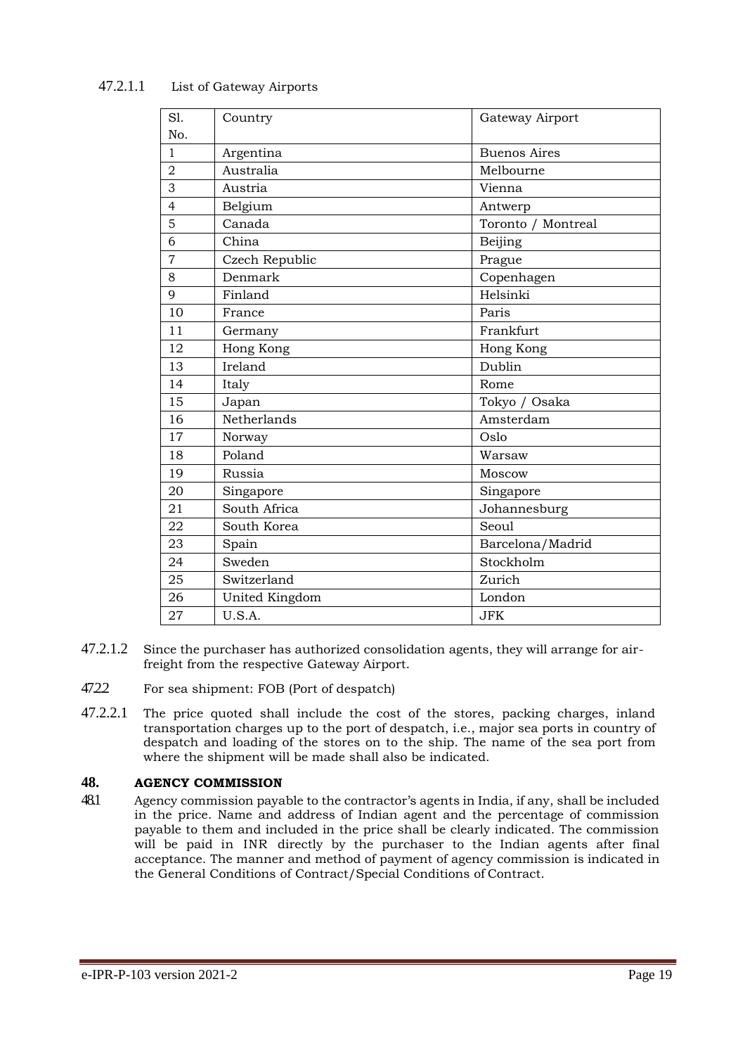47.2.1.1 List of Gateway Airports

| Sl. No. | Country | Gateway Airport |
|---|---|---|
| 1 | Argentina | Buenos Aires |
| 2 | Australia | Melbourne |
| 3 | Austria | Vienna |
| 4 | Belgium | Antwerp |
| 5 | Canada | Toronto / Montreal |
| 6 | China | Beijing |
| 7 | Czech Republic | Prague |
| 8 | Denmark | Copenhagen |
| 9 | Finland | Helsinki |
| 10 | France | Paris |
| 11 | Germany | Frankfurt |
| 12 | Hong Kong | Hong Kong |
| 13 | Ireland | Dublin |
| 14 | Italy | Rome |
| 15 | Japan | Tokyo / Osaka |
| 16 | Netherlands | Amsterdam |
| 17 | Norway | Oslo |
| 18 | Poland | Warsaw |
| 19 | Russia | Moscow |
| 20 | Singapore | Singapore |
| 21 | South Africa | Johannesburg |
| 22 | South Korea | Seoul |
| 23 | Spain | Barcelona/Madrid |
| 24 | Sweden | Stockholm |
| 25 | Switzerland | Zurich |
| 26 | United Kingdom | London |
| 27 | U.S.A. | JFK |

47.2.1.2 Since the purchaser has authorized consolidation agents, they will arrange for air-freight from the respective Gateway Airport.

47.2.2 For sea shipment: FOB (Port of despatch)

47.2.2.1 The price quoted shall include the cost of the stores, packing charges, inland transportation charges up to the port of despatch, i.e., major sea ports in country of despatch and loading of the stores on to the ship. The name of the sea port from where the shipment will be made shall also be indicated.

## 48. AGENCY COMMISSION

48.1 Agency commission payable to the contractor's agents in India, if any, shall be included in the price. Name and address of Indian agent and the percentage of commission payable to them and included in the price shall be clearly indicated. The commission will be paid in INR directly by the purchaser to the Indian agents after final acceptance. The manner and method of payment of agency commission is indicated in the General Conditions of Contract/Special Conditions of Contract.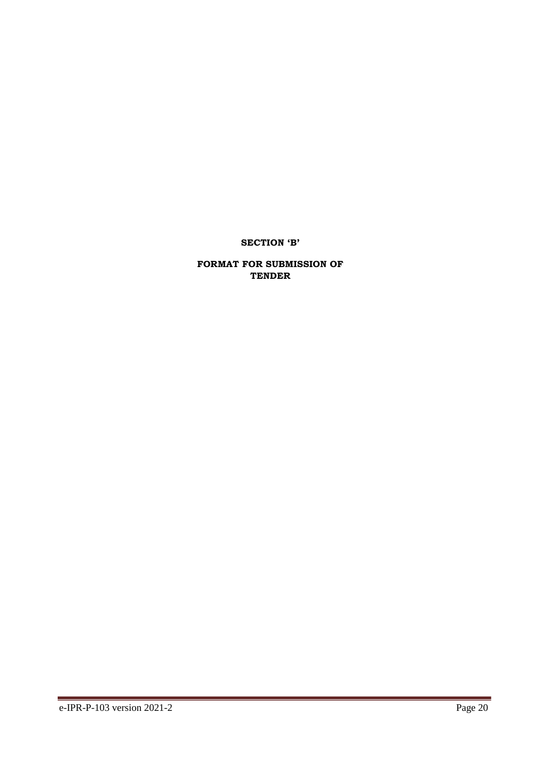# SECTION 'B'

## FORMAT FOR SUBMISSION OF TENDER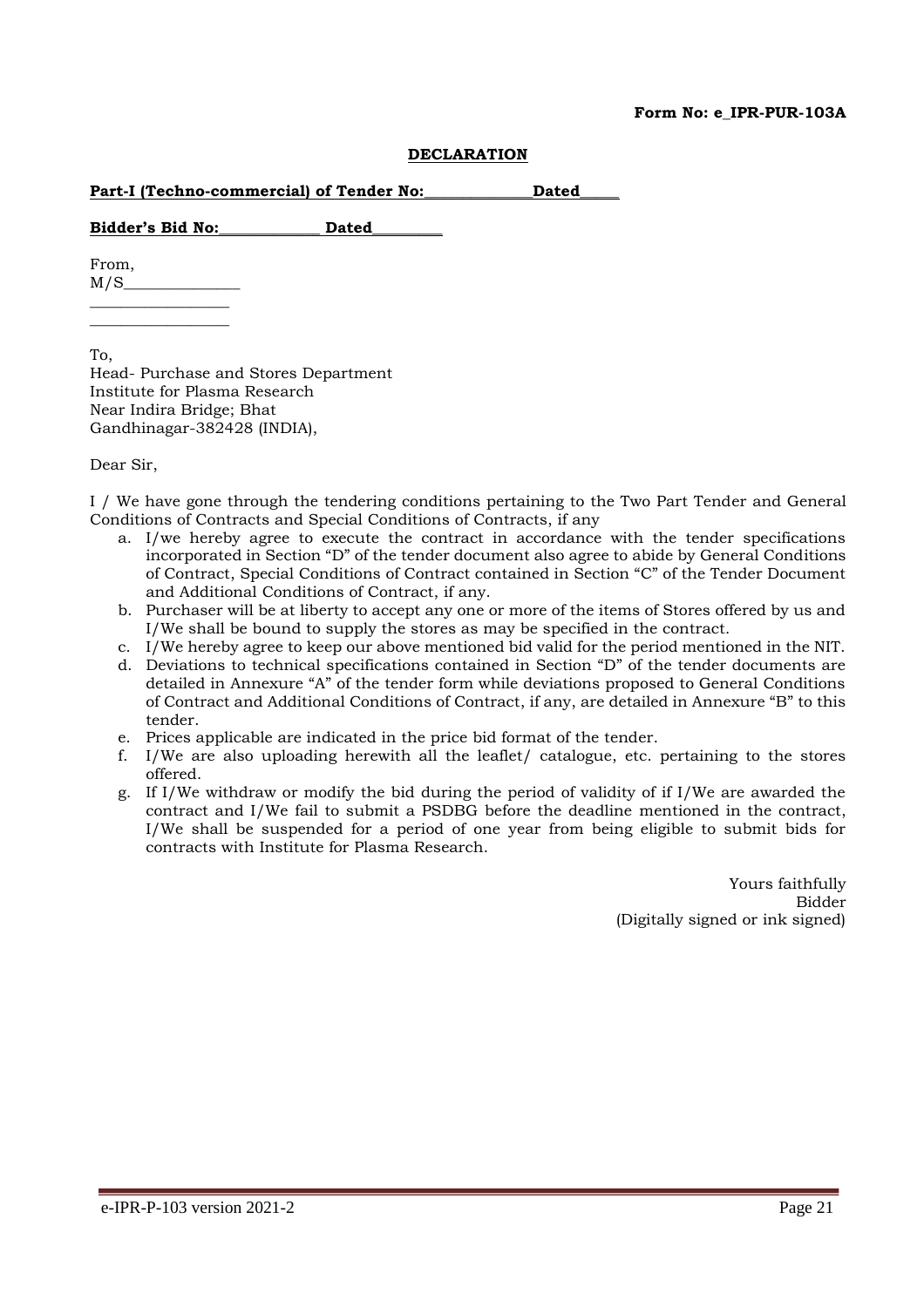**Form No: e_IPR-PUR-103A**

**DECLARATION**

**Part-I (Techno-commercial) of Tender No:______________Dated_____**

**Bidder's Bid No:_____________ Dated_________**

From,
M/S_______________
__________________
__________________

To,
Head- Purchase and Stores Department
Institute for Plasma Research
Near Indira Bridge; Bhat
Gandhinagar-382428 (INDIA),

Dear Sir,

I / We have gone through the tendering conditions pertaining to the Two Part Tender and General Conditions of Contracts and Special Conditions of Contracts, if any

a. I/we hereby agree to execute the contract in accordance with the tender specifications incorporated in Section "D" of the tender document also agree to abide by General Conditions of Contract, Special Conditions of Contract contained in Section "C" of the Tender Document and Additional Conditions of Contract, if any.
b. Purchaser will be at liberty to accept any one or more of the items of Stores offered by us and I/We shall be bound to supply the stores as may be specified in the contract.
c. I/We hereby agree to keep our above mentioned bid valid for the period mentioned in the NIT.
d. Deviations to technical specifications contained in Section "D" of the tender documents are detailed in Annexure "A" of the tender form while deviations proposed to General Conditions of Contract and Additional Conditions of Contract, if any, are detailed in Annexure "B" to this tender.
e. Prices applicable are indicated in the price bid format of the tender.
f. I/We are also uploading herewith all the leaflet/ catalogue, etc. pertaining to the stores offered.
g. If I/We withdraw or modify the bid during the period of validity of if I/We are awarded the contract and I/We fail to submit a PSDBG before the deadline mentioned in the contract, I/We shall be suspended for a period of one year from being eligible to submit bids for contracts with Institute for Plasma Research.

Yours faithfully
Bidder
(Digitally signed or ink signed)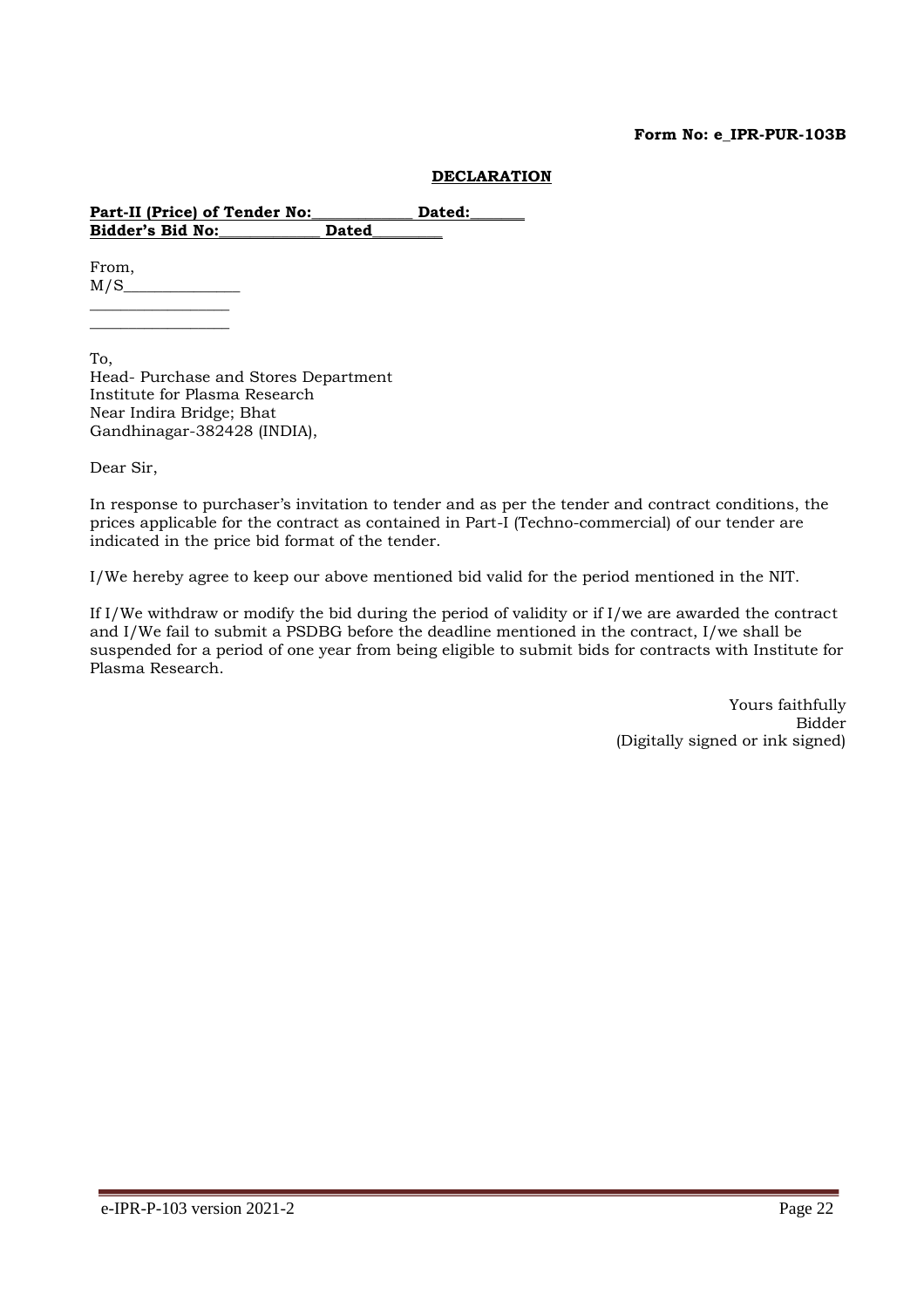**Form No: e_IPR-PUR-103B**

## DECLARATION

**Part-II (Price) of Tender No:_____________ Dated:_______**
**Bidder's Bid No:_____________ Dated_________**

From,
M/S_______________
_________________
_________________

To,
Head- Purchase and Stores Department
Institute for Plasma Research
Near Indira Bridge; Bhat
Gandhinagar-382428 (INDIA),

Dear Sir,

In response to purchaser's invitation to tender and as per the tender and contract conditions, the prices applicable for the contract as contained in Part-I (Techno-commercial) of our tender are indicated in the price bid format of the tender.

I/We hereby agree to keep our above mentioned bid valid for the period mentioned in the NIT.

If I/We withdraw or modify the bid during the period of validity or if I/we are awarded the contract and I/We fail to submit a PSDBG before the deadline mentioned in the contract, I/we shall be suspended for a period of one year from being eligible to submit bids for contracts with Institute for Plasma Research.

Yours faithfully
Bidder
(Digitally signed or ink signed)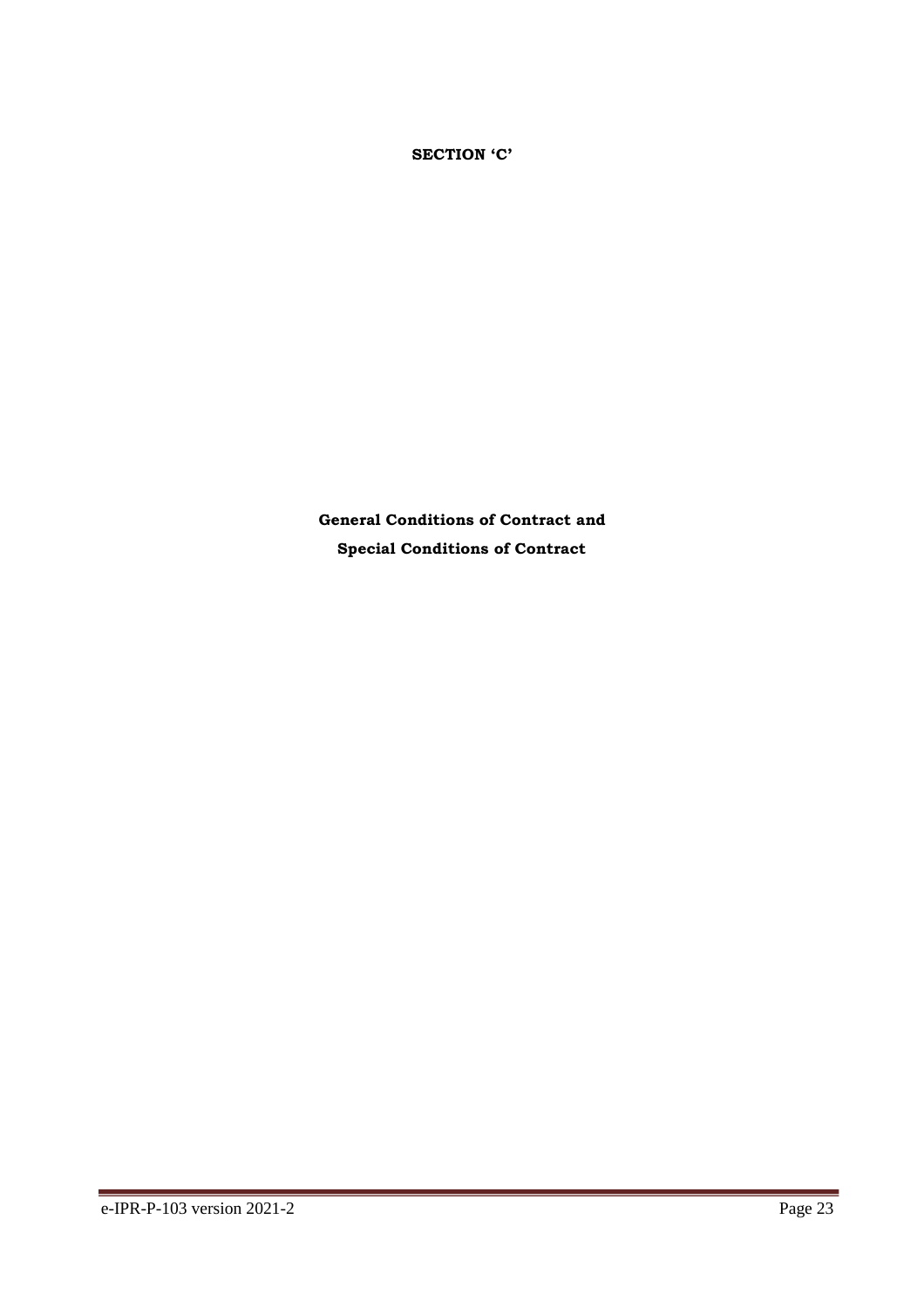**SECTION 'C'**

**General Conditions of Contract and**

**Special Conditions of Contract**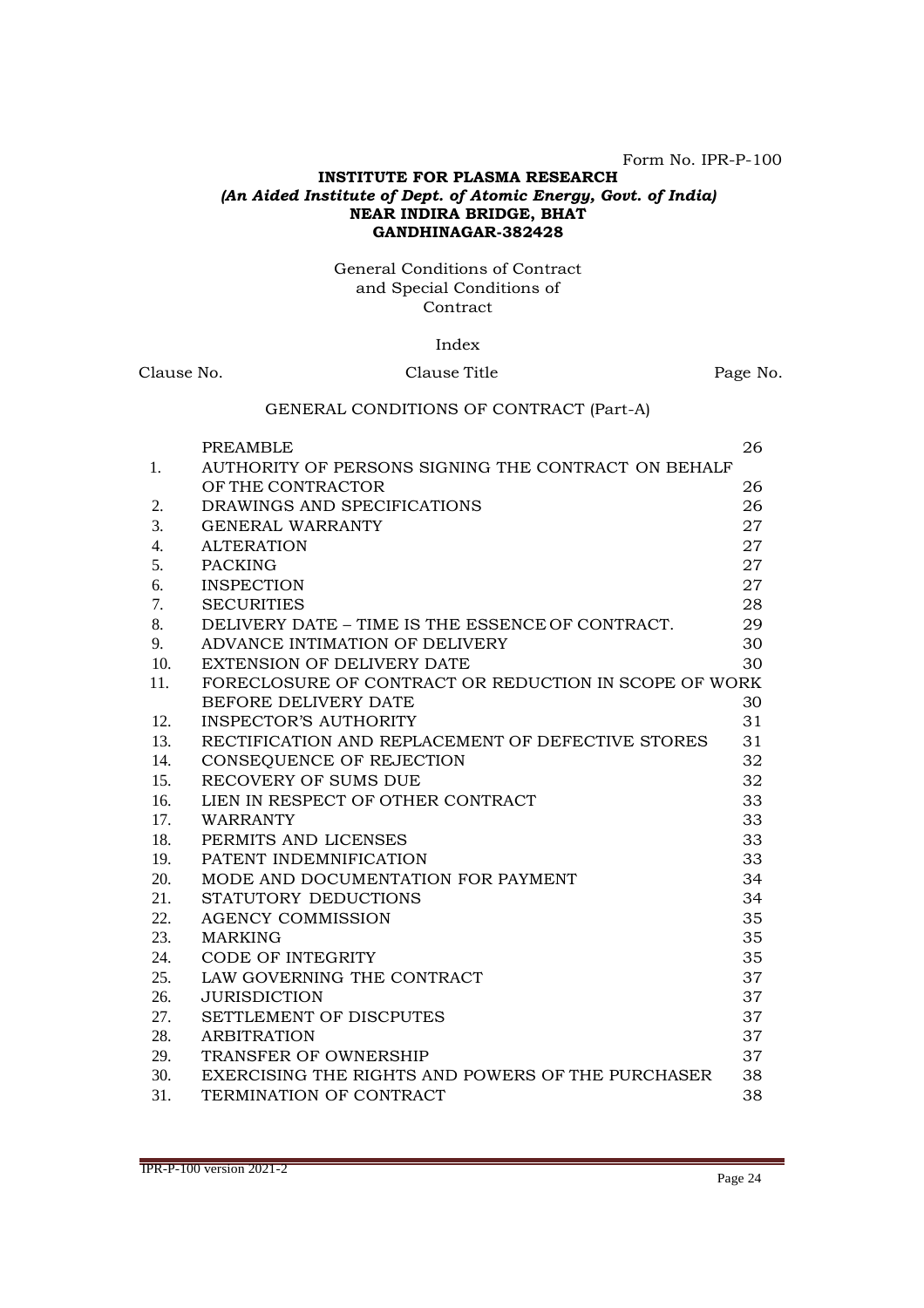Form No. IPR-P-100

**INSTITUTE FOR PLASMA RESEARCH**
***(An Aided Institute of Dept. of Atomic Energy, Govt. of India)***
**NEAR INDIRA BRIDGE, BHAT**
**GANDHINAGAR-382428**

General Conditions of Contract
and Special Conditions of
Contract

Index

| Clause No. | Clause Title | Page No. |
|---|---|---|
| | **GENERAL CONDITIONS OF CONTRACT (Part-A)** | |
| | PREAMBLE | 26 |
| 1. | AUTHORITY OF PERSONS SIGNING THE CONTRACT ON BEHALF OF THE CONTRACTOR | 26 |
| 2. | DRAWINGS AND SPECIFICATIONS | 26 |
| 3. | GENERAL WARRANTY | 27 |
| 4. | ALTERATION | 27 |
| 5. | PACKING | 27 |
| 6. | INSPECTION | 27 |
| 7. | SECURITIES | 28 |
| 8. | DELIVERY DATE – TIME IS THE ESSENCE OF CONTRACT. | 29 |
| 9. | ADVANCE INTIMATION OF DELIVERY | 30 |
| 10. | EXTENSION OF DELIVERY DATE | 30 |
| 11. | FORECLOSURE OF CONTRACT OR REDUCTION IN SCOPE OF WORK BEFORE DELIVERY DATE | 30 |
| 12. | INSPECTOR'S AUTHORITY | 31 |
| 13. | RECTIFICATION AND REPLACEMENT OF DEFECTIVE STORES | 31 |
| 14. | CONSEQUENCE OF REJECTION | 32 |
| 15. | RECOVERY OF SUMS DUE | 32 |
| 16. | LIEN IN RESPECT OF OTHER CONTRACT | 33 |
| 17. | WARRANTY | 33 |
| 18. | PERMITS AND LICENSES | 33 |
| 19. | PATENT INDEMNIFICATION | 33 |
| 20. | MODE AND DOCUMENTATION FOR PAYMENT | 34 |
| 21. | STATUTORY DEDUCTIONS | 34 |
| 22. | AGENCY COMMISSION | 35 |
| 23. | MARKING | 35 |
| 24. | CODE OF INTEGRITY | 35 |
| 25. | LAW GOVERNING THE CONTRACT | 37 |
| 26. | JURISDICTION | 37 |
| 27. | SETTLEMENT OF DISCPUTES | 37 |
| 28. | ARBITRATION | 37 |
| 29. | TRANSFER OF OWNERSHIP | 37 |
| 30. | EXERCISING THE RIGHTS AND POWERS OF THE PURCHASER | 38 |
| 31. | TERMINATION OF CONTRACT | 38 |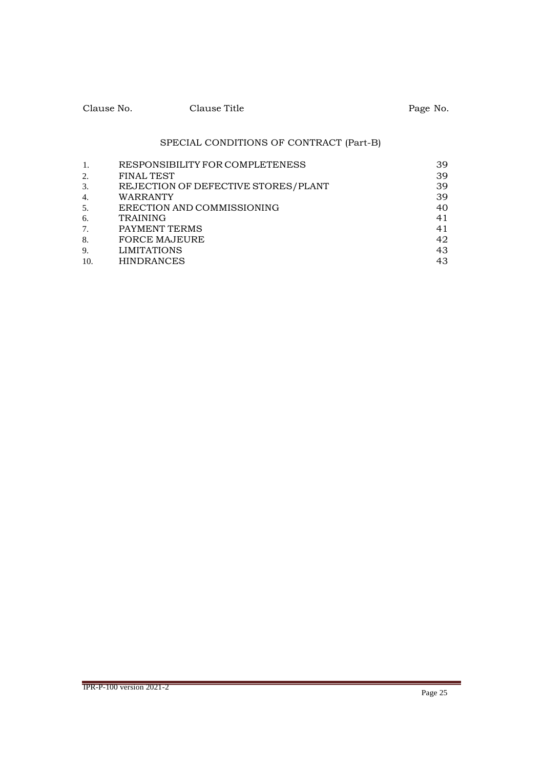| Clause No. | Clause Title | Page No. |
|---|---|---|

## SPECIAL CONDITIONS OF CONTRACT (Part-B)

| | | |
|---|---|---|
| 1. | RESPONSIBILITY FOR COMPLETENESS | 39 |
| 2. | FINAL TEST | 39 |
| 3. | REJECTION OF DEFECTIVE STORES/PLANT | 39 |
| 4. | WARRANTY | 39 |
| 5. | ERECTION AND COMMISSIONING | 40 |
| 6. | TRAINING | 41 |
| 7. | PAYMENT TERMS | 41 |
| 8. | FORCE MAJEURE | 42 |
| 9. | LIMITATIONS | 43 |
| 10. | HINDRANCES | 43 |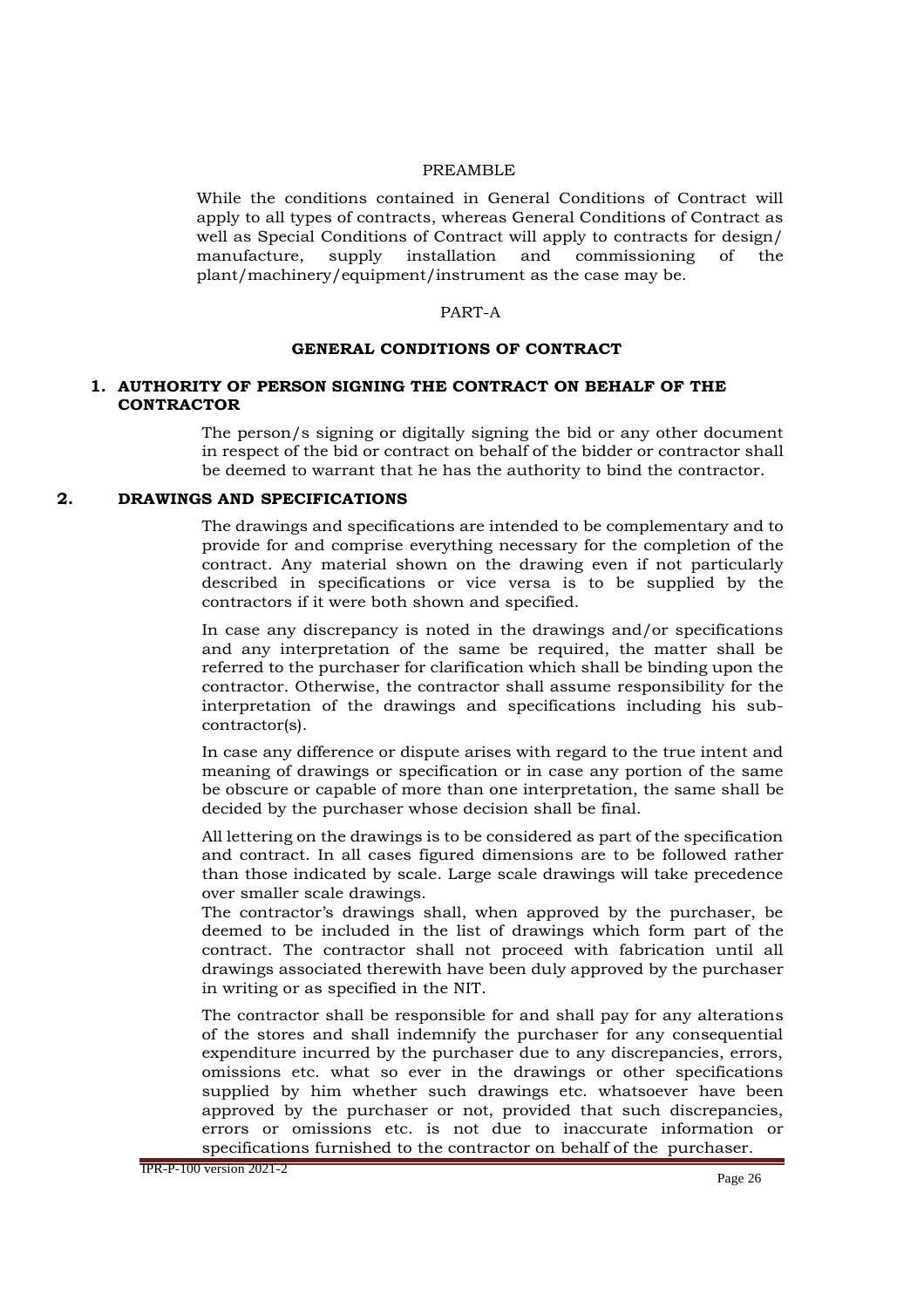PREAMBLE

While the conditions contained in General Conditions of Contract will apply to all types of contracts, whereas General Conditions of Contract as well as Special Conditions of Contract will apply to contracts for design/ manufacture, supply installation and commissioning of the plant/machinery/equipment/instrument as the case may be.

PART-A

## GENERAL CONDITIONS OF CONTRACT

### 1. AUTHORITY OF PERSON SIGNING THE CONTRACT ON BEHALF OF THE CONTRACTOR

The person/s signing or digitally signing the bid or any other document in respect of the bid or contract on behalf of the bidder or contractor shall be deemed to warrant that he has the authority to bind the contractor.

### 2. DRAWINGS AND SPECIFICATIONS

The drawings and specifications are intended to be complementary and to provide for and comprise everything necessary for the completion of the contract. Any material shown on the drawing even if not particularly described in specifications or vice versa is to be supplied by the contractors if it were both shown and specified.

In case any discrepancy is noted in the drawings and/or specifications and any interpretation of the same be required, the matter shall be referred to the purchaser for clarification which shall be binding upon the contractor. Otherwise, the contractor shall assume responsibility for the interpretation of the drawings and specifications including his sub-contractor(s).

In case any difference or dispute arises with regard to the true intent and meaning of drawings or specification or in case any portion of the same be obscure or capable of more than one interpretation, the same shall be decided by the purchaser whose decision shall be final.

All lettering on the drawings is to be considered as part of the specification and contract. In all cases figured dimensions are to be followed rather than those indicated by scale. Large scale drawings will take precedence over smaller scale drawings.

The contractor's drawings shall, when approved by the purchaser, be deemed to be included in the list of drawings which form part of the contract. The contractor shall not proceed with fabrication until all drawings associated therewith have been duly approved by the purchaser in writing or as specified in the NIT.

The contractor shall be responsible for and shall pay for any alterations of the stores and shall indemnify the purchaser for any consequential expenditure incurred by the purchaser due to any discrepancies, errors, omissions etc. what so ever in the drawings or other specifications supplied by him whether such drawings etc. whatsoever have been approved by the purchaser or not, provided that such discrepancies, errors or omissions etc. is not due to inaccurate information or specifications furnished to the contractor on behalf of the purchaser.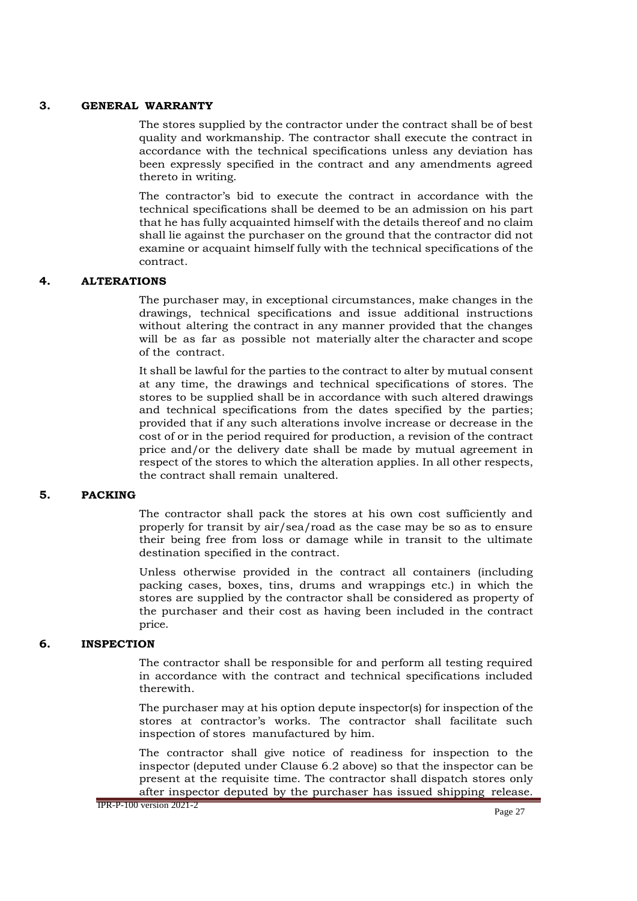## 3. GENERAL WARRANTY

The stores supplied by the contractor under the contract shall be of best quality and workmanship. The contractor shall execute the contract in accordance with the technical specifications unless any deviation has been expressly specified in the contract and any amendments agreed thereto in writing.

The contractor's bid to execute the contract in accordance with the technical specifications shall be deemed to be an admission on his part that he has fully acquainted himself with the details thereof and no claim shall lie against the purchaser on the ground that the contractor did not examine or acquaint himself fully with the technical specifications of the contract.

## 4. ALTERATIONS

The purchaser may, in exceptional circumstances, make changes in the drawings, technical specifications and issue additional instructions without altering the contract in any manner provided that the changes will be as far as possible not materially alter the character and scope of the contract.

It shall be lawful for the parties to the contract to alter by mutual consent at any time, the drawings and technical specifications of stores. The stores to be supplied shall be in accordance with such altered drawings and technical specifications from the dates specified by the parties; provided that if any such alterations involve increase or decrease in the cost of or in the period required for production, a revision of the contract price and/or the delivery date shall be made by mutual agreement in respect of the stores to which the alteration applies. In all other respects, the contract shall remain unaltered.

## 5. PACKING

The contractor shall pack the stores at his own cost sufficiently and properly for transit by air/sea/road as the case may be so as to ensure their being free from loss or damage while in transit to the ultimate destination specified in the contract.

Unless otherwise provided in the contract all containers (including packing cases, boxes, tins, drums and wrappings etc.) in which the stores are supplied by the contractor shall be considered as property of the purchaser and their cost as having been included in the contract price.

## 6. INSPECTION

The contractor shall be responsible for and perform all testing required in accordance with the contract and technical specifications included therewith.

The purchaser may at his option depute inspector(s) for inspection of the stores at contractor's works. The contractor shall facilitate such inspection of stores manufactured by him.

The contractor shall give notice of readiness for inspection to the inspector (deputed under Clause 6.2 above) so that the inspector can be present at the requisite time. The contractor shall dispatch stores only after inspector deputed by the purchaser has issued shipping release.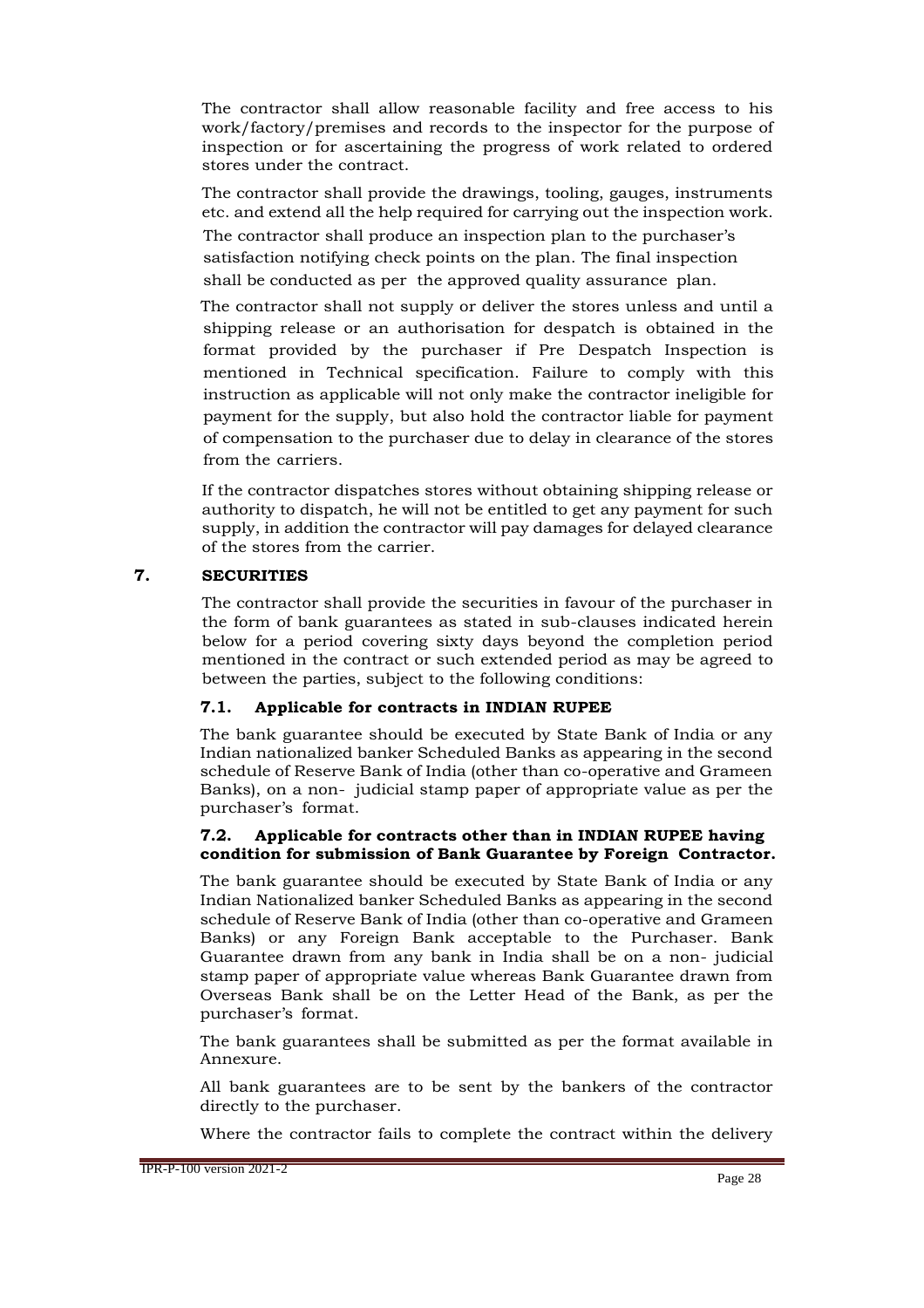The contractor shall allow reasonable facility and free access to his work/factory/premises and records to the inspector for the purpose of inspection or for ascertaining the progress of work related to ordered stores under the contract.

The contractor shall provide the drawings, tooling, gauges, instruments etc. and extend all the help required for carrying out the inspection work. The contractor shall produce an inspection plan to the purchaser's satisfaction notifying check points on the plan. The final inspection shall be conducted as per the approved quality assurance plan.

The contractor shall not supply or deliver the stores unless and until a shipping release or an authorisation for despatch is obtained in the format provided by the purchaser if Pre Despatch Inspection is mentioned in Technical specification. Failure to comply with this instruction as applicable will not only make the contractor ineligible for payment for the supply, but also hold the contractor liable for payment of compensation to the purchaser due to delay in clearance of the stores from the carriers.

If the contractor dispatches stores without obtaining shipping release or authority to dispatch, he will not be entitled to get any payment for such supply, in addition the contractor will pay damages for delayed clearance of the stores from the carrier.

## 7. SECURITIES

The contractor shall provide the securities in favour of the purchaser in the form of bank guarantees as stated in sub-clauses indicated herein below for a period covering sixty days beyond the completion period mentioned in the contract or such extended period as may be agreed to between the parties, subject to the following conditions:

### 7.1. Applicable for contracts in INDIAN RUPEE

The bank guarantee should be executed by State Bank of India or any Indian nationalized banker Scheduled Banks as appearing in the second schedule of Reserve Bank of India (other than co-operative and Grameen Banks), on a non- judicial stamp paper of appropriate value as per the purchaser's format.

### 7.2. Applicable for contracts other than in INDIAN RUPEE having condition for submission of Bank Guarantee by Foreign Contractor.

The bank guarantee should be executed by State Bank of India or any Indian Nationalized banker Scheduled Banks as appearing in the second schedule of Reserve Bank of India (other than co-operative and Grameen Banks) or any Foreign Bank acceptable to the Purchaser. Bank Guarantee drawn from any bank in India shall be on a non- judicial stamp paper of appropriate value whereas Bank Guarantee drawn from Overseas Bank shall be on the Letter Head of the Bank, as per the purchaser's format.

The bank guarantees shall be submitted as per the format available in Annexure.

All bank guarantees are to be sent by the bankers of the contractor directly to the purchaser.

Where the contractor fails to complete the contract within the delivery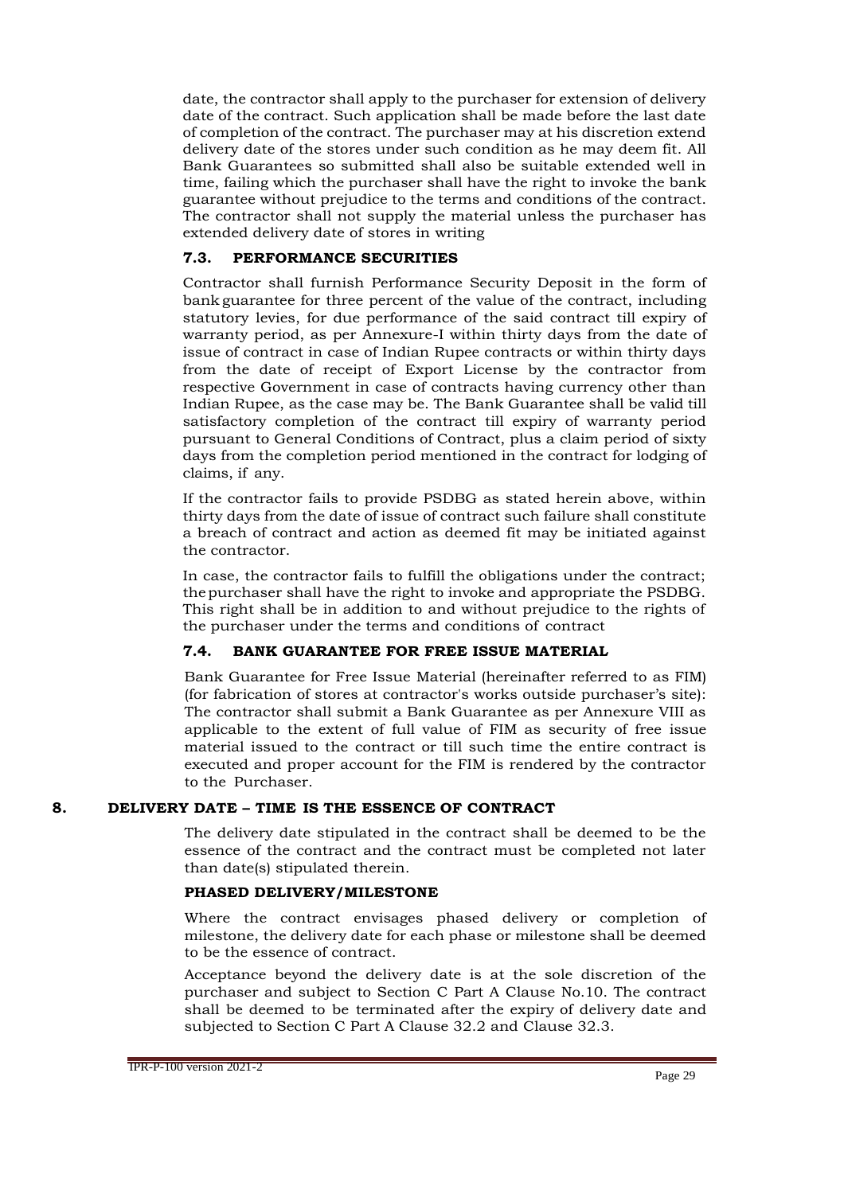date, the contractor shall apply to the purchaser for extension of delivery date of the contract. Such application shall be made before the last date of completion of the contract. The purchaser may at his discretion extend delivery date of the stores under such condition as he may deem fit. All Bank Guarantees so submitted shall also be suitable extended well in time, failing which the purchaser shall have the right to invoke the bank guarantee without prejudice to the terms and conditions of the contract. The contractor shall not supply the material unless the purchaser has extended delivery date of stores in writing

### 7.3. PERFORMANCE SECURITIES

Contractor shall furnish Performance Security Deposit in the form of bank guarantee for three percent of the value of the contract, including statutory levies, for due performance of the said contract till expiry of warranty period, as per Annexure-I within thirty days from the date of issue of contract in case of Indian Rupee contracts or within thirty days from the date of receipt of Export License by the contractor from respective Government in case of contracts having currency other than Indian Rupee, as the case may be. The Bank Guarantee shall be valid till satisfactory completion of the contract till expiry of warranty period pursuant to General Conditions of Contract, plus a claim period of sixty days from the completion period mentioned in the contract for lodging of claims, if any.

If the contractor fails to provide PSDBG as stated herein above, within thirty days from the date of issue of contract such failure shall constitute a breach of contract and action as deemed fit may be initiated against the contractor.

In case, the contractor fails to fulfill the obligations under the contract; the purchaser shall have the right to invoke and appropriate the PSDBG. This right shall be in addition to and without prejudice to the rights of the purchaser under the terms and conditions of contract

### 7.4. BANK GUARANTEE FOR FREE ISSUE MATERIAL

Bank Guarantee for Free Issue Material (hereinafter referred to as FIM) (for fabrication of stores at contractor's works outside purchaser's site): The contractor shall submit a Bank Guarantee as per Annexure VIII as applicable to the extent of full value of FIM as security of free issue material issued to the contract or till such time the entire contract is executed and proper account for the FIM is rendered by the contractor to the Purchaser.

## 8. DELIVERY DATE – TIME IS THE ESSENCE OF CONTRACT

The delivery date stipulated in the contract shall be deemed to be the essence of the contract and the contract must be completed not later than date(s) stipulated therein.

**PHASED DELIVERY/MILESTONE**

Where the contract envisages phased delivery or completion of milestone, the delivery date for each phase or milestone shall be deemed to be the essence of contract.

Acceptance beyond the delivery date is at the sole discretion of the purchaser and subject to Section C Part A Clause No.10. The contract shall be deemed to be terminated after the expiry of delivery date and subjected to Section C Part A Clause 32.2 and Clause 32.3.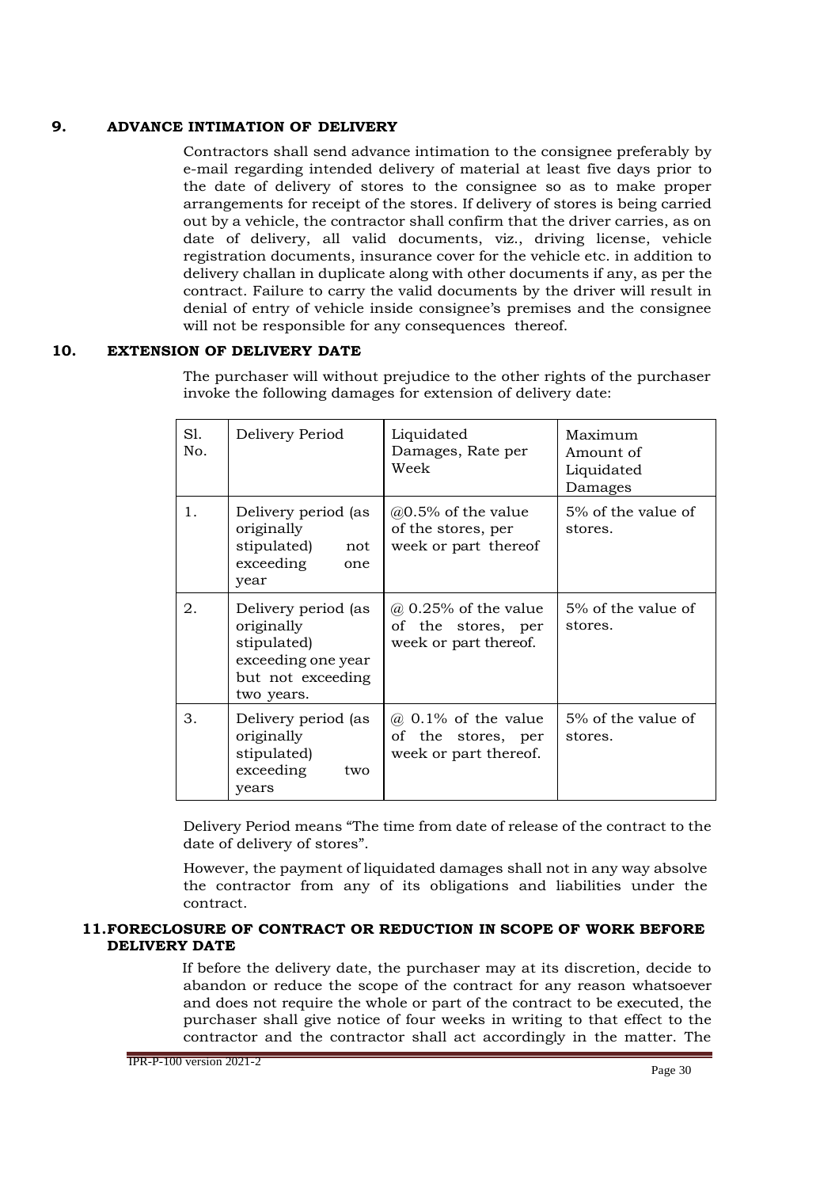## 9. ADVANCE INTIMATION OF DELIVERY

Contractors shall send advance intimation to the consignee preferably by e-mail regarding intended delivery of material at least five days prior to the date of delivery of stores to the consignee so as to make proper arrangements for receipt of the stores. If delivery of stores is being carried out by a vehicle, the contractor shall confirm that the driver carries, as on date of delivery, all valid documents, viz., driving license, vehicle registration documents, insurance cover for the vehicle etc. in addition to delivery challan in duplicate along with other documents if any, as per the contract. Failure to carry the valid documents by the driver will result in denial of entry of vehicle inside consignee's premises and the consignee will not be responsible for any consequences thereof.

## 10. EXTENSION OF DELIVERY DATE

The purchaser will without prejudice to the other rights of the purchaser invoke the following damages for extension of delivery date:

| Sl. No. | Delivery Period | Liquidated Damages, Rate per Week | Maximum Amount of Liquidated Damages |
|---|---|---|---|
| 1. | Delivery period (as originally stipulated) not exceeding one year | @0.5% of the value of the stores, per week or part thereof | 5% of the value of stores. |
| 2. | Delivery period (as originally stipulated) exceeding one year but not exceeding two years. | @ 0.25% of the value of the stores, per week or part thereof. | 5% of the value of stores. |
| 3. | Delivery period (as originally stipulated) exceeding two years | @ 0.1% of the value of the stores, per week or part thereof. | 5% of the value of stores. |

Delivery Period means "The time from date of release of the contract to the date of delivery of stores".

However, the payment of liquidated damages shall not in any way absolve the contractor from any of its obligations and liabilities under the contract.

## 11. FORECLOSURE OF CONTRACT OR REDUCTION IN SCOPE OF WORK BEFORE DELIVERY DATE

If before the delivery date, the purchaser may at its discretion, decide to abandon or reduce the scope of the contract for any reason whatsoever and does not require the whole or part of the contract to be executed, the purchaser shall give notice of four weeks in writing to that effect to the contractor and the contractor shall act accordingly in the matter. The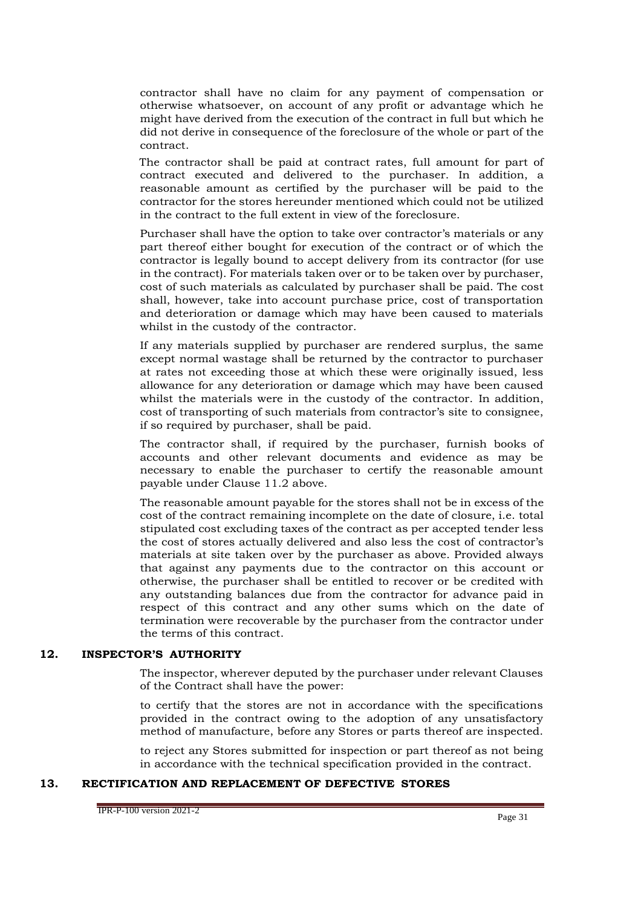contractor shall have no claim for any payment of compensation or otherwise whatsoever, on account of any profit or advantage which he might have derived from the execution of the contract in full but which he did not derive in consequence of the foreclosure of the whole or part of the contract.

The contractor shall be paid at contract rates, full amount for part of contract executed and delivered to the purchaser. In addition, a reasonable amount as certified by the purchaser will be paid to the contractor for the stores hereunder mentioned which could not be utilized in the contract to the full extent in view of the foreclosure.

Purchaser shall have the option to take over contractor's materials or any part thereof either bought for execution of the contract or of which the contractor is legally bound to accept delivery from its contractor (for use in the contract). For materials taken over or to be taken over by purchaser, cost of such materials as calculated by purchaser shall be paid. The cost shall, however, take into account purchase price, cost of transportation and deterioration or damage which may have been caused to materials whilst in the custody of the contractor.

If any materials supplied by purchaser are rendered surplus, the same except normal wastage shall be returned by the contractor to purchaser at rates not exceeding those at which these were originally issued, less allowance for any deterioration or damage which may have been caused whilst the materials were in the custody of the contractor. In addition, cost of transporting of such materials from contractor's site to consignee, if so required by purchaser, shall be paid.

The contractor shall, if required by the purchaser, furnish books of accounts and other relevant documents and evidence as may be necessary to enable the purchaser to certify the reasonable amount payable under Clause 11.2 above.

The reasonable amount payable for the stores shall not be in excess of the cost of the contract remaining incomplete on the date of closure, i.e. total stipulated cost excluding taxes of the contract as per accepted tender less the cost of stores actually delivered and also less the cost of contractor's materials at site taken over by the purchaser as above. Provided always that against any payments due to the contractor on this account or otherwise, the purchaser shall be entitled to recover or be credited with any outstanding balances due from the contractor for advance paid in respect of this contract and any other sums which on the date of termination were recoverable by the purchaser from the contractor under the terms of this contract.

## 12. INSPECTOR'S AUTHORITY

The inspector, wherever deputed by the purchaser under relevant Clauses of the Contract shall have the power:

to certify that the stores are not in accordance with the specifications provided in the contract owing to the adoption of any unsatisfactory method of manufacture, before any Stores or parts thereof are inspected.

to reject any Stores submitted for inspection or part thereof as not being in accordance with the technical specification provided in the contract.

## 13. RECTIFICATION AND REPLACEMENT OF DEFECTIVE STORES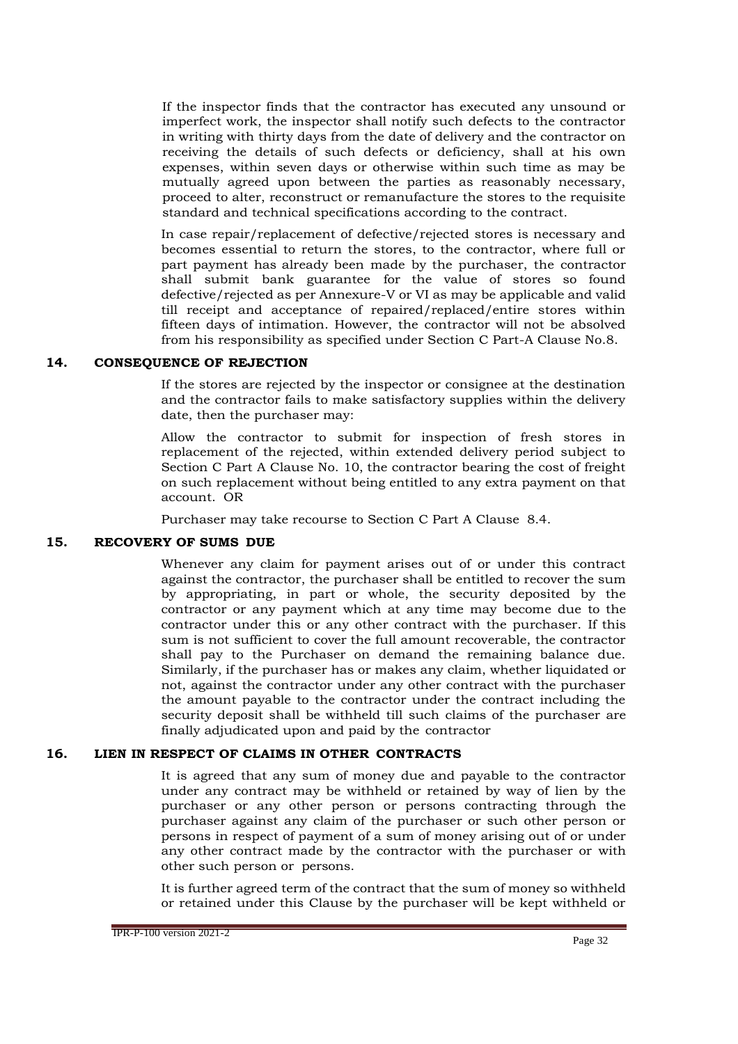If the inspector finds that the contractor has executed any unsound or imperfect work, the inspector shall notify such defects to the contractor in writing with thirty days from the date of delivery and the contractor on receiving the details of such defects or deficiency, shall at his own expenses, within seven days or otherwise within such time as may be mutually agreed upon between the parties as reasonably necessary, proceed to alter, reconstruct or remanufacture the stores to the requisite standard and technical specifications according to the contract.

In case repair/replacement of defective/rejected stores is necessary and becomes essential to return the stores, to the contractor, where full or part payment has already been made by the purchaser, the contractor shall submit bank guarantee for the value of stores so found defective/rejected as per Annexure-V or VI as may be applicable and valid till receipt and acceptance of repaired/replaced/entire stores within fifteen days of intimation. However, the contractor will not be absolved from his responsibility as specified under Section C Part-A Clause No.8.

## 14. CONSEQUENCE OF REJECTION

If the stores are rejected by the inspector or consignee at the destination and the contractor fails to make satisfactory supplies within the delivery date, then the purchaser may:

Allow the contractor to submit for inspection of fresh stores in replacement of the rejected, within extended delivery period subject to Section C Part A Clause No. 10, the contractor bearing the cost of freight on such replacement without being entitled to any extra payment on that account. OR

Purchaser may take recourse to Section C Part A Clause 8.4.

## 15. RECOVERY OF SUMS DUE

Whenever any claim for payment arises out of or under this contract against the contractor, the purchaser shall be entitled to recover the sum by appropriating, in part or whole, the security deposited by the contractor or any payment which at any time may become due to the contractor under this or any other contract with the purchaser. If this sum is not sufficient to cover the full amount recoverable, the contractor shall pay to the Purchaser on demand the remaining balance due. Similarly, if the purchaser has or makes any claim, whether liquidated or not, against the contractor under any other contract with the purchaser the amount payable to the contractor under the contract including the security deposit shall be withheld till such claims of the purchaser are finally adjudicated upon and paid by the contractor

## 16. LIEN IN RESPECT OF CLAIMS IN OTHER CONTRACTS

It is agreed that any sum of money due and payable to the contractor under any contract may be withheld or retained by way of lien by the purchaser or any other person or persons contracting through the purchaser against any claim of the purchaser or such other person or persons in respect of payment of a sum of money arising out of or under any other contract made by the contractor with the purchaser or with other such person or persons.

It is further agreed term of the contract that the sum of money so withheld or retained under this Clause by the purchaser will be kept withheld or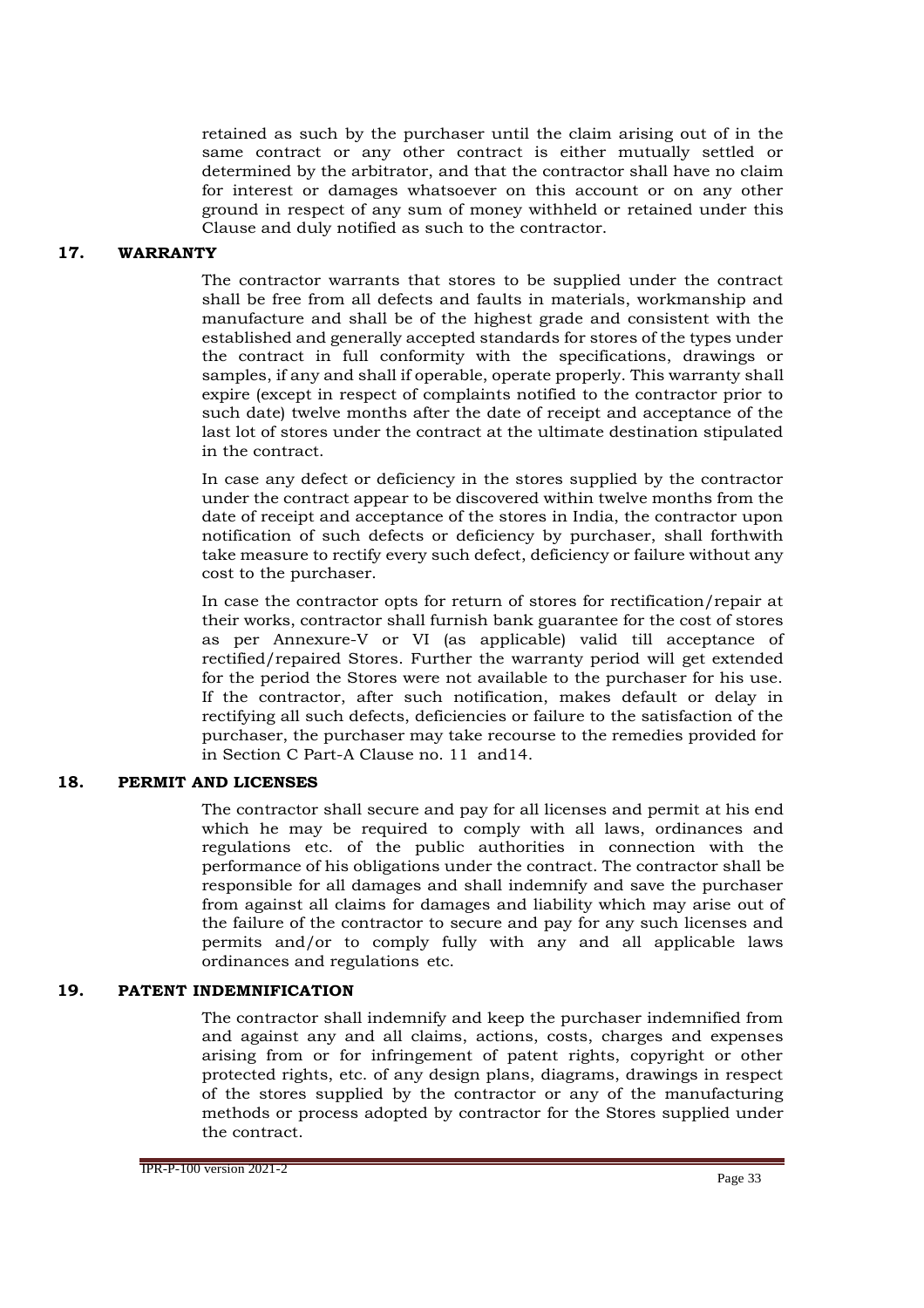retained as such by the purchaser until the claim arising out of in the same contract or any other contract is either mutually settled or determined by the arbitrator, and that the contractor shall have no claim for interest or damages whatsoever on this account or on any other ground in respect of any sum of money withheld or retained under this Clause and duly notified as such to the contractor.

## 17. WARRANTY

The contractor warrants that stores to be supplied under the contract shall be free from all defects and faults in materials, workmanship and manufacture and shall be of the highest grade and consistent with the established and generally accepted standards for stores of the types under the contract in full conformity with the specifications, drawings or samples, if any and shall if operable, operate properly. This warranty shall expire (except in respect of complaints notified to the contractor prior to such date) twelve months after the date of receipt and acceptance of the last lot of stores under the contract at the ultimate destination stipulated in the contract.

In case any defect or deficiency in the stores supplied by the contractor under the contract appear to be discovered within twelve months from the date of receipt and acceptance of the stores in India, the contractor upon notification of such defects or deficiency by purchaser, shall forthwith take measure to rectify every such defect, deficiency or failure without any cost to the purchaser.

In case the contractor opts for return of stores for rectification/repair at their works, contractor shall furnish bank guarantee for the cost of stores as per Annexure-V or VI (as applicable) valid till acceptance of rectified/repaired Stores. Further the warranty period will get extended for the period the Stores were not available to the purchaser for his use. If the contractor, after such notification, makes default or delay in rectifying all such defects, deficiencies or failure to the satisfaction of the purchaser, the purchaser may take recourse to the remedies provided for in Section C Part-A Clause no. 11 and14.

## 18. PERMIT AND LICENSES

The contractor shall secure and pay for all licenses and permit at his end which he may be required to comply with all laws, ordinances and regulations etc. of the public authorities in connection with the performance of his obligations under the contract. The contractor shall be responsible for all damages and shall indemnify and save the purchaser from against all claims for damages and liability which may arise out of the failure of the contractor to secure and pay for any such licenses and permits and/or to comply fully with any and all applicable laws ordinances and regulations etc.

## 19. PATENT INDEMNIFICATION

The contractor shall indemnify and keep the purchaser indemnified from and against any and all claims, actions, costs, charges and expenses arising from or for infringement of patent rights, copyright or other protected rights, etc. of any design plans, diagrams, drawings in respect of the stores supplied by the contractor or any of the manufacturing methods or process adopted by contractor for the Stores supplied under the contract.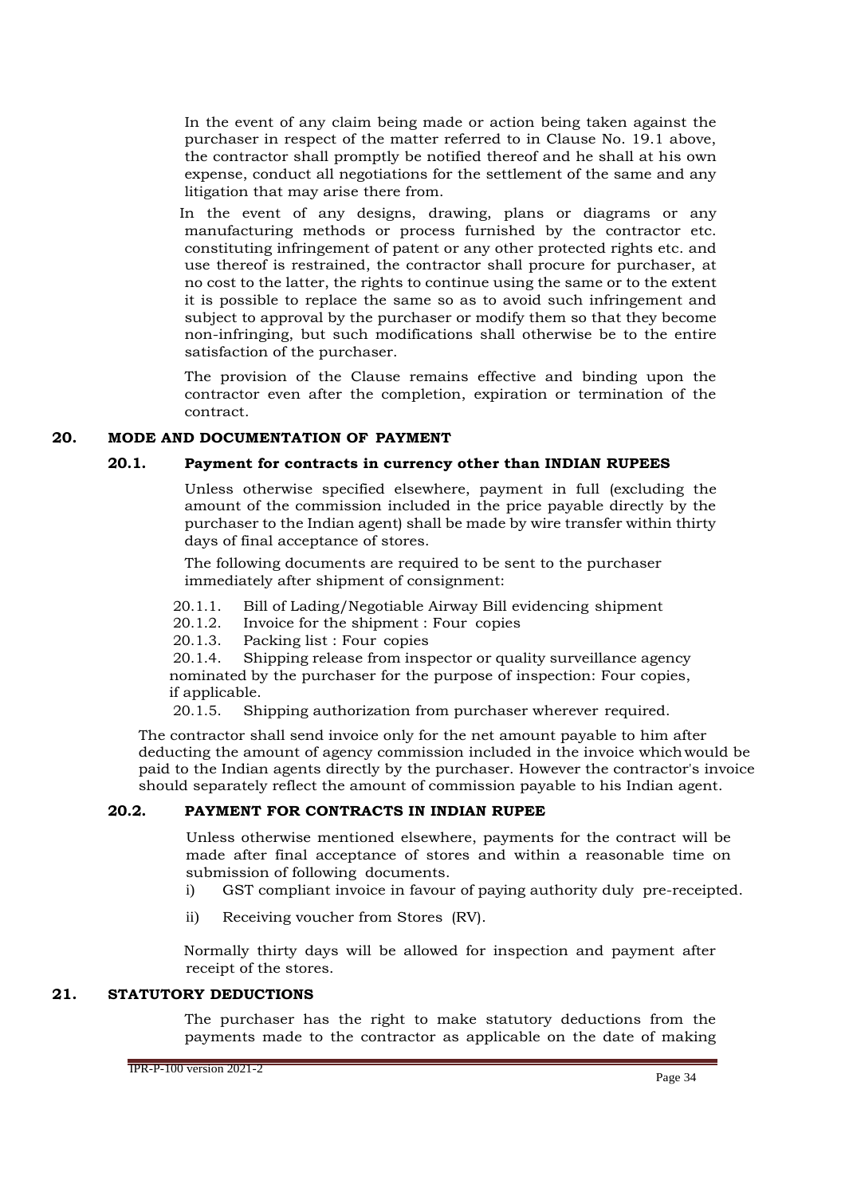In the event of any claim being made or action being taken against the purchaser in respect of the matter referred to in Clause No. 19.1 above, the contractor shall promptly be notified thereof and he shall at his own expense, conduct all negotiations for the settlement of the same and any litigation that may arise there from.

In the event of any designs, drawing, plans or diagrams or any manufacturing methods or process furnished by the contractor etc. constituting infringement of patent or any other protected rights etc. and use thereof is restrained, the contractor shall procure for purchaser, at no cost to the latter, the rights to continue using the same or to the extent it is possible to replace the same so as to avoid such infringement and subject to approval by the purchaser or modify them so that they become non-infringing, but such modifications shall otherwise be to the entire satisfaction of the purchaser.

The provision of the Clause remains effective and binding upon the contractor even after the completion, expiration or termination of the contract.

## 20. MODE AND DOCUMENTATION OF PAYMENT

### 20.1. Payment for contracts in currency other than INDIAN RUPEES

Unless otherwise specified elsewhere, payment in full (excluding the amount of the commission included in the price payable directly by the purchaser to the Indian agent) shall be made by wire transfer within thirty days of final acceptance of stores.

The following documents are required to be sent to the purchaser immediately after shipment of consignment:

20.1.1. Bill of Lading/Negotiable Airway Bill evidencing shipment

20.1.2. Invoice for the shipment : Four copies

20.1.3. Packing list : Four copies

20.1.4. Shipping release from inspector or quality surveillance agency nominated by the purchaser for the purpose of inspection: Four copies, if applicable.

20.1.5. Shipping authorization from purchaser wherever required.

The contractor shall send invoice only for the net amount payable to him after deducting the amount of agency commission included in the invoice which would be paid to the Indian agents directly by the purchaser. However the contractor's invoice should separately reflect the amount of commission payable to his Indian agent.

### 20.2. PAYMENT FOR CONTRACTS IN INDIAN RUPEE

Unless otherwise mentioned elsewhere, payments for the contract will be made after final acceptance of stores and within a reasonable time on submission of following documents.

i) GST compliant invoice in favour of paying authority duly pre-receipted.

ii) Receiving voucher from Stores (RV).

Normally thirty days will be allowed for inspection and payment after receipt of the stores.

## 21. STATUTORY DEDUCTIONS

The purchaser has the right to make statutory deductions from the payments made to the contractor as applicable on the date of making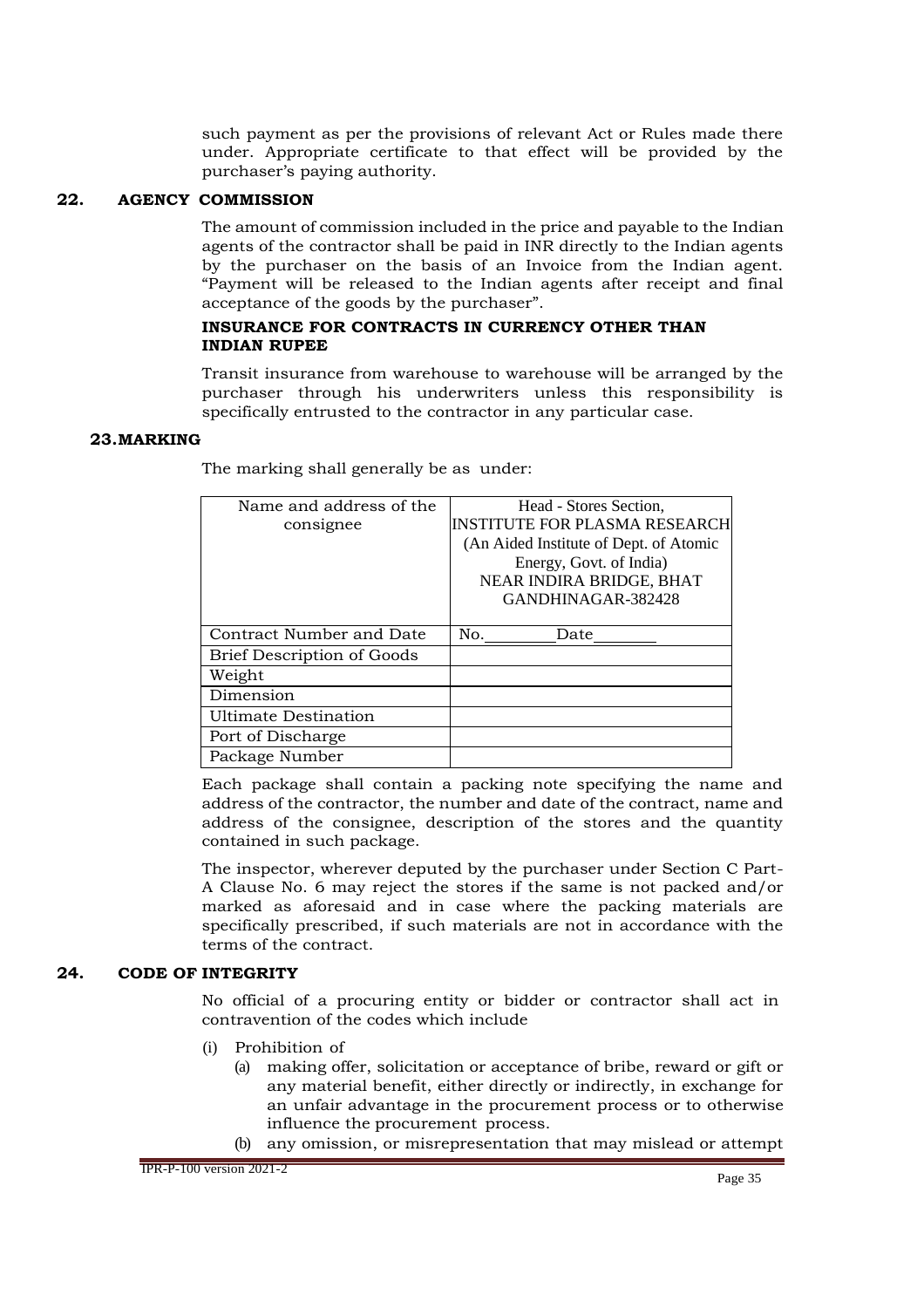such payment as per the provisions of relevant Act or Rules made there under. Appropriate certificate to that effect will be provided by the purchaser's paying authority.

## 22. AGENCY COMMISSION

The amount of commission included in the price and payable to the Indian agents of the contractor shall be paid in INR directly to the Indian agents by the purchaser on the basis of an Invoice from the Indian agent. "Payment will be released to the Indian agents after receipt and final acceptance of the goods by the purchaser".

**INSURANCE FOR CONTRACTS IN CURRENCY OTHER THAN INDIAN RUPEE**

Transit insurance from warehouse to warehouse will be arranged by the purchaser through his underwriters unless this responsibility is specifically entrusted to the contractor in any particular case.

## 23. MARKING

The marking shall generally be as under:

| Name and address of the consignee | Head - Stores Section, INSTITUTE FOR PLASMA RESEARCH (An Aided Institute of Dept. of Atomic Energy, Govt. of India) NEAR INDIRA BRIDGE, BHAT GANDHINAGAR-382428 |
|---|---|
| Contract Number and Date | No.________ Date________ |
| Brief Description of Goods | |
| Weight | |
| Dimension | |
| Ultimate Destination | |
| Port of Discharge | |
| Package Number | |

Each package shall contain a packing note specifying the name and address of the contractor, the number and date of the contract, name and address of the consignee, description of the stores and the quantity contained in such package.

The inspector, wherever deputed by the purchaser under Section C Part-A Clause No. 6 may reject the stores if the same is not packed and/or marked as aforesaid and in case where the packing materials are specifically prescribed, if such materials are not in accordance with the terms of the contract.

## 24. CODE OF INTEGRITY

No official of a procuring entity or bidder or contractor shall act in contravention of the codes which include

(i) Prohibition of

  (a) making offer, solicitation or acceptance of bribe, reward or gift or any material benefit, either directly or indirectly, in exchange for an unfair advantage in the procurement process or to otherwise influence the procurement process.

  (b) any omission, or misrepresentation that may mislead or attempt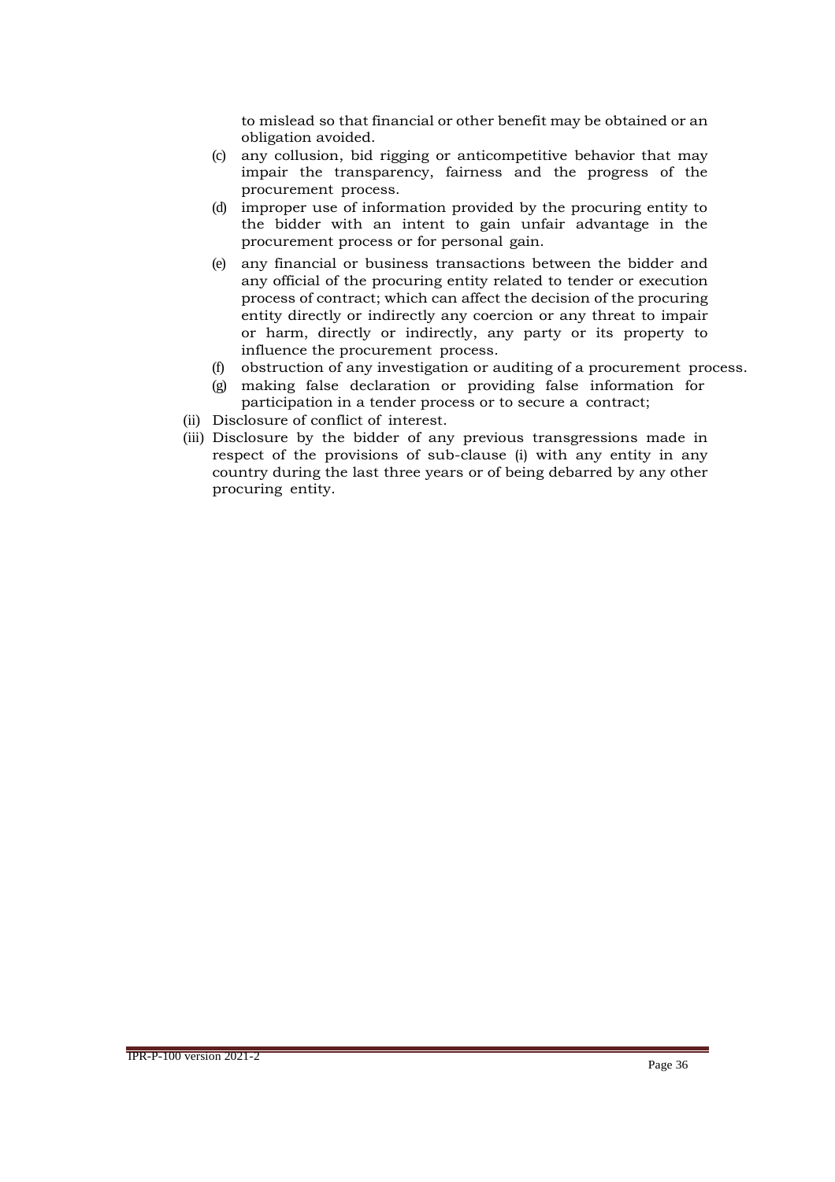to mislead so that financial or other benefit may be obtained or an obligation avoided.

(c) any collusion, bid rigging or anticompetitive behavior that may impair the transparency, fairness and the progress of the procurement process.

(d) improper use of information provided by the procuring entity to the bidder with an intent to gain unfair advantage in the procurement process or for personal gain.

(e) any financial or business transactions between the bidder and any official of the procuring entity related to tender or execution process of contract; which can affect the decision of the procuring entity directly or indirectly any coercion or any threat to impair or harm, directly or indirectly, any party or its property to influence the procurement process.

(f) obstruction of any investigation or auditing of a procurement process.

(g) making false declaration or providing false information for participation in a tender process or to secure a contract;

(ii) Disclosure of conflict of interest.

(iii) Disclosure by the bidder of any previous transgressions made in respect of the provisions of sub-clause (i) with any entity in any country during the last three years or of being debarred by any other procuring entity.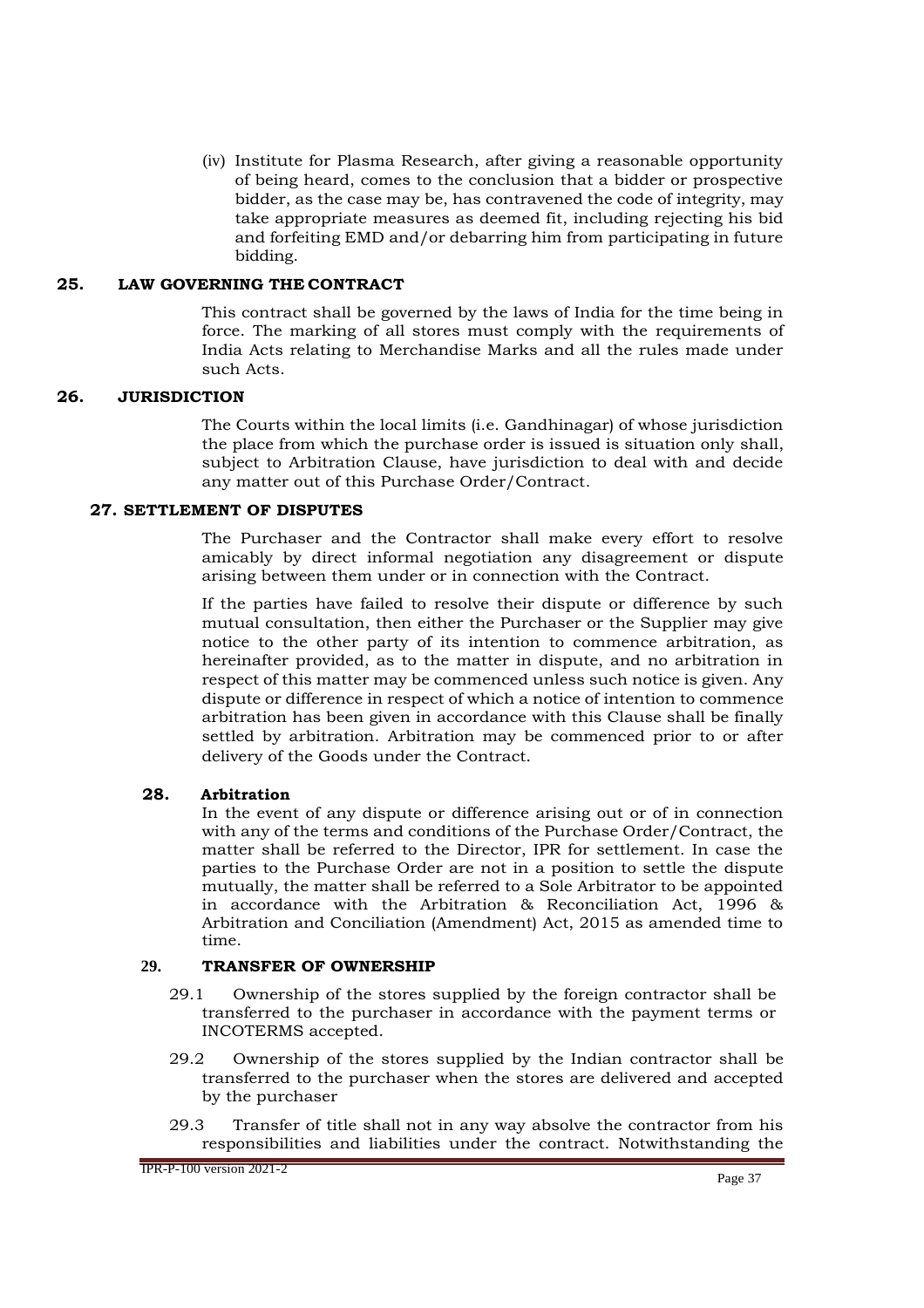(iv) Institute for Plasma Research, after giving a reasonable opportunity of being heard, comes to the conclusion that a bidder or prospective bidder, as the case may be, has contravened the code of integrity, may take appropriate measures as deemed fit, including rejecting his bid and forfeiting EMD and/or debarring him from participating in future bidding.

## 25. LAW GOVERNING THE CONTRACT

This contract shall be governed by the laws of India for the time being in force. The marking of all stores must comply with the requirements of India Acts relating to Merchandise Marks and all the rules made under such Acts.

## 26. JURISDICTION

The Courts within the local limits (i.e. Gandhinagar) of whose jurisdiction the place from which the purchase order is issued is situation only shall, subject to Arbitration Clause, have jurisdiction to deal with and decide any matter out of this Purchase Order/Contract.

## 27. SETTLEMENT OF DISPUTES

The Purchaser and the Contractor shall make every effort to resolve amicably by direct informal negotiation any disagreement or dispute arising between them under or in connection with the Contract.

If the parties have failed to resolve their dispute or difference by such mutual consultation, then either the Purchaser or the Supplier may give notice to the other party of its intention to commence arbitration, as hereinafter provided, as to the matter in dispute, and no arbitration in respect of this matter may be commenced unless such notice is given. Any dispute or difference in respect of which a notice of intention to commence arbitration has been given in accordance with this Clause shall be finally settled by arbitration. Arbitration may be commenced prior to or after delivery of the Goods under the Contract.

## 28. Arbitration

In the event of any dispute or difference arising out or of in connection with any of the terms and conditions of the Purchase Order/Contract, the matter shall be referred to the Director, IPR for settlement. In case the parties to the Purchase Order are not in a position to settle the dispute mutually, the matter shall be referred to a Sole Arbitrator to be appointed in accordance with the Arbitration & Reconciliation Act, 1996 & Arbitration and Conciliation (Amendment) Act, 2015 as amended time to time.

## 29. TRANSFER OF OWNERSHIP

29.1 Ownership of the stores supplied by the foreign contractor shall be transferred to the purchaser in accordance with the payment terms or INCOTERMS accepted.

29.2 Ownership of the stores supplied by the Indian contractor shall be transferred to the purchaser when the stores are delivered and accepted by the purchaser

29.3 Transfer of title shall not in any way absolve the contractor from his responsibilities and liabilities under the contract. Notwithstanding the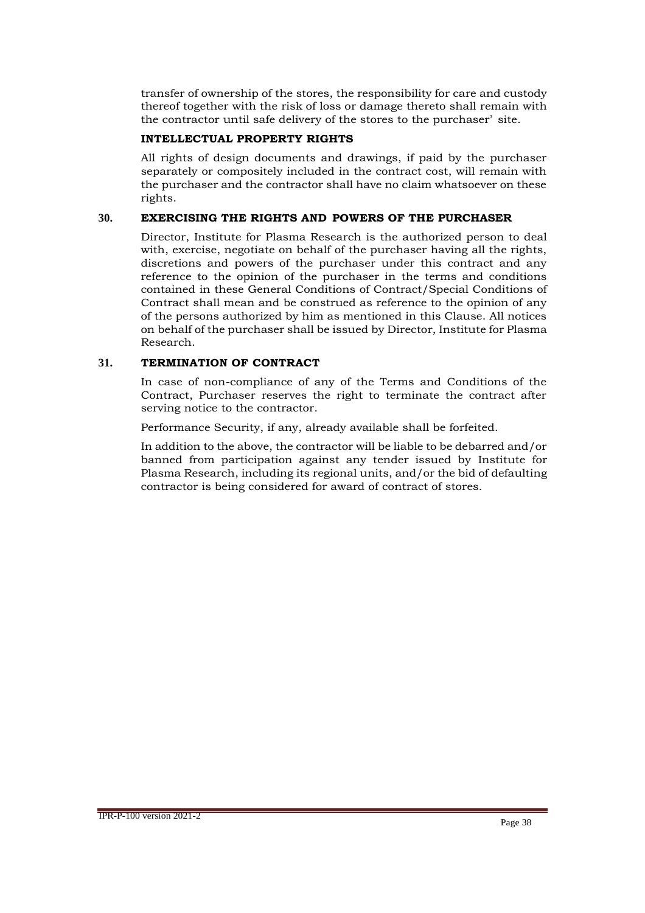transfer of ownership of the stores, the responsibility for care and custody thereof together with the risk of loss or damage thereto shall remain with the contractor until safe delivery of the stores to the purchaser' site.

**INTELLECTUAL PROPERTY RIGHTS**

All rights of design documents and drawings, if paid by the purchaser separately or compositely included in the contract cost, will remain with the purchaser and the contractor shall have no claim whatsoever on these rights.

## 30. EXERCISING THE RIGHTS AND POWERS OF THE PURCHASER

Director, Institute for Plasma Research is the authorized person to deal with, exercise, negotiate on behalf of the purchaser having all the rights, discretions and powers of the purchaser under this contract and any reference to the opinion of the purchaser in the terms and conditions contained in these General Conditions of Contract/Special Conditions of Contract shall mean and be construed as reference to the opinion of any of the persons authorized by him as mentioned in this Clause. All notices on behalf of the purchaser shall be issued by Director, Institute for Plasma Research.

## 31. TERMINATION OF CONTRACT

In case of non-compliance of any of the Terms and Conditions of the Contract, Purchaser reserves the right to terminate the contract after serving notice to the contractor.

Performance Security, if any, already available shall be forfeited.

In addition to the above, the contractor will be liable to be debarred and/or banned from participation against any tender issued by Institute for Plasma Research, including its regional units, and/or the bid of defaulting contractor is being considered for award of contract of stores.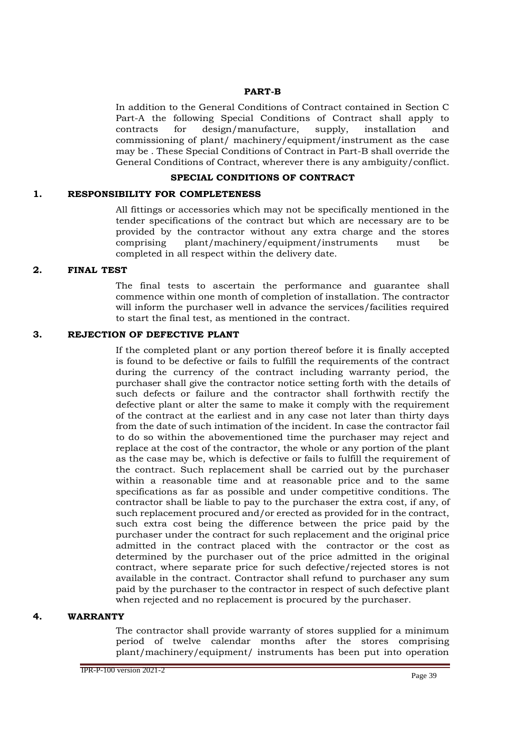## PART-B

In addition to the General Conditions of Contract contained in Section C Part-A the following Special Conditions of Contract shall apply to contracts for design/manufacture, supply, installation and commissioning of plant/ machinery/equipment/instrument as the case may be . These Special Conditions of Contract in Part-B shall override the General Conditions of Contract, wherever there is any ambiguity/conflict.

### SPECIAL CONDITIONS OF CONTRACT

### 1. RESPONSIBILITY FOR COMPLETENESS

All fittings or accessories which may not be specifically mentioned in the tender specifications of the contract but which are necessary are to be provided by the contractor without any extra charge and the stores comprising plant/machinery/equipment/instruments must be completed in all respect within the delivery date.

### 2. FINAL TEST

The final tests to ascertain the performance and guarantee shall commence within one month of completion of installation. The contractor will inform the purchaser well in advance the services/facilities required to start the final test, as mentioned in the contract.

### 3. REJECTION OF DEFECTIVE PLANT

If the completed plant or any portion thereof before it is finally accepted is found to be defective or fails to fulfill the requirements of the contract during the currency of the contract including warranty period, the purchaser shall give the contractor notice setting forth with the details of such defects or failure and the contractor shall forthwith rectify the defective plant or alter the same to make it comply with the requirement of the contract at the earliest and in any case not later than thirty days from the date of such intimation of the incident. In case the contractor fail to do so within the abovementioned time the purchaser may reject and replace at the cost of the contractor, the whole or any portion of the plant as the case may be, which is defective or fails to fulfill the requirement of the contract. Such replacement shall be carried out by the purchaser within a reasonable time and at reasonable price and to the same specifications as far as possible and under competitive conditions. The contractor shall be liable to pay to the purchaser the extra cost, if any, of such replacement procured and/or erected as provided for in the contract, such extra cost being the difference between the price paid by the purchaser under the contract for such replacement and the original price admitted in the contract placed with the contractor or the cost as determined by the purchaser out of the price admitted in the original contract, where separate price for such defective/rejected stores is not available in the contract. Contractor shall refund to purchaser any sum paid by the purchaser to the contractor in respect of such defective plant when rejected and no replacement is procured by the purchaser.

### 4. WARRANTY

The contractor shall provide warranty of stores supplied for a minimum period of twelve calendar months after the stores comprising plant/machinery/equipment/ instruments has been put into operation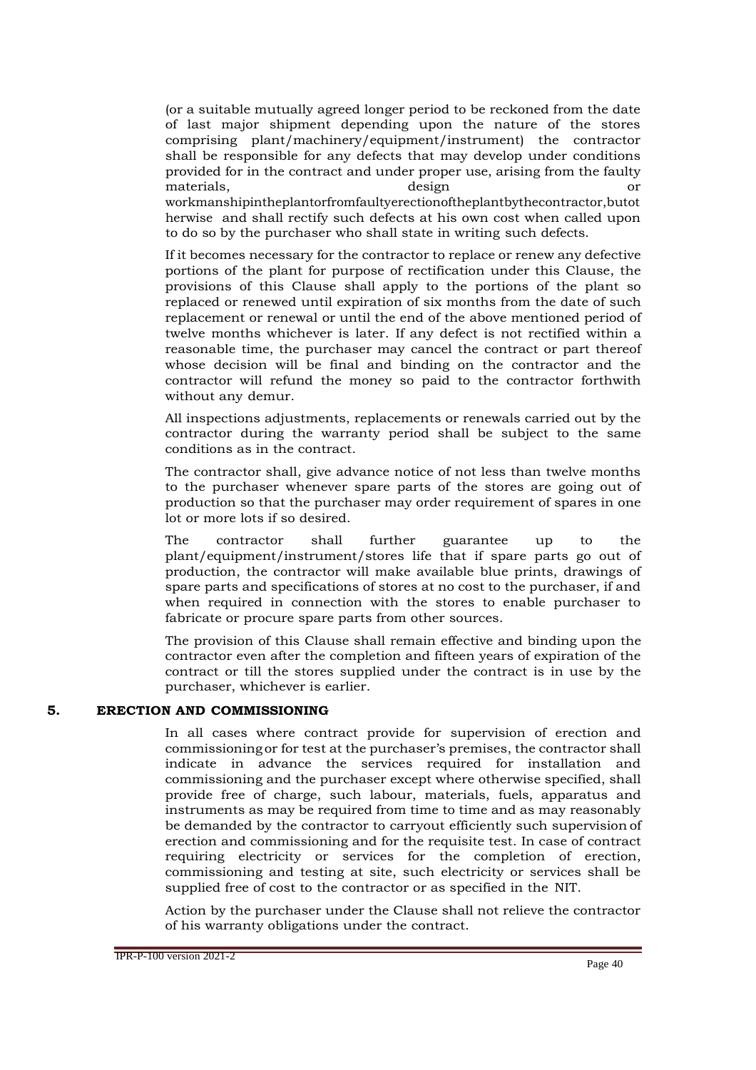(or a suitable mutually agreed longer period to be reckoned from the date of last major shipment depending upon the nature of the stores comprising plant/machinery/equipment/instrument) the contractor shall be responsible for any defects that may develop under conditions provided for in the contract and under proper use, arising from the faulty materials, design or workmanshipintheplantorfromfaultyerectionoftheplantbythecontractor,butotherwise and shall rectify such defects at his own cost when called upon to do so by the purchaser who shall state in writing such defects.

If it becomes necessary for the contractor to replace or renew any defective portions of the plant for purpose of rectification under this Clause, the provisions of this Clause shall apply to the portions of the plant so replaced or renewed until expiration of six months from the date of such replacement or renewal or until the end of the above mentioned period of twelve months whichever is later. If any defect is not rectified within a reasonable time, the purchaser may cancel the contract or part thereof whose decision will be final and binding on the contractor and the contractor will refund the money so paid to the contractor forthwith without any demur.

All inspections adjustments, replacements or renewals carried out by the contractor during the warranty period shall be subject to the same conditions as in the contract.

The contractor shall, give advance notice of not less than twelve months to the purchaser whenever spare parts of the stores are going out of production so that the purchaser may order requirement of spares in one lot or more lots if so desired.

The contractor shall further guarantee up to the plant/equipment/instrument/stores life that if spare parts go out of production, the contractor will make available blue prints, drawings of spare parts and specifications of stores at no cost to the purchaser, if and when required in connection with the stores to enable purchaser to fabricate or procure spare parts from other sources.

The provision of this Clause shall remain effective and binding upon the contractor even after the completion and fifteen years of expiration of the contract or till the stores supplied under the contract is in use by the purchaser, whichever is earlier.

## 5. ERECTION AND COMMISSIONING

In all cases where contract provide for supervision of erection and commissioning or for test at the purchaser's premises, the contractor shall indicate in advance the services required for installation and commissioning and the purchaser except where otherwise specified, shall provide free of charge, such labour, materials, fuels, apparatus and instruments as may be required from time to time and as may reasonably be demanded by the contractor to carryout efficiently such supervision of erection and commissioning and for the requisite test. In case of contract requiring electricity or services for the completion of erection, commissioning and testing at site, such electricity or services shall be supplied free of cost to the contractor or as specified in the NIT.

Action by the purchaser under the Clause shall not relieve the contractor of his warranty obligations under the contract.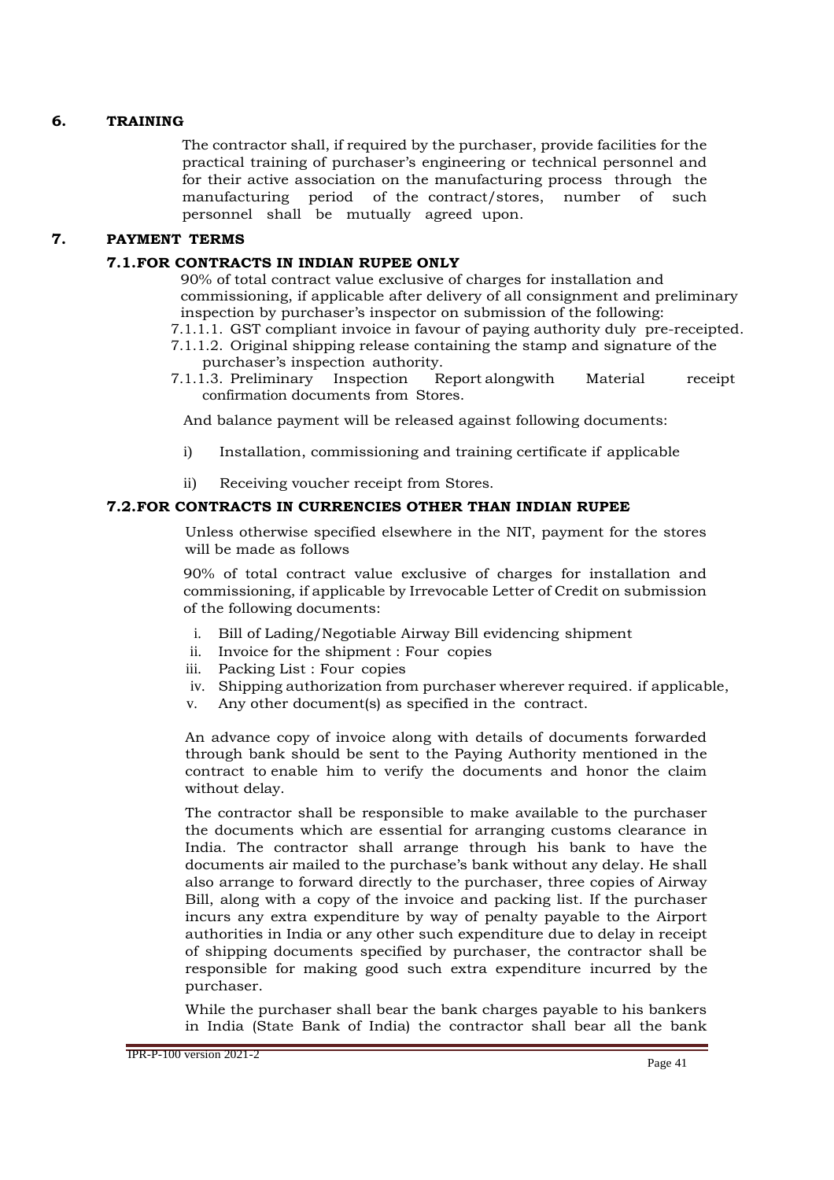## 6. TRAINING

The contractor shall, if required by the purchaser, provide facilities for the practical training of purchaser's engineering or technical personnel and for their active association on the manufacturing process through the manufacturing period of the contract/stores, number of such personnel shall be mutually agreed upon.

## 7. PAYMENT TERMS

### 7.1. FOR CONTRACTS IN INDIAN RUPEE ONLY

90% of total contract value exclusive of charges for installation and commissioning, if applicable after delivery of all consignment and preliminary inspection by purchaser's inspector on submission of the following:

7.1.1.1. GST compliant invoice in favour of paying authority duly pre-receipted.

7.1.1.2. Original shipping release containing the stamp and signature of the purchaser's inspection authority.

7.1.1.3. Preliminary Inspection Report alongwith Material receipt confirmation documents from Stores.

And balance payment will be released against following documents:

i) Installation, commissioning and training certificate if applicable

ii) Receiving voucher receipt from Stores.

### 7.2. FOR CONTRACTS IN CURRENCIES OTHER THAN INDIAN RUPEE

Unless otherwise specified elsewhere in the NIT, payment for the stores will be made as follows

90% of total contract value exclusive of charges for installation and commissioning, if applicable by Irrevocable Letter of Credit on submission of the following documents:

i. Bill of Lading/Negotiable Airway Bill evidencing shipment
ii. Invoice for the shipment : Four copies
iii. Packing List : Four copies
iv. Shipping authorization from purchaser wherever required. if applicable,
v. Any other document(s) as specified in the contract.

An advance copy of invoice along with details of documents forwarded through bank should be sent to the Paying Authority mentioned in the contract to enable him to verify the documents and honor the claim without delay.

The contractor shall be responsible to make available to the purchaser the documents which are essential for arranging customs clearance in India. The contractor shall arrange through his bank to have the documents air mailed to the purchase's bank without any delay. He shall also arrange to forward directly to the purchaser, three copies of Airway Bill, along with a copy of the invoice and packing list. If the purchaser incurs any extra expenditure by way of penalty payable to the Airport authorities in India or any other such expenditure due to delay in receipt of shipping documents specified by purchaser, the contractor shall be responsible for making good such extra expenditure incurred by the purchaser.

While the purchaser shall bear the bank charges payable to his bankers in India (State Bank of India) the contractor shall bear all the bank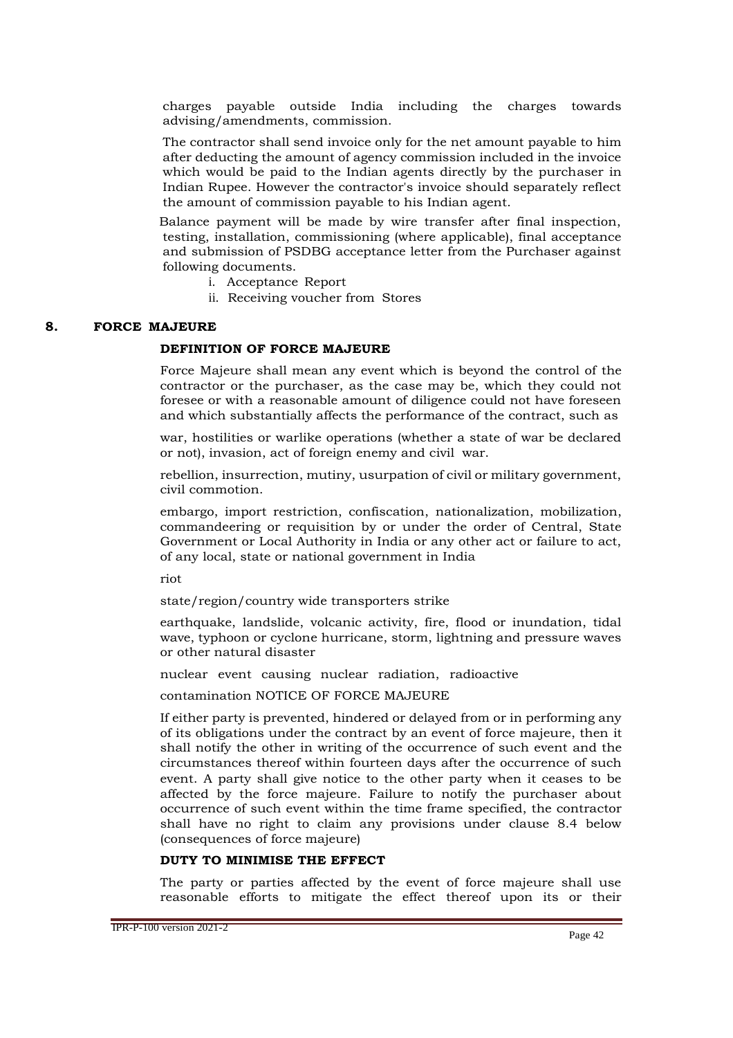charges payable outside India including the charges towards advising/amendments, commission.

The contractor shall send invoice only for the net amount payable to him after deducting the amount of agency commission included in the invoice which would be paid to the Indian agents directly by the purchaser in Indian Rupee. However the contractor's invoice should separately reflect the amount of commission payable to his Indian agent.

Balance payment will be made by wire transfer after final inspection, testing, installation, commissioning (where applicable), final acceptance and submission of PSDBG acceptance letter from the Purchaser against following documents.

i. Acceptance Report
ii. Receiving voucher from Stores

## 8. FORCE MAJEURE

### DEFINITION OF FORCE MAJEURE

Force Majeure shall mean any event which is beyond the control of the contractor or the purchaser, as the case may be, which they could not foresee or with a reasonable amount of diligence could not have foreseen and which substantially affects the performance of the contract, such as

war, hostilities or warlike operations (whether a state of war be declared or not), invasion, act of foreign enemy and civil war.

rebellion, insurrection, mutiny, usurpation of civil or military government, civil commotion.

embargo, import restriction, confiscation, nationalization, mobilization, commandeering or requisition by or under the order of Central, State Government or Local Authority in India or any other act or failure to act, of any local, state or national government in India

riot

state/region/country wide transporters strike

earthquake, landslide, volcanic activity, fire, flood or inundation, tidal wave, typhoon or cyclone hurricane, storm, lightning and pressure waves or other natural disaster

nuclear event causing nuclear radiation, radioactive

contamination NOTICE OF FORCE MAJEURE

If either party is prevented, hindered or delayed from or in performing any of its obligations under the contract by an event of force majeure, then it shall notify the other in writing of the occurrence of such event and the circumstances thereof within fourteen days after the occurrence of such event. A party shall give notice to the other party when it ceases to be affected by the force majeure. Failure to notify the purchaser about occurrence of such event within the time frame specified, the contractor shall have no right to claim any provisions under clause 8.4 below (consequences of force majeure)

### DUTY TO MINIMISE THE EFFECT

The party or parties affected by the event of force majeure shall use reasonable efforts to mitigate the effect thereof upon its or their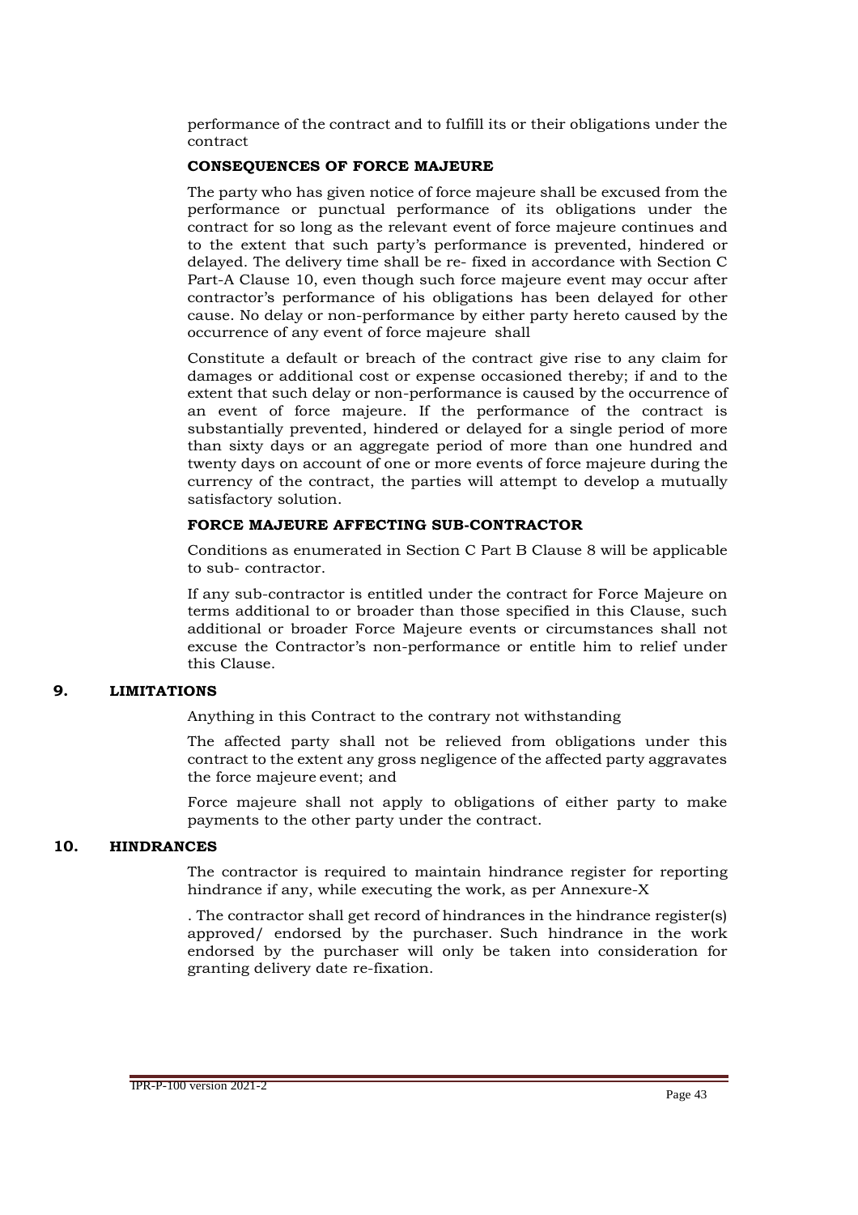performance of the contract and to fulfill its or their obligations under the contract

**CONSEQUENCES OF FORCE MAJEURE**

The party who has given notice of force majeure shall be excused from the performance or punctual performance of its obligations under the contract for so long as the relevant event of force majeure continues and to the extent that such party's performance is prevented, hindered or delayed. The delivery time shall be re- fixed in accordance with Section C Part-A Clause 10, even though such force majeure event may occur after contractor's performance of his obligations has been delayed for other cause. No delay or non-performance by either party hereto caused by the occurrence of any event of force majeure shall

Constitute a default or breach of the contract give rise to any claim for damages or additional cost or expense occasioned thereby; if and to the extent that such delay or non-performance is caused by the occurrence of an event of force majeure. If the performance of the contract is substantially prevented, hindered or delayed for a single period of more than sixty days or an aggregate period of more than one hundred and twenty days on account of one or more events of force majeure during the currency of the contract, the parties will attempt to develop a mutually satisfactory solution.

**FORCE MAJEURE AFFECTING SUB-CONTRACTOR**

Conditions as enumerated in Section C Part B Clause 8 will be applicable to sub- contractor.

If any sub-contractor is entitled under the contract for Force Majeure on terms additional to or broader than those specified in this Clause, such additional or broader Force Majeure events or circumstances shall not excuse the Contractor's non-performance or entitle him to relief under this Clause.

## 9. LIMITATIONS

Anything in this Contract to the contrary not withstanding

The affected party shall not be relieved from obligations under this contract to the extent any gross negligence of the affected party aggravates the force majeure event; and

Force majeure shall not apply to obligations of either party to make payments to the other party under the contract.

## 10. HINDRANCES

The contractor is required to maintain hindrance register for reporting hindrance if any, while executing the work, as per Annexure-X

. The contractor shall get record of hindrances in the hindrance register(s) approved/ endorsed by the purchaser. Such hindrance in the work endorsed by the purchaser will only be taken into consideration for granting delivery date re-fixation.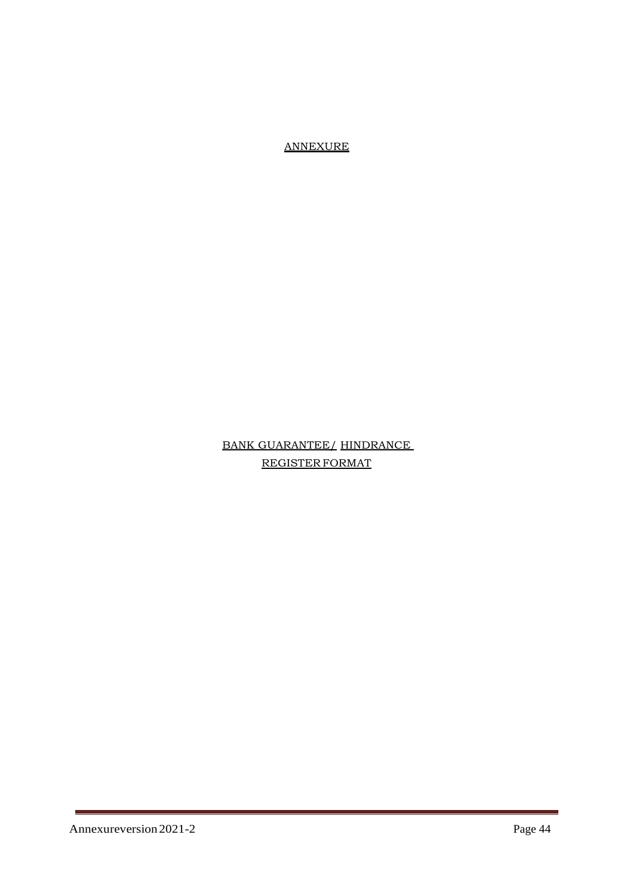ANNEXURE

BANK GUARANTEE/ HINDRANCE REGISTER FORMAT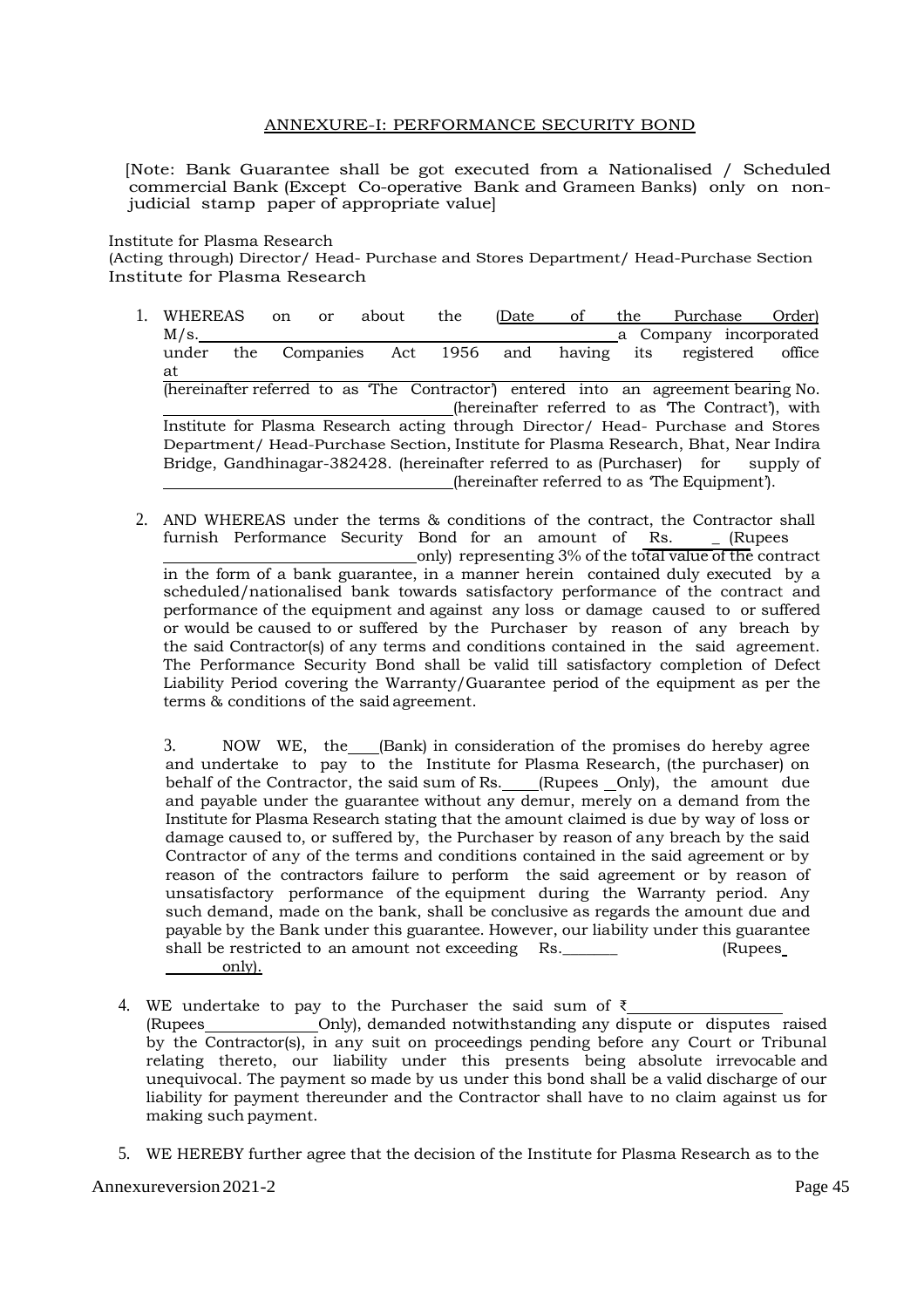ANNEXURE-I: PERFORMANCE SECURITY BOND

[Note: Bank Guarantee shall be got executed from a Nationalised / Scheduled commercial Bank (Except Co-operative Bank and Grameen Banks) only on non-judicial stamp paper of appropriate value]

Institute for Plasma Research
(Acting through) Director/ Head- Purchase and Stores Department/ Head-Purchase Section
Institute for Plasma Research

1. WHEREAS on or about the (Date of the Purchase Order) M/s.\_\_\_\_\_\_\_\_\_\_\_\_\_\_\_\_\_\_\_\_\_\_\_\_\_\_\_\_\_\_\_\_\_\_\_\_ a Company incorporated under the Companies Act 1956 and having its registered office at \_\_\_\_\_\_\_\_\_\_\_\_\_\_\_\_\_\_\_\_\_\_\_\_\_\_\_\_\_\_\_\_\_\_\_\_\_\_\_\_\_\_\_\_\_\_\_\_\_\_\_\_\_\_\_\_ (hereinafter referred to as 'The Contractor') entered into an agreement bearing No. \_\_\_\_\_\_\_\_\_\_\_\_\_\_\_\_\_\_\_\_\_\_\_\_\_\_\_\_ (hereinafter referred to as 'The Contract'), with Institute for Plasma Research acting through Director/ Head- Purchase and Stores Department/ Head-Purchase Section, Institute for Plasma Research, Bhat, Near Indira Bridge, Gandhinagar-382428. (hereinafter referred to as (Purchaser) for supply of \_\_\_\_\_\_\_\_\_\_\_\_\_\_\_\_\_\_\_\_\_\_\_\_\_\_\_\_ (hereinafter referred to as 'The Equipment').

2. AND WHEREAS under the terms & conditions of the contract, the Contractor shall furnish Performance Security Bond for an amount of Rs. \_\_\_\_\_ (Rupees \_\_\_\_\_\_\_\_\_\_\_\_\_\_\_\_\_\_\_\_\_\_\_\_ only) representing 3% of the total value of the contract in the form of a bank guarantee, in a manner herein contained duly executed by a scheduled/nationalised bank towards satisfactory performance of the contract and performance of the equipment and against any loss or damage caused to or suffered or would be caused to or suffered by the Purchaser by reason of any breach by the said Contractor(s) of any terms and conditions contained in the said agreement. The Performance Security Bond shall be valid till satisfactory completion of Defect Liability Period covering the Warranty/Guarantee period of the equipment as per the terms & conditions of the said agreement.

3. NOW WE, the \_\_\_\_ (Bank) in consideration of the promises do hereby agree and undertake to pay to the Institute for Plasma Research, (the purchaser) on behalf of the Contractor, the said sum of Rs.\_\_\_\_\_ (Rupees \_Only), the amount due and payable under the guarantee without any demur, merely on a demand from the Institute for Plasma Research stating that the amount claimed is due by way of loss or damage caused to, or suffered by, the Purchaser by reason of any breach by the said Contractor of any of the terms and conditions contained in the said agreement or by reason of the contractors failure to perform the said agreement or by reason of unsatisfactory performance of the equipment during the Warranty period. Any such demand, made on the bank, shall be conclusive as regards the amount due and payable by the Bank under this guarantee. However, our liability under this guarantee shall be restricted to an amount not exceeding Rs.\_\_\_\_\_\_\_ (Rupees \_\_\_\_\_\_\_\_ only).

4. WE undertake to pay to the Purchaser the said sum of ₹\_\_\_\_\_\_\_\_\_\_\_\_\_\_\_\_\_ (Rupees\_\_\_\_\_\_\_\_\_\_\_\_\_\_ Only), demanded notwithstanding any dispute or disputes raised by the Contractor(s), in any suit on proceedings pending before any Court or Tribunal relating thereto, our liability under this presents being absolute irrevocable and unequivocal. The payment so made by us under this bond shall be a valid discharge of our liability for payment thereunder and the Contractor shall have to no claim against us for making such payment.

5. WE HEREBY further agree that the decision of the Institute for Plasma Research as to the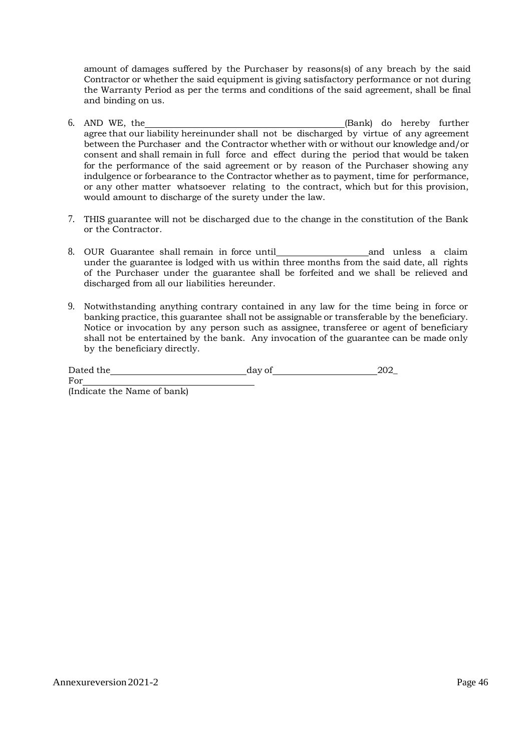amount of damages suffered by the Purchaser by reasons(s) of any breach by the said Contractor or whether the said equipment is giving satisfactory performance or not during the Warranty Period as per the terms and conditions of the said agreement, shall be final and binding on us.

6. AND WE, the\_\_\_\_\_\_\_\_\_\_\_\_\_\_\_\_\_\_\_\_\_\_\_\_\_\_\_\_\_\_\_\_\_\_\_\_\_\_\_\_\_\_(Bank) do hereby further agree that our liability hereinunder shall not be discharged by virtue of any agreement between the Purchaser and the Contractor whether with or without our knowledge and/or consent and shall remain in full force and effect during the period that would be taken for the performance of the said agreement or by reason of the Purchaser showing any indulgence or forbearance to the Contractor whether as to payment, time for performance, or any other matter whatsoever relating to the contract, which but for this provision, would amount to discharge of the surety under the law.

7. THIS guarantee will not be discharged due to the change in the constitution of the Bank or the Contractor.

8. OUR Guarantee shall remain in force until\_\_\_\_\_\_\_\_\_\_\_\_\_\_\_\_\_\_\_\_and unless a claim under the guarantee is lodged with us within three months from the said date, all rights of the Purchaser under the guarantee shall be forfeited and we shall be relieved and discharged from all our liabilities hereunder.

9. Notwithstanding anything contrary contained in any law for the time being in force or banking practice, this guarantee shall not be assignable or transferable by the beneficiary. Notice or invocation by any person such as assignee, transferee or agent of beneficiary shall not be entertained by the bank. Any invocation of the guarantee can be made only by the beneficiary directly.

Dated the\_\_\_\_\_\_\_\_\_\_\_\_\_\_\_\_\_\_\_\_\_\_\_\_\_\_\_\_\_\_day of\_\_\_\_\_\_\_\_\_\_\_\_\_\_\_\_\_\_\_\_\_\_\_202\_

For\_\_\_\_\_\_\_\_\_\_\_\_\_\_\_\_\_\_\_\_\_\_\_\_\_\_\_\_\_\_\_\_\_\_\_\_

(Indicate the Name of bank)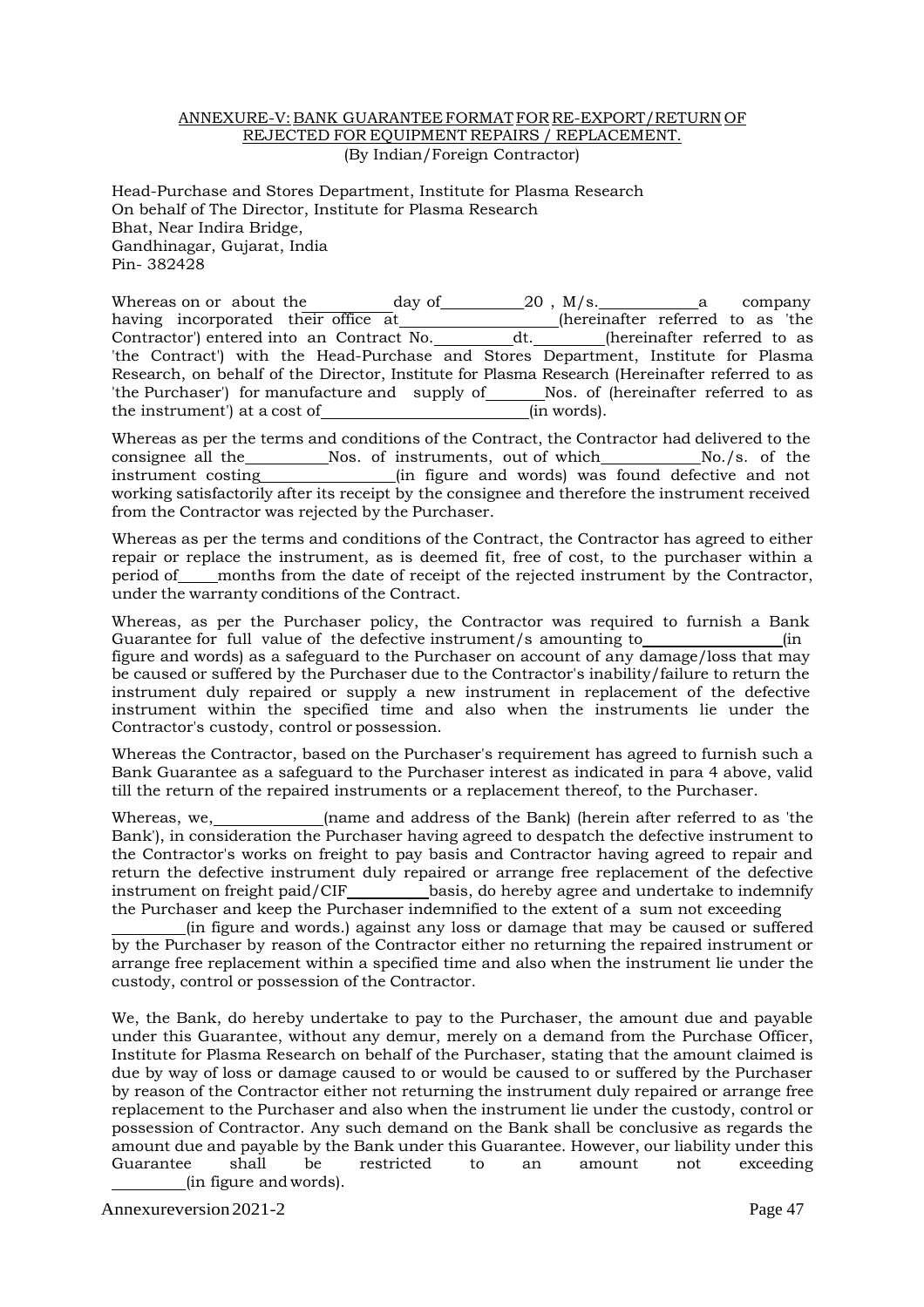# ANNEXURE-V: BANK GUARANTEE FORMAT FOR RE-EXPORT/RETURN OF REJECTED FOR EQUIPMENT REPAIRS / REPLACEMENT.

(By Indian/Foreign Contractor)

Head-Purchase and Stores Department, Institute for Plasma Research
On behalf of The Director, Institute for Plasma Research
Bhat, Near Indira Bridge,
Gandhinagar, Gujarat, India
Pin- 382428

Whereas on or about the ________ day of ________ 20 , M/s. __________ a company having incorporated their office at __________________ (hereinafter referred to as 'the Contractor') entered into an Contract No. ________ dt. ________ (hereinafter referred to as 'the Contract') with the Head-Purchase and Stores Department, Institute for Plasma Research, on behalf of the Director, Institute for Plasma Research (Hereinafter referred to as 'the Purchaser') for manufacture and supply of ______ Nos. of (hereinafter referred to as the instrument') at a cost of ________________________ (in words).

Whereas as per the terms and conditions of the Contract, the Contractor had delivered to the consignee all the ________ Nos. of instruments, out of which __________ No./s. of the instrument costing ______________ (in figure and words) was found defective and not working satisfactorily after its receipt by the consignee and therefore the instrument received from the Contractor was rejected by the Purchaser.

Whereas as per the terms and conditions of the Contract, the Contractor has agreed to either repair or replace the instrument, as is deemed fit, free of cost, to the purchaser within a period of _____ months from the date of receipt of the rejected instrument by the Contractor, under the warranty conditions of the Contract.

Whereas, as per the Purchaser policy, the Contractor was required to furnish a Bank Guarantee for full value of the defective instrument/s amounting to ________________ (in figure and words) as a safeguard to the Purchaser on account of any damage/loss that may be caused or suffered by the Purchaser due to the Contractor's inability/failure to return the instrument duly repaired or supply a new instrument in replacement of the defective instrument within the specified time and also when the instruments lie under the Contractor's custody, control or possession.

Whereas the Contractor, based on the Purchaser's requirement has agreed to furnish such a Bank Guarantee as a safeguard to the Purchaser interest as indicated in para 4 above, valid till the return of the repaired instruments or a replacement thereof, to the Purchaser.

Whereas, we, ____________ (name and address of the Bank) (herein after referred to as 'the Bank'), in consideration the Purchaser having agreed to despatch the defective instrument to the Contractor's works on freight to pay basis and Contractor having agreed to repair and return the defective instrument duly repaired or arrange free replacement of the defective instrument on freight paid/CIF _________ basis, do hereby agree and undertake to indemnify the Purchaser and keep the Purchaser indemnified to the extent of a sum not exceeding ________ (in figure and words.) against any loss or damage that may be caused or suffered by the Purchaser by reason of the Contractor either no returning the repaired instrument or arrange free replacement within a specified time and also when the instrument lie under the custody, control or possession of the Contractor.

We, the Bank, do hereby undertake to pay to the Purchaser, the amount due and payable under this Guarantee, without any demur, merely on a demand from the Purchase Officer, Institute for Plasma Research on behalf of the Purchaser, stating that the amount claimed is due by way of loss or damage caused to or would be caused to or suffered by the Purchaser by reason of the Contractor either not returning the instrument duly repaired or arrange free replacement to the Purchaser and also when the instrument lie under the custody, control or possession of Contractor. Any such demand on the Bank shall be conclusive as regards the amount due and payable by the Bank under this Guarantee. However, our liability under this Guarantee shall be restricted to an amount not exceeding ________ (in figure and words).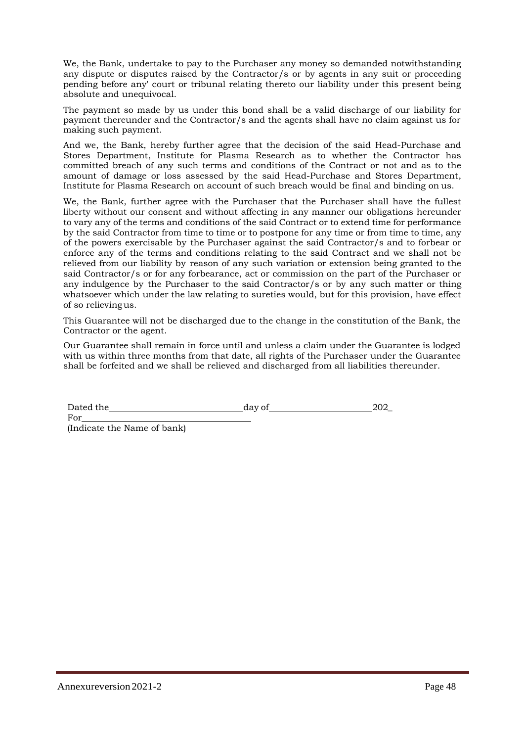We, the Bank, undertake to pay to the Purchaser any money so demanded notwithstanding any dispute or disputes raised by the Contractor/s or by agents in any suit or proceeding pending before any' court or tribunal relating thereto our liability under this present being absolute and unequivocal.

The payment so made by us under this bond shall be a valid discharge of our liability for payment thereunder and the Contractor/s and the agents shall have no claim against us for making such payment.

And we, the Bank, hereby further agree that the decision of the said Head-Purchase and Stores Department, Institute for Plasma Research as to whether the Contractor has committed breach of any such terms and conditions of the Contract or not and as to the amount of damage or loss assessed by the said Head-Purchase and Stores Department, Institute for Plasma Research on account of such breach would be final and binding on us.

We, the Bank, further agree with the Purchaser that the Purchaser shall have the fullest liberty without our consent and without affecting in any manner our obligations hereunder to vary any of the terms and conditions of the said Contract or to extend time for performance by the said Contractor from time to time or to postpone for any time or from time to time, any of the powers exercisable by the Purchaser against the said Contractor/s and to forbear or enforce any of the terms and conditions relating to the said Contract and we shall not be relieved from our liability by reason of any such variation or extension being granted to the said Contractor/s or for any forbearance, act or commission on the part of the Purchaser or any indulgence by the Purchaser to the said Contractor/s or by any such matter or thing whatsoever which under the law relating to sureties would, but for this provision, have effect of so relieving us.

This Guarantee will not be discharged due to the change in the constitution of the Bank, the Contractor or the agent.

Our Guarantee shall remain in force until and unless a claim under the Guarantee is lodged with us within three months from that date, all rights of the Purchaser under the Guarantee shall be forfeited and we shall be relieved and discharged from all liabilities thereunder.

Dated the ______________________ day of ____________________ 202_

For ______________________________

(Indicate the Name of bank)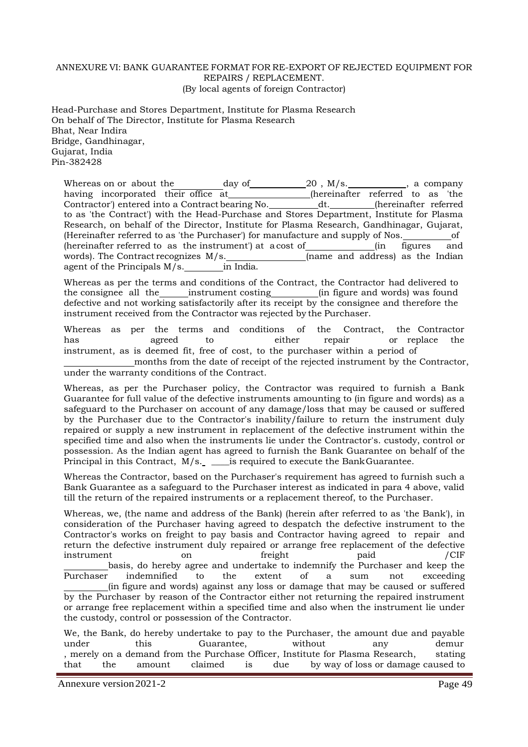# ANNEXURE VI: BANK GUARANTEE FORMAT FOR RE-EXPORT OF REJECTED EQUIPMENT FOR REPAIRS / REPLACEMENT.

(By local agents of foreign Contractor)

Head-Purchase and Stores Department, Institute for Plasma Research
On behalf of The Director, Institute for Plasma Research
Bhat, Near Indira
Bridge, Gandhinagar,
Gujarat, India
Pin-382428

Whereas on or about the ________ day of __________ 20 , M/s. __________, a company having incorporated their office at ______________ (hereinafter referred to as 'the Contractor') entered into a Contract bearing No. _________ dt. ________ (hereinafter referred to as 'the Contract') with the Head-Purchase and Stores Department, Institute for Plasma Research, on behalf of the Director, Institute for Plasma Research, Gandhinagar, Gujarat, (Hereinafter referred to as 'the Purchaser') for manufacture and supply of Nos. ________ of (hereinafter referred to as the instrument') at a cost of ____________ (in figures and words). The Contract recognizes M/s. ______________ (name and address) as the Indian agent of the Principals M/s. ________ in India.

Whereas as per the terms and conditions of the Contract, the Contractor had delivered to the consignee all the _____ instrument costing ________ (in figure and words) was found defective and not working satisfactorily after its receipt by the consignee and therefore the instrument received from the Contractor was rejected by the Purchaser.

Whereas as per the terms and conditions of the Contract, the Contractor has agreed to either repair or replace the instrument, as is deemed fit, free of cost, to the purchaser within a period of ____________ months from the date of receipt of the rejected instrument by the Contractor, under the warranty conditions of the Contract.

Whereas, as per the Purchaser policy, the Contractor was required to furnish a Bank Guarantee for full value of the defective instruments amounting to (in figure and words) as a safeguard to the Purchaser on account of any damage/loss that may be caused or suffered by the Purchaser due to the Contractor's inability/failure to return the instrument duly repaired or supply a new instrument in replacement of the defective instrument within the specified time and also when the instruments lie under the Contractor's. custody, control or possession. As the Indian agent has agreed to furnish the Bank Guarantee on behalf of the Principal in this Contract, M/s. ____ is required to execute the Bank Guarantee.

Whereas the Contractor, based on the Purchaser's requirement has agreed to furnish such a Bank Guarantee as a safeguard to the Purchaser interest as indicated in para 4 above, valid till the return of the repaired instruments or a replacement thereof, to the Purchaser.

Whereas, we, (the name and address of the Bank) (herein after referred to as 'the Bank'), in consideration of the Purchaser having agreed to despatch the defective instrument to the Contractor's works on freight to pay basis and Contractor having agreed to repair and return the defective instrument duly repaired or arrange free replacement of the defective instrument on freight paid /CIF ________ basis, do hereby agree and undertake to indemnify the Purchaser and keep the Purchaser indemnified to the extent of a sum not exceeding ________ (in figure and words) against any loss or damage that may be caused or suffered by the Purchaser by reason of the Contractor either not returning the repaired instrument or arrange free replacement within a specified time and also when the instrument lie under the custody, control or possession of the Contractor.

We, the Bank, do hereby undertake to pay to the Purchaser, the amount due and payable under this Guarantee, without any demur , merely on a demand from the Purchase Officer, Institute for Plasma Research, stating that the amount claimed is due by way of loss or damage caused to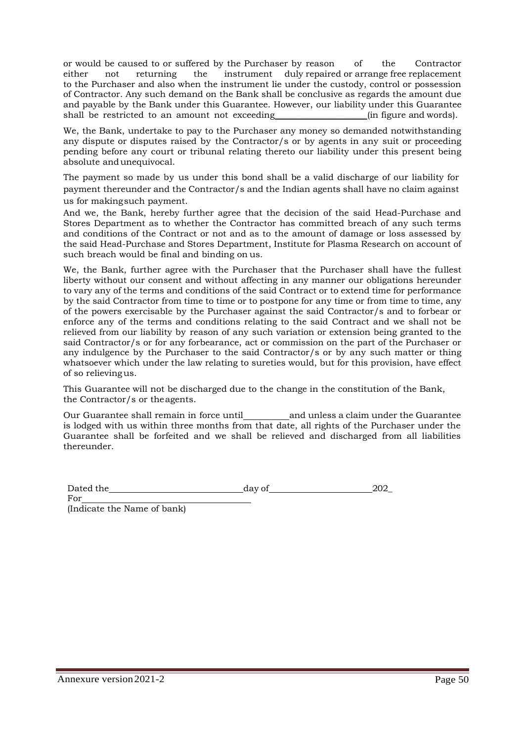or would be caused to or suffered by the Purchaser by reason of the Contractor either not returning the instrument duly repaired or arrange free replacement to the Purchaser and also when the instrument lie under the custody, control or possession of Contractor. Any such demand on the Bank shall be conclusive as regards the amount due and payable by the Bank under this Guarantee. However, our liability under this Guarantee shall be restricted to an amount not exceeding____________________(in figure and words).

We, the Bank, undertake to pay to the Purchaser any money so demanded notwithstanding any dispute or disputes raised by the Contractor/s or by agents in any suit or proceeding pending before any court or tribunal relating thereto our liability under this present being absolute and unequivocal.

The payment so made by us under this bond shall be a valid discharge of our liability for payment thereunder and the Contractor/s and the Indian agents shall have no claim against us for making such payment.

And we, the Bank, hereby further agree that the decision of the said Head-Purchase and Stores Department as to whether the Contractor has committed breach of any such terms and conditions of the Contract or not and as to the amount of damage or loss assessed by the said Head-Purchase and Stores Department, Institute for Plasma Research on account of such breach would be final and binding on us.

We, the Bank, further agree with the Purchaser that the Purchaser shall have the fullest liberty without our consent and without affecting in any manner our obligations hereunder to vary any of the terms and conditions of the said Contract or to extend time for performance by the said Contractor from time to time or to postpone for any time or from time to time, any of the powers exercisable by the Purchaser against the said Contractor/s and to forbear or enforce any of the terms and conditions relating to the said Contract and we shall not be relieved from our liability by reason of any such variation or extension being granted to the said Contractor/s or for any forbearance, act or commission on the part of the Purchaser or any indulgence by the Purchaser to the said Contractor/s or by any such matter or thing whatsoever which under the law relating to sureties would, but for this provision, have effect of so relieving us.

This Guarantee will not be discharged due to the change in the constitution of the Bank, the Contractor/s or the agents.

Our Guarantee shall remain in force until__________and unless a claim under the Guarantee is lodged with us within three months from that date, all rights of the Purchaser under the Guarantee shall be forfeited and we shall be relieved and discharged from all liabilities thereunder.

Dated the______________________________day of______________________202_

For____________________________________

(Indicate the Name of bank)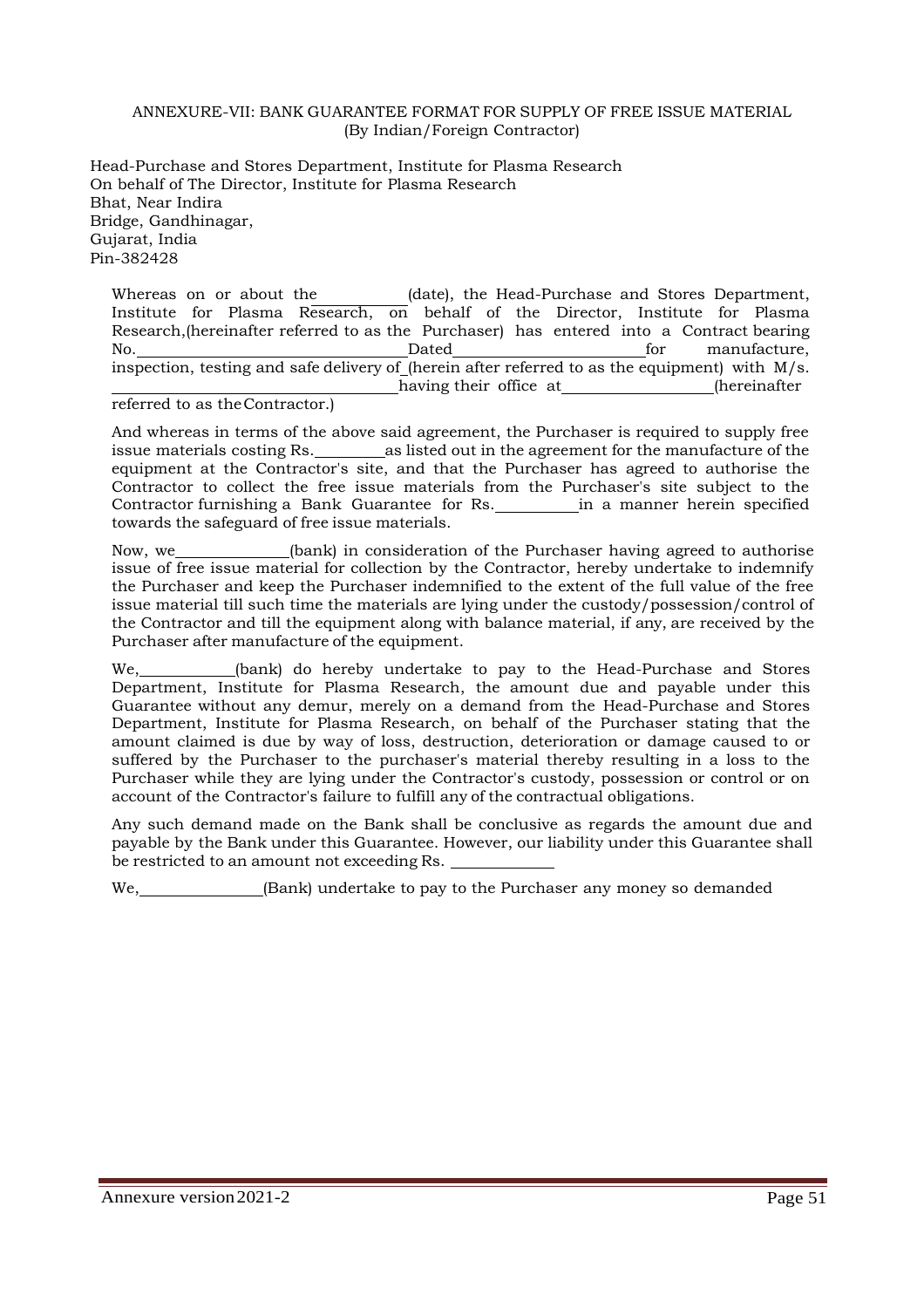ANNEXURE-VII: BANK GUARANTEE FORMAT FOR SUPPLY OF FREE ISSUE MATERIAL
(By Indian/Foreign Contractor)

Head-Purchase and Stores Department, Institute for Plasma Research
On behalf of The Director, Institute for Plasma Research
Bhat, Near Indira
Bridge, Gandhinagar,
Gujarat, India
Pin-382428

Whereas on or about the __________(date), the Head-Purchase and Stores Department, Institute for Plasma Research, on behalf of the Director, Institute for Plasma Research,(hereinafter referred to as the Purchaser) has entered into a Contract bearing No.______________________________Dated_____________________for manufacture, inspection, testing and safe delivery of_(herein after referred to as the equipment) with M/s. ___________________________________having their office at_________________(hereinafter referred to as the Contractor.)

And whereas in terms of the above said agreement, the Purchaser is required to supply free issue materials costing Rs.________as listed out in the agreement for the manufacture of the equipment at the Contractor's site, and that the Purchaser has agreed to authorise the Contractor to collect the free issue materials from the Purchaser's site subject to the Contractor furnishing a Bank Guarantee for Rs.__________in a manner herein specified towards the safeguard of free issue materials.

Now, we_____________(bank) in consideration of the Purchaser having agreed to authorise issue of free issue material for collection by the Contractor, hereby undertake to indemnify the Purchaser and keep the Purchaser indemnified to the extent of the full value of the free issue material till such time the materials are lying under the custody/possession/control of the Contractor and till the equipment along with balance material, if any, are received by the Purchaser after manufacture of the equipment.

We,___________(bank) do hereby undertake to pay to the Head-Purchase and Stores Department, Institute for Plasma Research, the amount due and payable under this Guarantee without any demur, merely on a demand from the Head-Purchase and Stores Department, Institute for Plasma Research, on behalf of the Purchaser stating that the amount claimed is due by way of loss, destruction, deterioration or damage caused to or suffered by the Purchaser to the purchaser's material thereby resulting in a loss to the Purchaser while they are lying under the Contractor's custody, possession or control or on account of the Contractor's failure to fulfill any of the contractual obligations.

Any such demand made on the Bank shall be conclusive as regards the amount due and payable by the Bank under this Guarantee. However, our liability under this Guarantee shall be restricted to an amount not exceeding Rs. ____________

We,_______________(Bank) undertake to pay to the Purchaser any money so demanded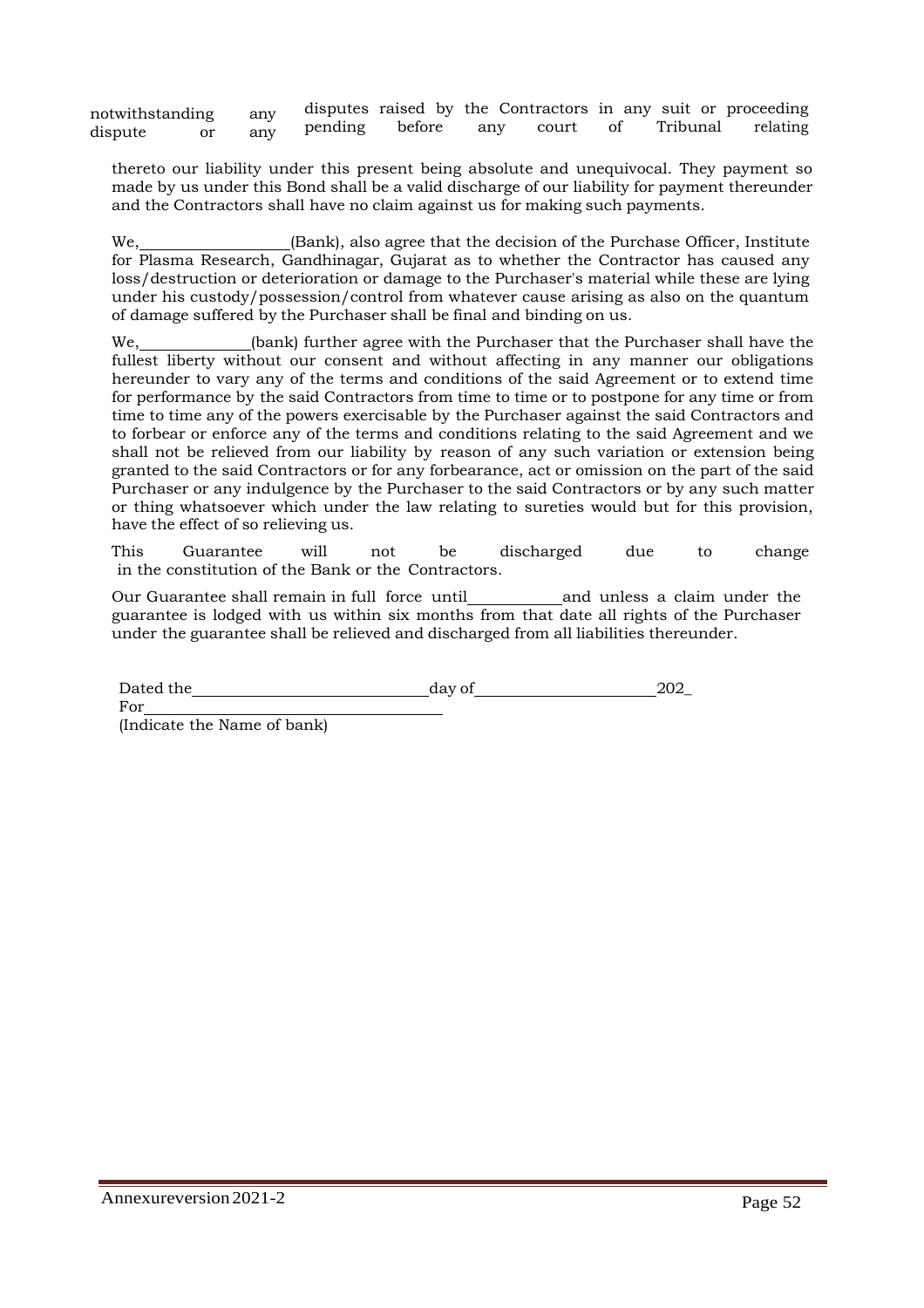notwithstanding any dispute or any disputes raised by the Contractors in any suit or proceeding pending before any court of Tribunal relating thereto our liability under this present being absolute and unequivocal. They payment so made by us under this Bond shall be a valid discharge of our liability for payment thereunder and the Contractors shall have no claim against us for making such payments.

We, ________________(Bank), also agree that the decision of the Purchase Officer, Institute for Plasma Research, Gandhinagar, Gujarat as to whether the Contractor has caused any loss/destruction or deterioration or damage to the Purchaser's material while these are lying under his custody/possession/control from whatever cause arising as also on the quantum of damage suffered by the Purchaser shall be final and binding on us.

We, ____________(bank) further agree with the Purchaser that the Purchaser shall have the fullest liberty without our consent and without affecting in any manner our obligations hereunder to vary any of the terms and conditions of the said Agreement or to extend time for performance by the said Contractors from time to time or to postpone for any time or from time to time any of the powers exercisable by the Purchaser against the said Contractors and to forbear or enforce any of the terms and conditions relating to the said Agreement and we shall not be relieved from our liability by reason of any such variation or extension being granted to the said Contractors or for any forbearance, act or omission on the part of the said Purchaser or any indulgence by the Purchaser to the said Contractors or by any such matter or thing whatsoever which under the law relating to sureties would but for this provision, have the effect of so relieving us.

This Guarantee will not be discharged due to change in the constitution of the Bank or the Contractors.

Our Guarantee shall remain in full force until__________and unless a claim under the guarantee is lodged with us within six months from that date all rights of the Purchaser under the guarantee shall be relieved and discharged from all liabilities thereunder.

Dated the__________________________day of____________________202_

For________________________________

(Indicate the Name of bank)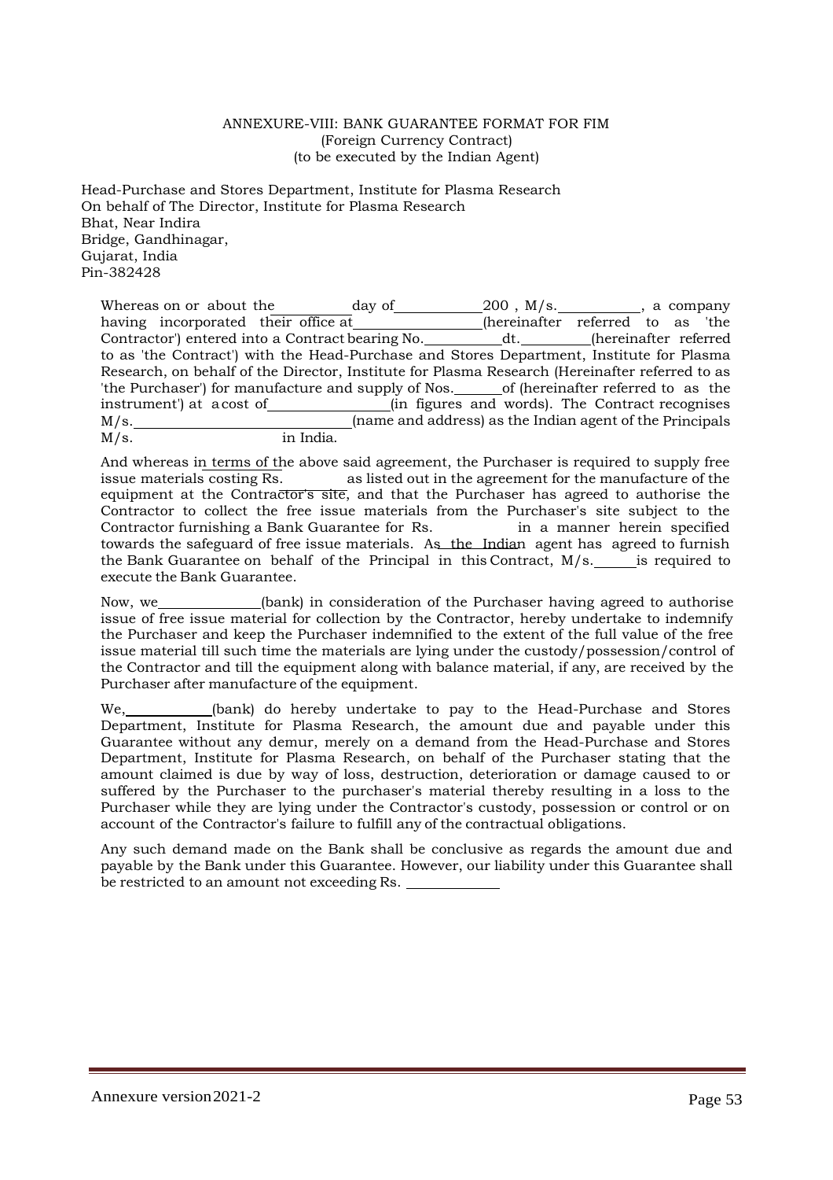ANNEXURE-VIII: BANK GUARANTEE FORMAT FOR FIM
(Foreign Currency Contract)
(to be executed by the Indian Agent)

Head-Purchase and Stores Department, Institute for Plasma Research
On behalf of The Director, Institute for Plasma Research
Bhat, Near Indira
Bridge, Gandhinagar,
Gujarat, India
Pin-382428

Whereas on or about the\_\_\_\_\_\_\_\_\_\_day of\_\_\_\_\_\_\_\_\_\_\_\_200 , M/s.\_\_\_\_\_\_\_\_\_\_\_, a company having incorporated their office at\_\_\_\_\_\_\_\_\_\_\_\_\_\_\_\_\_(hereinafter referred to as 'the Contractor') entered into a Contract bearing No.\_\_\_\_\_\_\_\_\_\_\_dt.\_\_\_\_\_\_\_\_\_\_(hereinafter referred to as 'the Contract') with the Head-Purchase and Stores Department, Institute for Plasma Research, on behalf of the Director, Institute for Plasma Research (Hereinafter referred to as 'the Purchaser') for manufacture and supply of Nos.\_\_\_\_\_\_of (hereinafter referred to as the instrument') at a cost of\_\_\_\_\_\_\_\_\_\_\_\_\_\_\_\_(in figures and words). The Contract recognises M/s.\_\_\_\_\_\_\_\_\_\_\_\_\_\_\_\_\_\_\_\_\_\_\_\_\_\_\_\_\_(name and address) as the Indian agent of the Principals M/s.\_\_\_\_\_\_\_\_\_\_\_\_\_\_\_\_ in India.

And whereas in terms of the above said agreement, the Purchaser is required to supply free issue materials costing Rs. \_\_\_\_\_\_\_\_ as listed out in the agreement for the manufacture of the equipment at the Contractor's site, and that the Purchaser has agreed to authorise the Contractor to collect the free issue materials from the Purchaser's site subject to the Contractor furnishing a Bank Guarantee for Rs. \_\_\_\_\_\_\_\_ in a manner herein specified towards the safeguard of free issue materials. As the Indian agent has agreed to furnish the Bank Guarantee on behalf of the Principal in this Contract, M/s.\_\_\_\_\_\_is required to execute the Bank Guarantee.

Now, we\_\_\_\_\_\_\_\_\_\_\_\_\_\_(bank) in consideration of the Purchaser having agreed to authorise issue of free issue material for collection by the Contractor, hereby undertake to indemnify the Purchaser and keep the Purchaser indemnified to the extent of the full value of the free issue material till such time the materials are lying under the custody/possession/control of the Contractor and till the equipment along with balance material, if any, are received by the Purchaser after manufacture of the equipment.

We,\_\_\_\_\_\_\_\_\_\_\_\_(bank) do hereby undertake to pay to the Head-Purchase and Stores Department, Institute for Plasma Research, the amount due and payable under this Guarantee without any demur, merely on a demand from the Head-Purchase and Stores Department, Institute for Plasma Research, on behalf of the Purchaser stating that the amount claimed is due by way of loss, destruction, deterioration or damage caused to or suffered by the Purchaser to the purchaser's material thereby resulting in a loss to the Purchaser while they are lying under the Contractor's custody, possession or control or on account of the Contractor's failure to fulfill any of the contractual obligations.

Any such demand made on the Bank shall be conclusive as regards the amount due and payable by the Bank under this Guarantee. However, our liability under this Guarantee shall be restricted to an amount not exceeding Rs. \_\_\_\_\_\_\_\_\_\_\_\_\_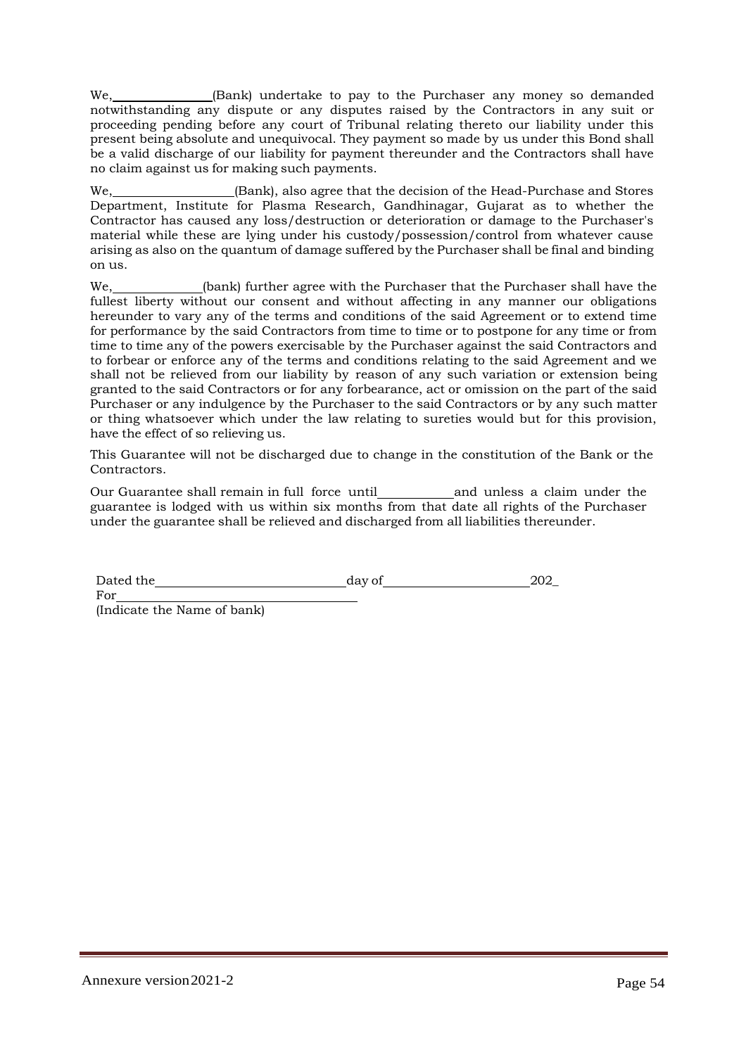We, ______________(Bank) undertake to pay to the Purchaser any money so demanded notwithstanding any dispute or any disputes raised by the Contractors in any suit or proceeding pending before any court of Tribunal relating thereto our liability under this present being absolute and unequivocal. They payment so made by us under this Bond shall be a valid discharge of our liability for payment thereunder and the Contractors shall have no claim against us for making such payments.

We, ________________(Bank), also agree that the decision of the Head-Purchase and Stores Department, Institute for Plasma Research, Gandhinagar, Gujarat as to whether the Contractor has caused any loss/destruction or deterioration or damage to the Purchaser's material while these are lying under his custody/possession/control from whatever cause arising as also on the quantum of damage suffered by the Purchaser shall be final and binding on us.

We, ____________(bank) further agree with the Purchaser that the Purchaser shall have the fullest liberty without our consent and without affecting in any manner our obligations hereunder to vary any of the terms and conditions of the said Agreement or to extend time for performance by the said Contractors from time to time or to postpone for any time or from time to time any of the powers exercisable by the Purchaser against the said Contractors and to forbear or enforce any of the terms and conditions relating to the said Agreement and we shall not be relieved from our liability by reason of any such variation or extension being granted to the said Contractors or for any forbearance, act or omission on the part of the said Purchaser or any indulgence by the Purchaser to the said Contractors or by any such matter or thing whatsoever which under the law relating to sureties would but for this provision, have the effect of so relieving us.

This Guarantee will not be discharged due to change in the constitution of the Bank or the Contractors.

Our Guarantee shall remain in full force until__________and unless a claim under the guarantee is lodged with us within six months from that date all rights of the Purchaser under the guarantee shall be relieved and discharged from all liabilities thereunder.

Dated the__________________________day of____________________202_

For__________________________________

(Indicate the Name of bank)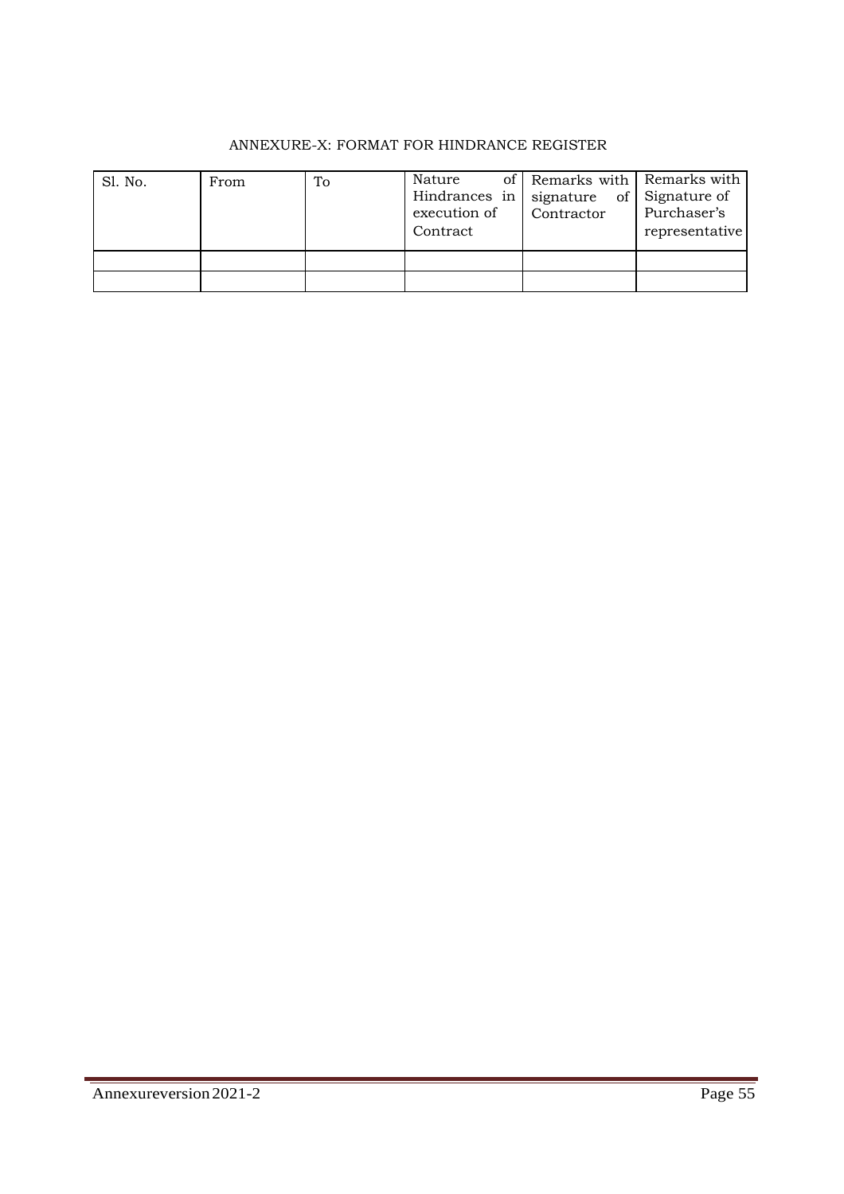ANNEXURE-X: FORMAT FOR HINDRANCE REGISTER

| Sl. No. | From | To | Nature of Hindrances in execution of Contract | Remarks with signature of Contractor | Remarks with Signature of Purchaser's representative |
|---|---|---|---|---|---|
| | | | | | |
| | | | | | |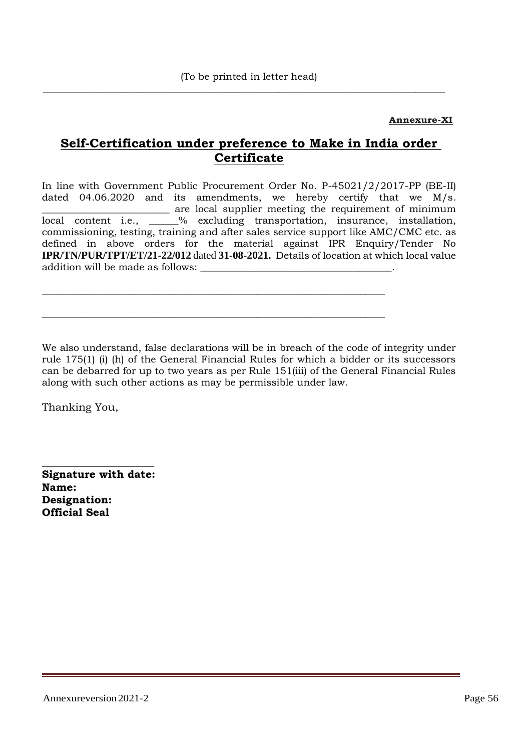(To be printed in letter head)

---

**Annexure-XI**

## Self-Certification under preference to Make in India order Certificate

In line with Government Public Procurement Order No. P-45021/2/2017-PP (BE-II) dated 04.06.2020 and its amendments, we hereby certify that we M/s. _________________________ are local supplier meeting the requirement of minimum local content i.e., ______% excluding transportation, insurance, installation, commissioning, testing, training and after sales service support like AMC/CMC etc. as defined in above orders for the material against IPR Enquiry/Tender No **IPR/TN/PUR/TPT/ET/21-22/012** dated **31-08-2021.** Details of location at which local value addition will be made as follows: _____________________________________.

______________________________________________________________________

______________________________________________________________________

We also understand, false declarations will be in breach of the code of integrity under rule 175(1) (i) (h) of the General Financial Rules for which a bidder or its successors can be debarred for up to two years as per Rule 151(iii) of the General Financial Rules along with such other actions as may be permissible under law.

Thanking You,

_____________________

**Signature with date:**
**Name:**
**Designation:**
**Official Seal**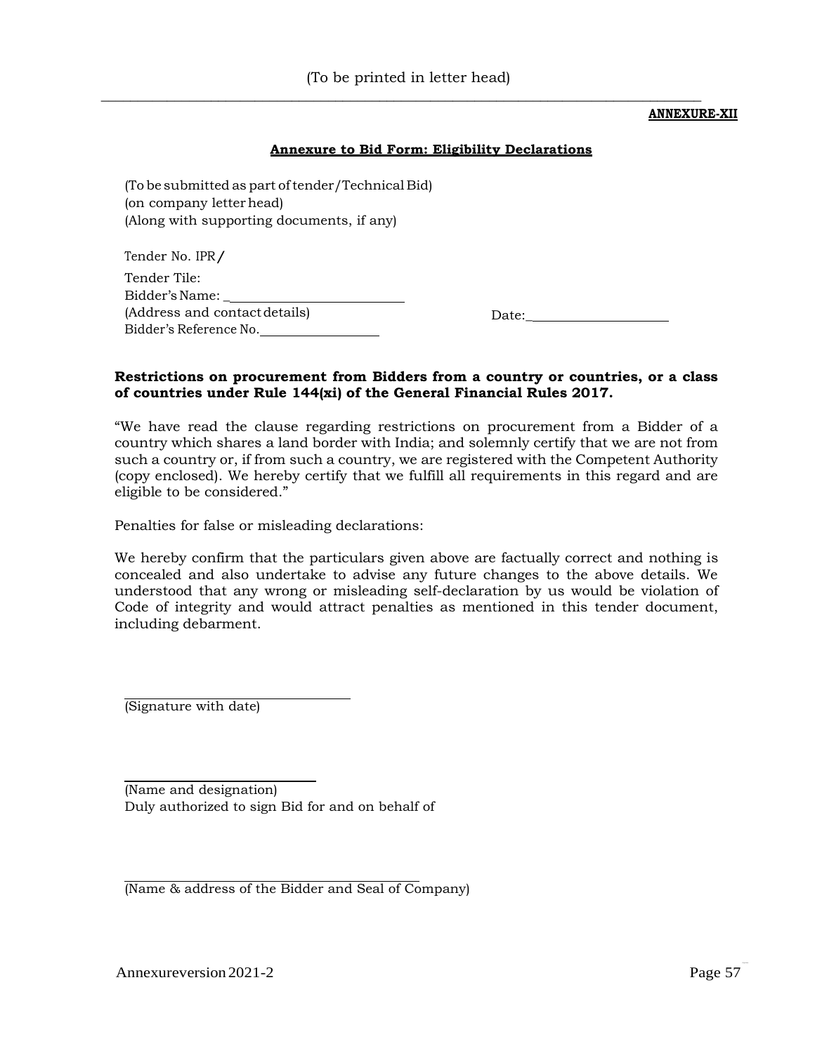(To be printed in letter head)

**ANNEXURE-XII**

## Annexure to Bid Form: Eligibility Declarations

(To be submitted as part of tender/Technical Bid)
(on company letter head)
(Along with supporting documents, if any)

Tender No. IPR/

Tender Tile:
Bidder's Name: \_\_\_\_\_\_\_\_\_\_\_\_\_\_\_\_\_\_\_\_\_\_\_\_\_
(Address and contact details)
Bidder's Reference No.\_\_\_\_\_\_\_\_\_\_\_\_\_\_\_\_\_\_

Date:\_\_\_\_\_\_\_\_\_\_\_\_\_\_\_\_\_\_\_\_

**Restrictions on procurement from Bidders from a country or countries, or a class of countries under Rule 144(xi) of the General Financial Rules 2017.**

"We have read the clause regarding restrictions on procurement from a Bidder of a country which shares a land border with India; and solemnly certify that we are not from such a country or, if from such a country, we are registered with the Competent Authority (copy enclosed). We hereby certify that we fulfill all requirements in this regard and are eligible to be considered."

Penalties for false or misleading declarations:

We hereby confirm that the particulars given above are factually correct and nothing is concealed and also undertake to advise any future changes to the above details. We understood that any wrong or misleading self-declaration by us would be violation of Code of integrity and would attract penalties as mentioned in this tender document, including debarment.

\_\_\_\_\_\_\_\_\_\_\_\_\_\_\_\_\_\_\_\_\_\_\_\_\_\_\_\_\_\_
(Signature with date)

\_\_\_\_\_\_\_\_\_\_\_\_\_\_\_\_\_\_\_\_\_\_\_\_\_
(Name and designation)
Duly authorized to sign Bid for and on behalf of

\_\_\_\_\_\_\_\_\_\_\_\_\_\_\_\_\_\_\_\_\_\_\_\_\_\_\_\_\_\_\_\_\_\_\_\_\_\_\_
(Name & address of the Bidder and Seal of Company)

Annexureversion 2021-2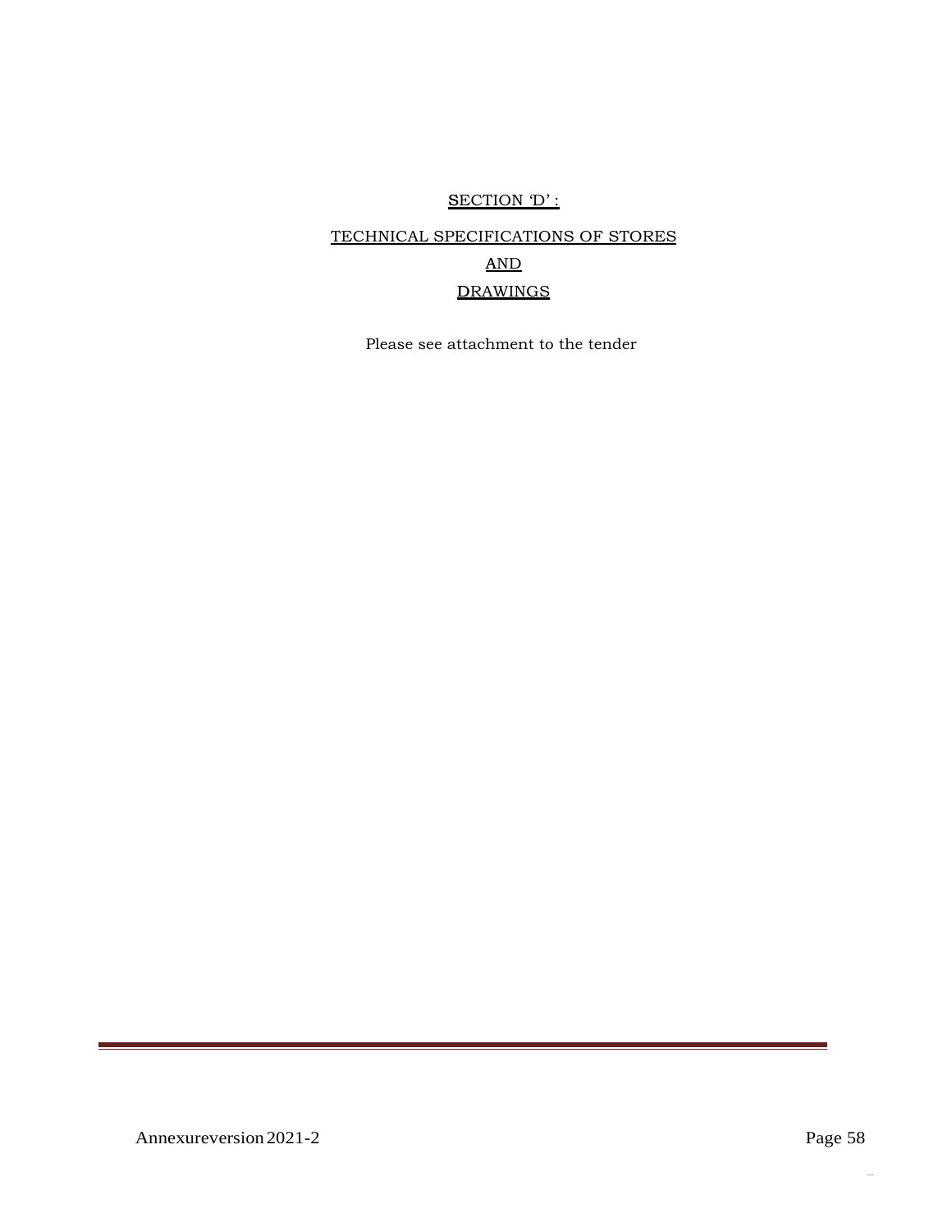## SECTION 'D' :

## TECHNICAL SPECIFICATIONS OF STORES

## AND

## DRAWINGS

Please see attachment to the tender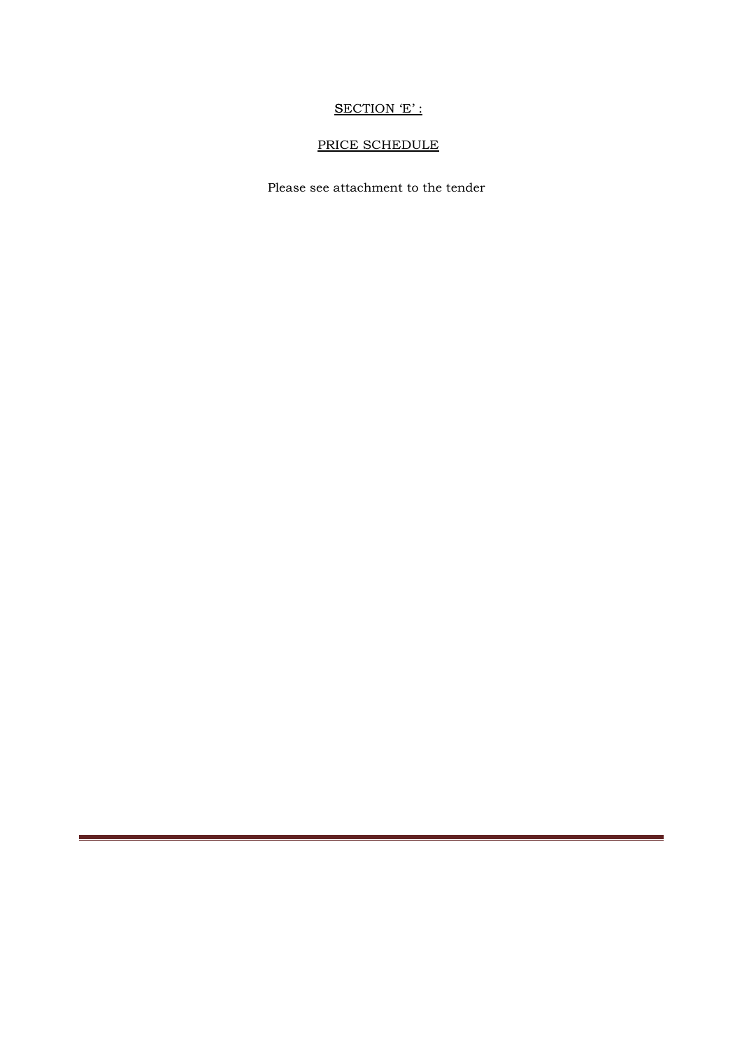## SECTION 'E' :

## PRICE SCHEDULE

Please see attachment to the tender